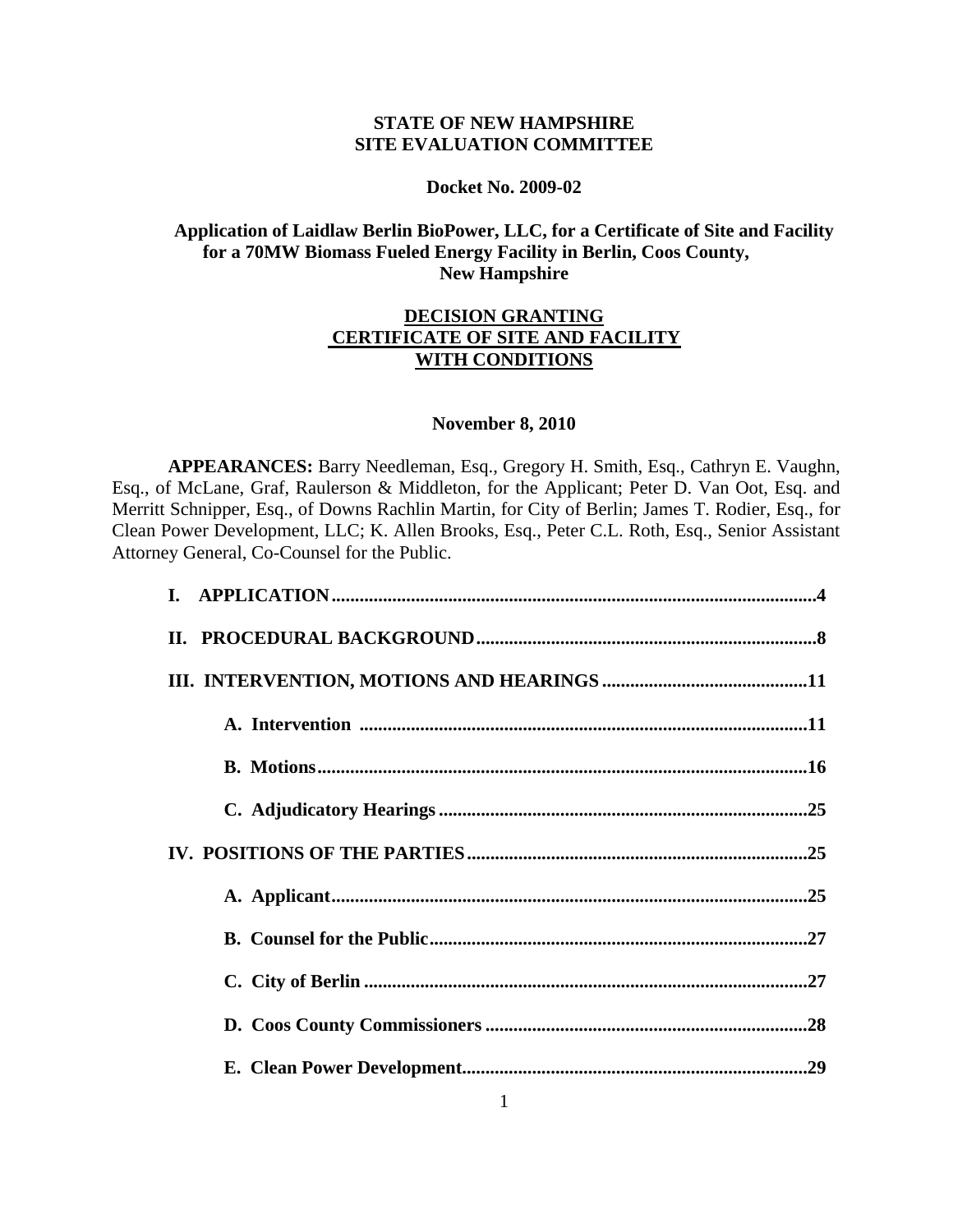**STATE OF NEW HAMPSHIRE**
**SITE EVALUATION COMMITTEE**

**Docket No. 2009-02**

**Application of Laidlaw Berlin BioPower, LLC, for a Certificate of Site and Facility for a 70MW Biomass Fueled Energy Facility in Berlin, Coos County, New Hampshire**

**DECISION GRANTING CERTIFICATE OF SITE AND FACILITY WITH CONDITIONS**

**November 8, 2010**

**APPEARANCES:** Barry Needleman, Esq., Gregory H. Smith, Esq., Cathryn E. Vaughn, Esq., of McLane, Graf, Raulerson & Middleton, for the Applicant; Peter D. Van Oot, Esq. and Merritt Schnipper, Esq., of Downs Rachlin Martin, for City of Berlin; James T. Rodier, Esq., for Clean Power Development, LLC; K. Allen Brooks, Esq., Peter C.L. Roth, Esq., Senior Assistant Attorney General, Co-Counsel for the Public.

**I. APPLICATION** .......................................................................................... **4**

**II. PROCEDURAL BACKGROUND** ............................................................. **8**

**III. INTERVENTION, MOTIONS AND HEARINGS** ................................ **11**

- **A. Intervention** ........................................................................ **11**
- **B. Motions** ............................................................................... **16**
- **C. Adjudicatory Hearings** ....................................................... **25**

**IV. POSITIONS OF THE PARTIES** ........................................................... **25**

- **A. Applicant** ............................................................................ **25**
- **B. Counsel for the Public** ....................................................... **27**
- **C. City of Berlin** ...................................................................... **27**
- **D. Coos County Commissioners** ............................................ **28**
- **E. Clean Power Development** ................................................ **29**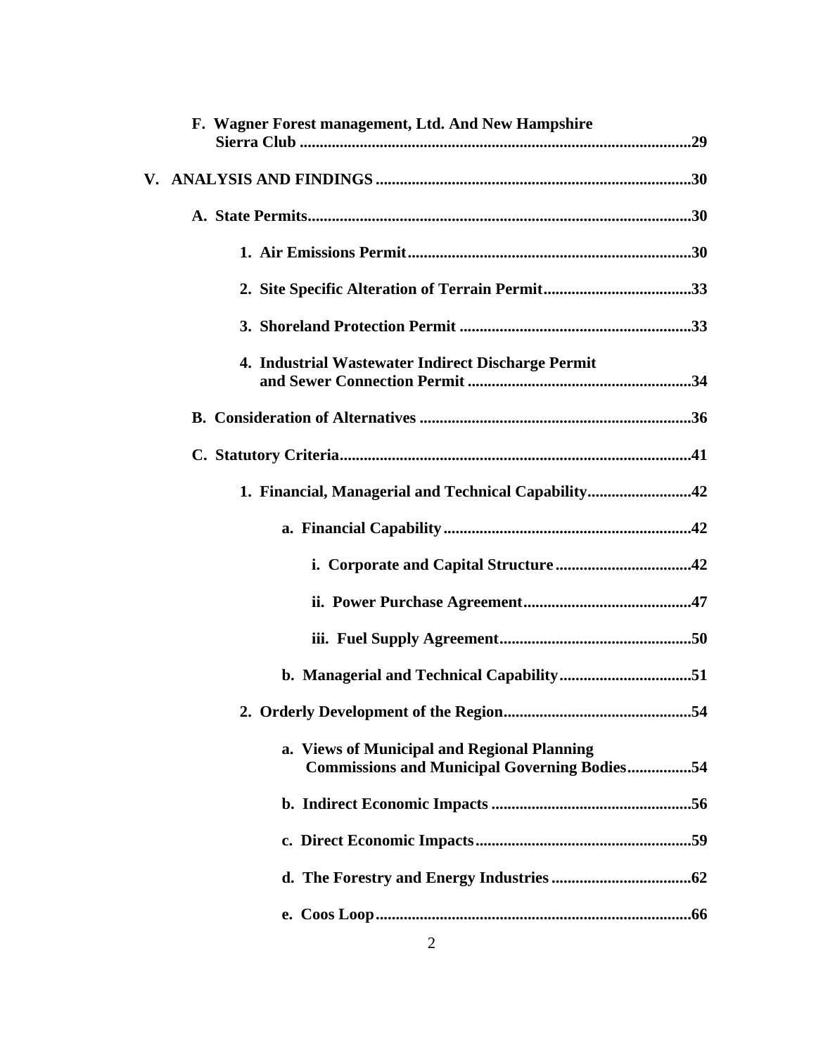**F. Wagner Forest management, Ltd. And New Hampshire Sierra Club** .......... **29**

**V. ANALYSIS AND FINDINGS** .......... **30**

**A. State Permits** .......... **30**

**1. Air Emissions Permit** .......... **30**

**2. Site Specific Alteration of Terrain Permit** .......... **33**

**3. Shoreland Protection Permit** .......... **33**

**4. Industrial Wastewater Indirect Discharge Permit and Sewer Connection Permit** .......... **34**

**B. Consideration of Alternatives** .......... **36**

**C. Statutory Criteria** .......... **41**

**1. Financial, Managerial and Technical Capability** .......... **42**

**a. Financial Capability** .......... **42**

**i. Corporate and Capital Structure** .......... **42**

**ii. Power Purchase Agreement** .......... **47**

**iii. Fuel Supply Agreement** .......... **50**

**b. Managerial and Technical Capability** .......... **51**

**2. Orderly Development of the Region** .......... **54**

**a. Views of Municipal and Regional Planning Commissions and Municipal Governing Bodies** .......... **54**

**b. Indirect Economic Impacts** .......... **56**

**c. Direct Economic Impacts** .......... **59**

**d. The Forestry and Energy Industries** .......... **62**

**e. Coos Loop** .......... **66**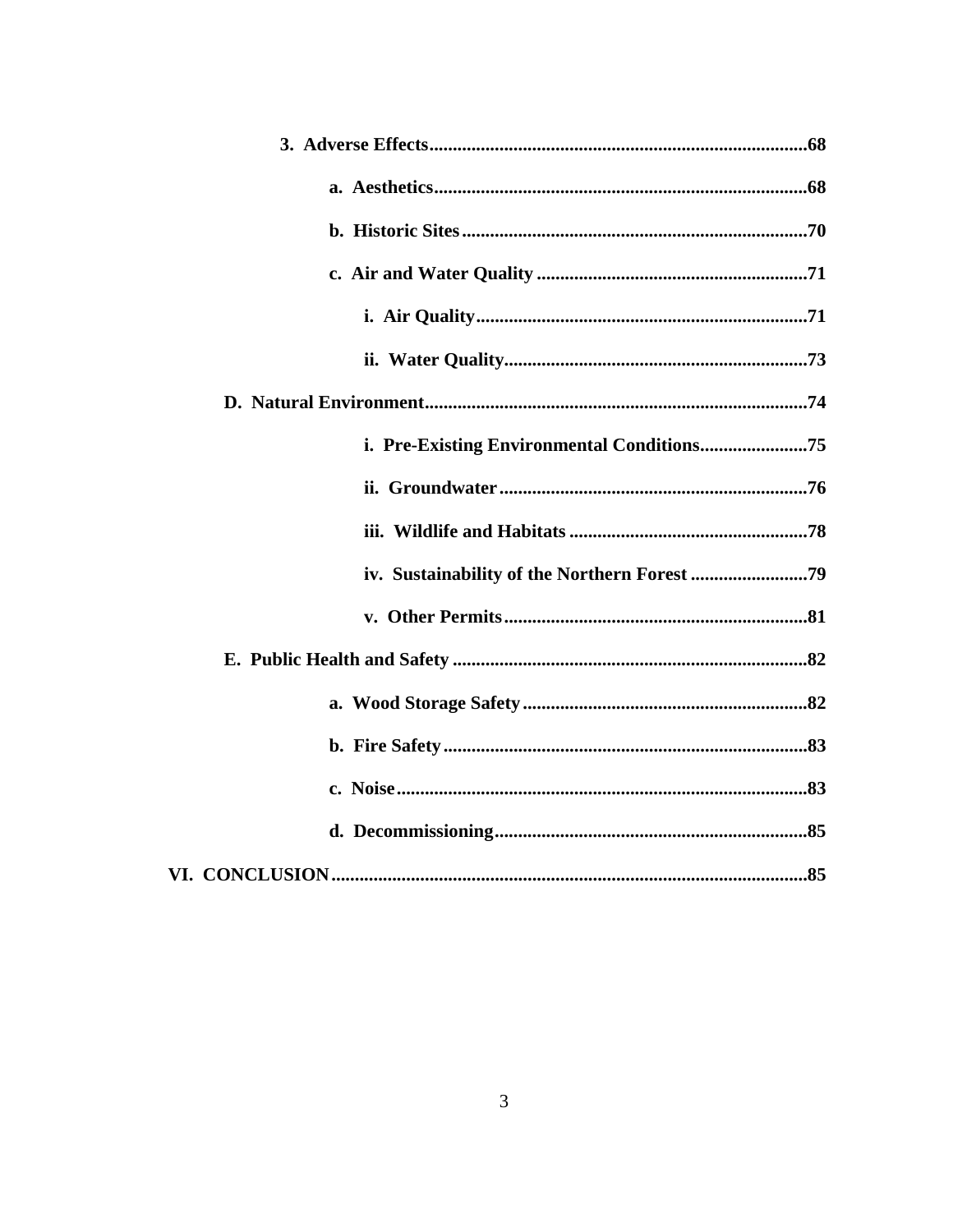3. **Adverse Effects**....................................................................................68

a. **Aesthetics**.....................................................................................68

b. **Historic Sites**.................................................................................70

c. **Air and Water Quality**.....................................................................71

i. **Air Quality**.................................................................................71

ii. **Water Quality**.............................................................................73

D. **Natural Environment**..........................................................................74

i. **Pre-Existing Environmental Conditions**......................................75

ii. **Groundwater**...............................................................................76

iii. **Wildlife and Habitats**.................................................................78

iv. **Sustainability of the Northern Forest**...........................................79

v. **Other Permits**..............................................................................81

E. **Public Health and Safety**.....................................................................82

a. **Wood Storage Safety**.......................................................................82

b. **Fire Safety**......................................................................................83

c. **Noise**...............................................................................................83

d. **Decommissioning**............................................................................85

VI. **CONCLUSION**.....................................................................................85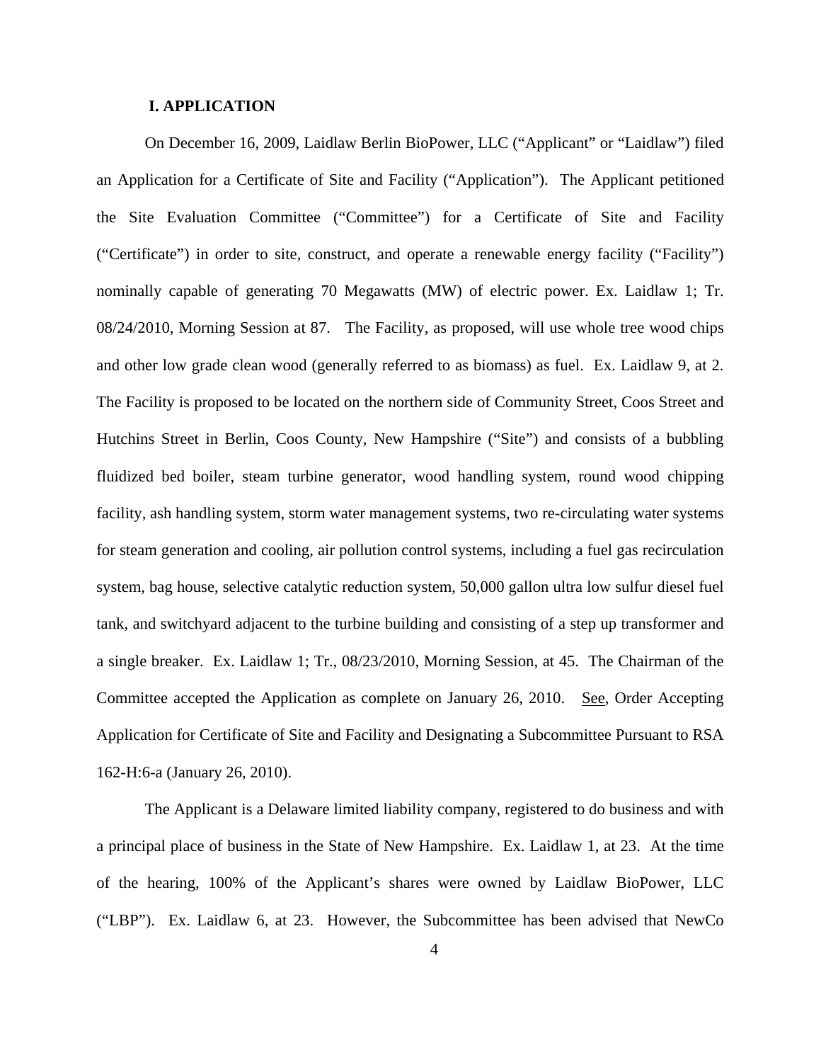## I. APPLICATION

On December 16, 2009, Laidlaw Berlin BioPower, LLC ("Applicant" or "Laidlaw") filed an Application for a Certificate of Site and Facility ("Application"). The Applicant petitioned the Site Evaluation Committee ("Committee") for a Certificate of Site and Facility ("Certificate") in order to site, construct, and operate a renewable energy facility ("Facility") nominally capable of generating 70 Megawatts (MW) of electric power. Ex. Laidlaw 1; Tr. 08/24/2010, Morning Session at 87. The Facility, as proposed, will use whole tree wood chips and other low grade clean wood (generally referred to as biomass) as fuel. Ex. Laidlaw 9, at 2. The Facility is proposed to be located on the northern side of Community Street, Coos Street and Hutchins Street in Berlin, Coos County, New Hampshire ("Site") and consists of a bubbling fluidized bed boiler, steam turbine generator, wood handling system, round wood chipping facility, ash handling system, storm water management systems, two re-circulating water systems for steam generation and cooling, air pollution control systems, including a fuel gas recirculation system, bag house, selective catalytic reduction system, 50,000 gallon ultra low sulfur diesel fuel tank, and switchyard adjacent to the turbine building and consisting of a step up transformer and a single breaker. Ex. Laidlaw 1; Tr., 08/23/2010, Morning Session, at 45. The Chairman of the Committee accepted the Application as complete on January 26, 2010. See, Order Accepting Application for Certificate of Site and Facility and Designating a Subcommittee Pursuant to RSA 162-H:6-a (January 26, 2010).

The Applicant is a Delaware limited liability company, registered to do business and with a principal place of business in the State of New Hampshire. Ex. Laidlaw 1, at 23. At the time of the hearing, 100% of the Applicant's shares were owned by Laidlaw BioPower, LLC ("LBP"). Ex. Laidlaw 6, at 23. However, the Subcommittee has been advised that NewCo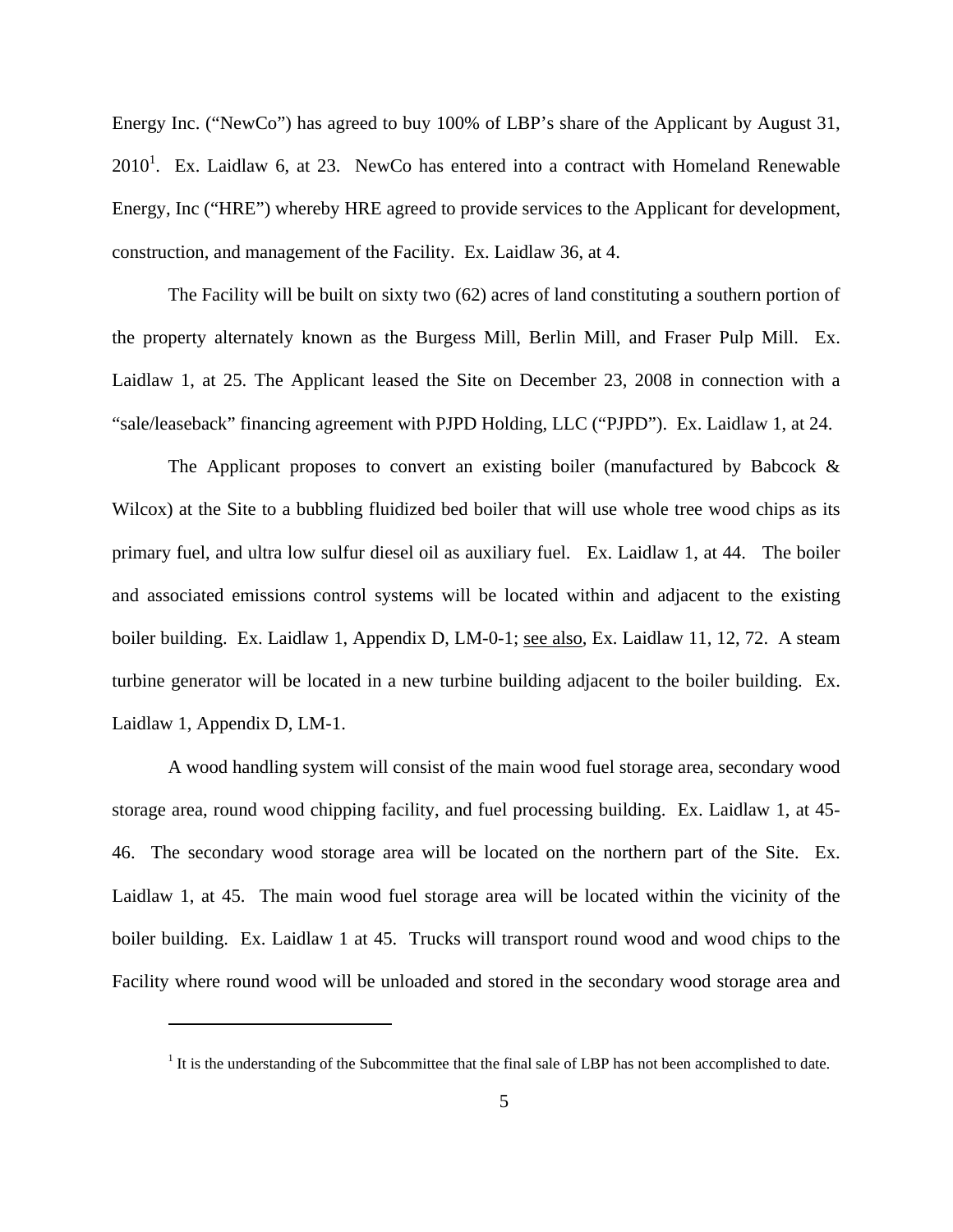Energy Inc. ("NewCo") has agreed to buy 100% of LBP's share of the Applicant by August 31, 2010[1]. Ex. Laidlaw 6, at 23. NewCo has entered into a contract with Homeland Renewable Energy, Inc ("HRE") whereby HRE agreed to provide services to the Applicant for development, construction, and management of the Facility. Ex. Laidlaw 36, at 4.

The Facility will be built on sixty two (62) acres of land constituting a southern portion of the property alternately known as the Burgess Mill, Berlin Mill, and Fraser Pulp Mill. Ex. Laidlaw 1, at 25. The Applicant leased the Site on December 23, 2008 in connection with a "sale/leaseback" financing agreement with PJPD Holding, LLC ("PJPD"). Ex. Laidlaw 1, at 24.

The Applicant proposes to convert an existing boiler (manufactured by Babcock & Wilcox) at the Site to a bubbling fluidized bed boiler that will use whole tree wood chips as its primary fuel, and ultra low sulfur diesel oil as auxiliary fuel. Ex. Laidlaw 1, at 44. The boiler and associated emissions control systems will be located within and adjacent to the existing boiler building. Ex. Laidlaw 1, Appendix D, LM-0-1; see also, Ex. Laidlaw 11, 12, 72. A steam turbine generator will be located in a new turbine building adjacent to the boiler building. Ex. Laidlaw 1, Appendix D, LM-1.

A wood handling system will consist of the main wood fuel storage area, secondary wood storage area, round wood chipping facility, and fuel processing building. Ex. Laidlaw 1, at 45-46. The secondary wood storage area will be located on the northern part of the Site. Ex. Laidlaw 1, at 45. The main wood fuel storage area will be located within the vicinity of the boiler building. Ex. Laidlaw 1 at 45. Trucks will transport round wood and wood chips to the Facility where round wood will be unloaded and stored in the secondary wood storage area and

[1] It is the understanding of the Subcommittee that the final sale of LBP has not been accomplished to date.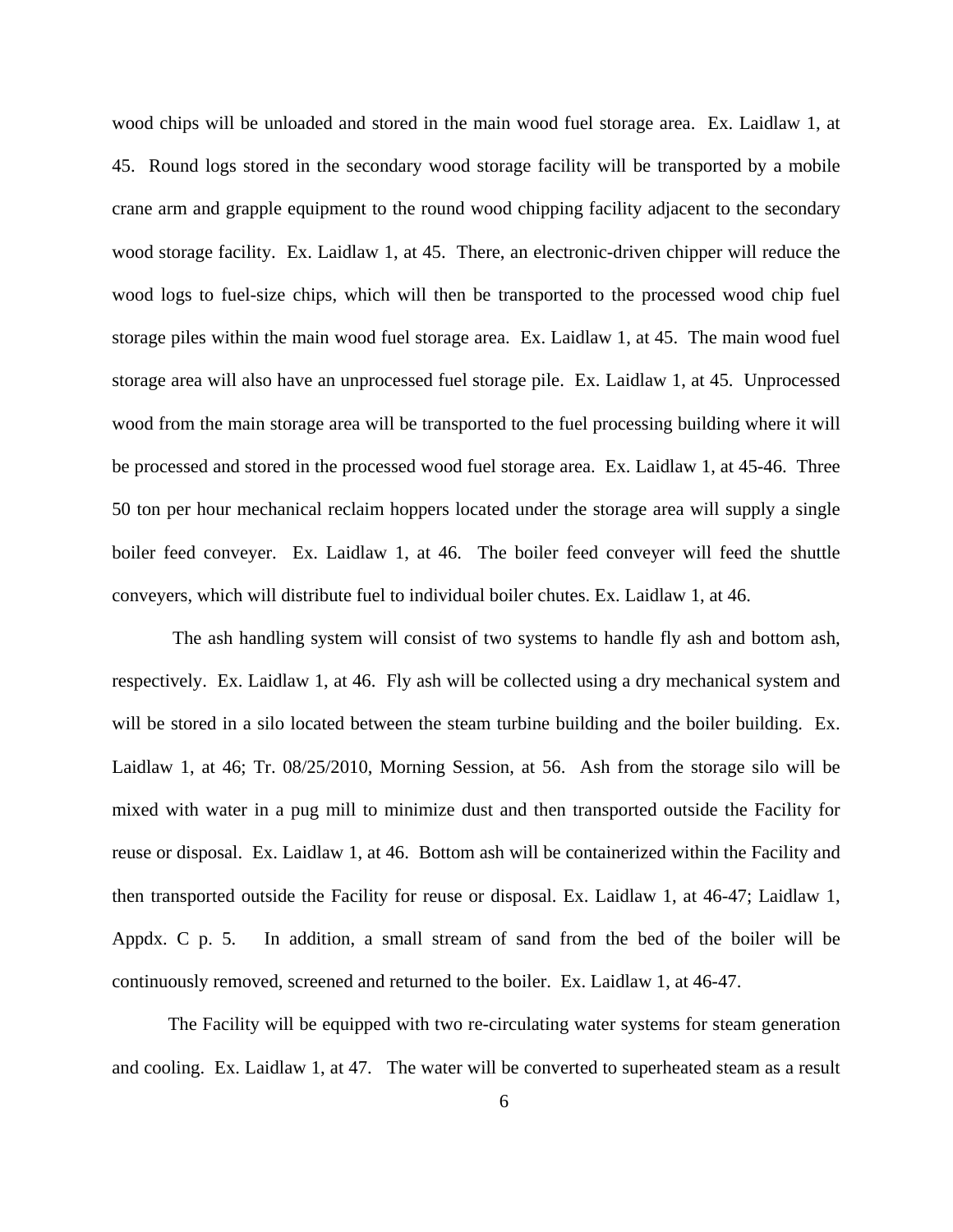wood chips will be unloaded and stored in the main wood fuel storage area. Ex. Laidlaw 1, at 45. Round logs stored in the secondary wood storage facility will be transported by a mobile crane arm and grapple equipment to the round wood chipping facility adjacent to the secondary wood storage facility. Ex. Laidlaw 1, at 45. There, an electronic-driven chipper will reduce the wood logs to fuel-size chips, which will then be transported to the processed wood chip fuel storage piles within the main wood fuel storage area. Ex. Laidlaw 1, at 45. The main wood fuel storage area will also have an unprocessed fuel storage pile. Ex. Laidlaw 1, at 45. Unprocessed wood from the main storage area will be transported to the fuel processing building where it will be processed and stored in the processed wood fuel storage area. Ex. Laidlaw 1, at 45-46. Three 50 ton per hour mechanical reclaim hoppers located under the storage area will supply a single boiler feed conveyer. Ex. Laidlaw 1, at 46. The boiler feed conveyer will feed the shuttle conveyers, which will distribute fuel to individual boiler chutes. Ex. Laidlaw 1, at 46.

The ash handling system will consist of two systems to handle fly ash and bottom ash, respectively. Ex. Laidlaw 1, at 46. Fly ash will be collected using a dry mechanical system and will be stored in a silo located between the steam turbine building and the boiler building. Ex. Laidlaw 1, at 46; Tr. 08/25/2010, Morning Session, at 56. Ash from the storage silo will be mixed with water in a pug mill to minimize dust and then transported outside the Facility for reuse or disposal. Ex. Laidlaw 1, at 46. Bottom ash will be containerized within the Facility and then transported outside the Facility for reuse or disposal. Ex. Laidlaw 1, at 46-47; Laidlaw 1, Appdx. C p. 5. In addition, a small stream of sand from the bed of the boiler will be continuously removed, screened and returned to the boiler. Ex. Laidlaw 1, at 46-47.

The Facility will be equipped with two re-circulating water systems for steam generation and cooling. Ex. Laidlaw 1, at 47. The water will be converted to superheated steam as a result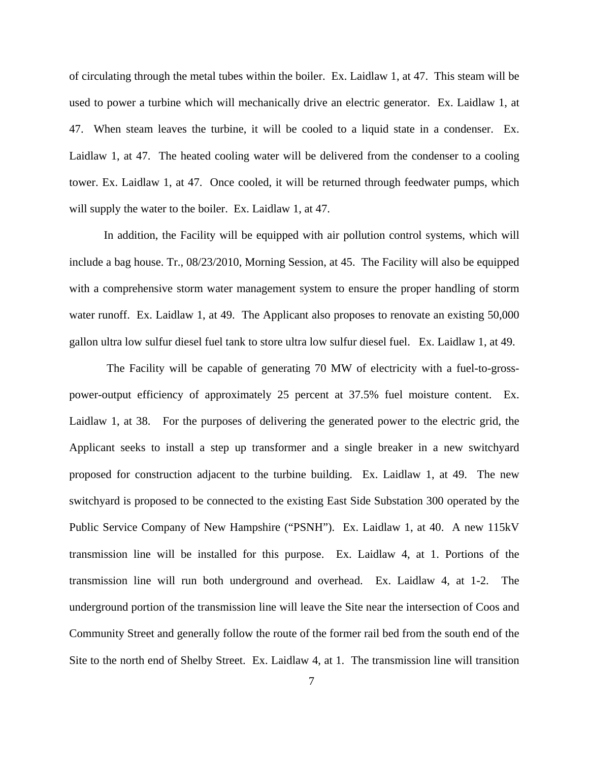of circulating through the metal tubes within the boiler. Ex. Laidlaw 1, at 47. This steam will be used to power a turbine which will mechanically drive an electric generator. Ex. Laidlaw 1, at 47. When steam leaves the turbine, it will be cooled to a liquid state in a condenser. Ex. Laidlaw 1, at 47. The heated cooling water will be delivered from the condenser to a cooling tower. Ex. Laidlaw 1, at 47. Once cooled, it will be returned through feedwater pumps, which will supply the water to the boiler. Ex. Laidlaw 1, at 47.

In addition, the Facility will be equipped with air pollution control systems, which will include a bag house. Tr., 08/23/2010, Morning Session, at 45. The Facility will also be equipped with a comprehensive storm water management system to ensure the proper handling of storm water runoff. Ex. Laidlaw 1, at 49. The Applicant also proposes to renovate an existing 50,000 gallon ultra low sulfur diesel fuel tank to store ultra low sulfur diesel fuel. Ex. Laidlaw 1, at 49.

The Facility will be capable of generating 70 MW of electricity with a fuel-to-gross-power-output efficiency of approximately 25 percent at 37.5% fuel moisture content. Ex. Laidlaw 1, at 38. For the purposes of delivering the generated power to the electric grid, the Applicant seeks to install a step up transformer and a single breaker in a new switchyard proposed for construction adjacent to the turbine building. Ex. Laidlaw 1, at 49. The new switchyard is proposed to be connected to the existing East Side Substation 300 operated by the Public Service Company of New Hampshire ("PSNH"). Ex. Laidlaw 1, at 40. A new 115kV transmission line will be installed for this purpose. Ex. Laidlaw 4, at 1. Portions of the transmission line will run both underground and overhead. Ex. Laidlaw 4, at 1-2. The underground portion of the transmission line will leave the Site near the intersection of Coos and Community Street and generally follow the route of the former rail bed from the south end of the Site to the north end of Shelby Street. Ex. Laidlaw 4, at 1. The transmission line will transition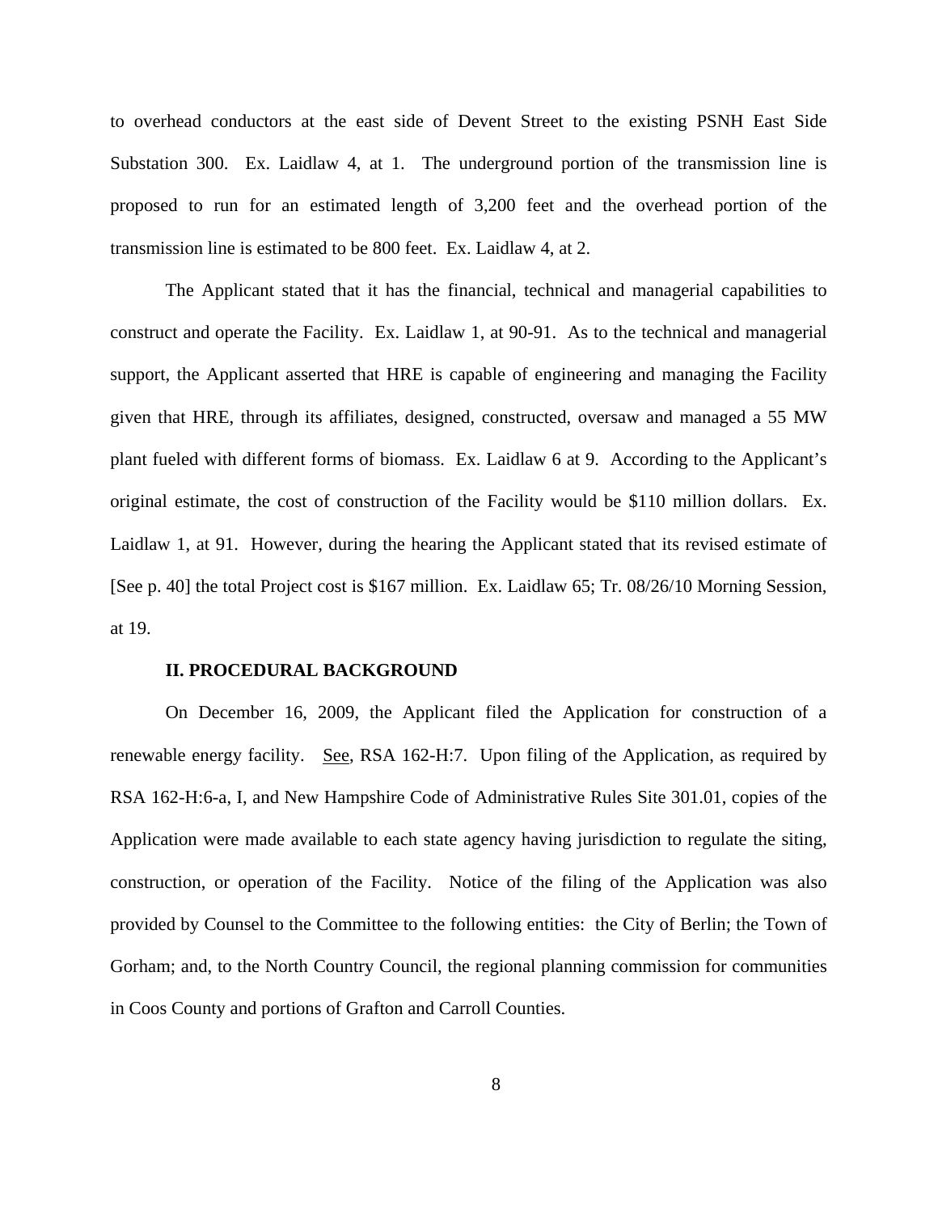to overhead conductors at the east side of Devent Street to the existing PSNH East Side Substation 300. Ex. Laidlaw 4, at 1. The underground portion of the transmission line is proposed to run for an estimated length of 3,200 feet and the overhead portion of the transmission line is estimated to be 800 feet. Ex. Laidlaw 4, at 2.

The Applicant stated that it has the financial, technical and managerial capabilities to construct and operate the Facility. Ex. Laidlaw 1, at 90-91. As to the technical and managerial support, the Applicant asserted that HRE is capable of engineering and managing the Facility given that HRE, through its affiliates, designed, constructed, oversaw and managed a 55 MW plant fueled with different forms of biomass. Ex. Laidlaw 6 at 9. According to the Applicant's original estimate, the cost of construction of the Facility would be $110 million dollars. Ex. Laidlaw 1, at 91. However, during the hearing the Applicant stated that its revised estimate of [See p. 40] the total Project cost is $167 million. Ex. Laidlaw 65; Tr. 08/26/10 Morning Session, at 19.

## II. PROCEDURAL BACKGROUND

On December 16, 2009, the Applicant filed the Application for construction of a renewable energy facility. See, RSA 162-H:7. Upon filing of the Application, as required by RSA 162-H:6-a, I, and New Hampshire Code of Administrative Rules Site 301.01, copies of the Application were made available to each state agency having jurisdiction to regulate the siting, construction, or operation of the Facility. Notice of the filing of the Application was also provided by Counsel to the Committee to the following entities: the City of Berlin; the Town of Gorham; and, to the North Country Council, the regional planning commission for communities in Coos County and portions of Grafton and Carroll Counties.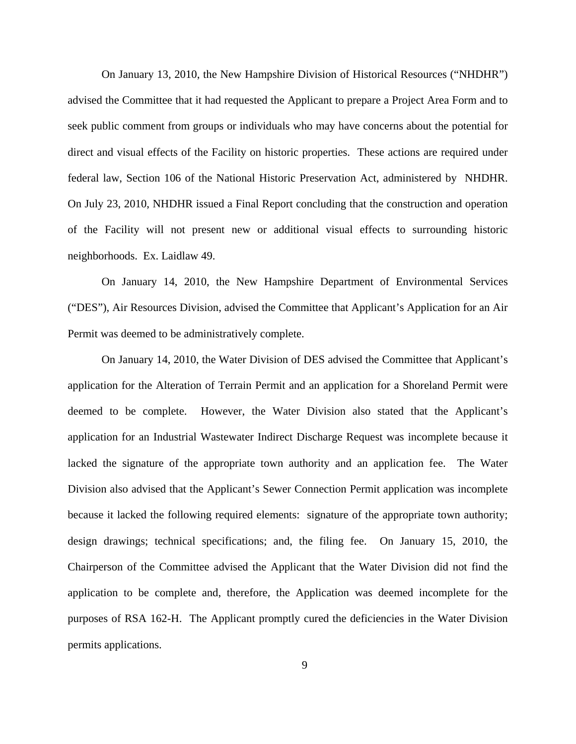On January 13, 2010, the New Hampshire Division of Historical Resources ("NHDHR") advised the Committee that it had requested the Applicant to prepare a Project Area Form and to seek public comment from groups or individuals who may have concerns about the potential for direct and visual effects of the Facility on historic properties. These actions are required under federal law, Section 106 of the National Historic Preservation Act, administered by NHDHR. On July 23, 2010, NHDHR issued a Final Report concluding that the construction and operation of the Facility will not present new or additional visual effects to surrounding historic neighborhoods. Ex. Laidlaw 49.

On January 14, 2010, the New Hampshire Department of Environmental Services ("DES"), Air Resources Division, advised the Committee that Applicant's Application for an Air Permit was deemed to be administratively complete.

On January 14, 2010, the Water Division of DES advised the Committee that Applicant's application for the Alteration of Terrain Permit and an application for a Shoreland Permit were deemed to be complete. However, the Water Division also stated that the Applicant's application for an Industrial Wastewater Indirect Discharge Request was incomplete because it lacked the signature of the appropriate town authority and an application fee. The Water Division also advised that the Applicant's Sewer Connection Permit application was incomplete because it lacked the following required elements: signature of the appropriate town authority; design drawings; technical specifications; and, the filing fee. On January 15, 2010, the Chairperson of the Committee advised the Applicant that the Water Division did not find the application to be complete and, therefore, the Application was deemed incomplete for the purposes of RSA 162-H. The Applicant promptly cured the deficiencies in the Water Division permits applications.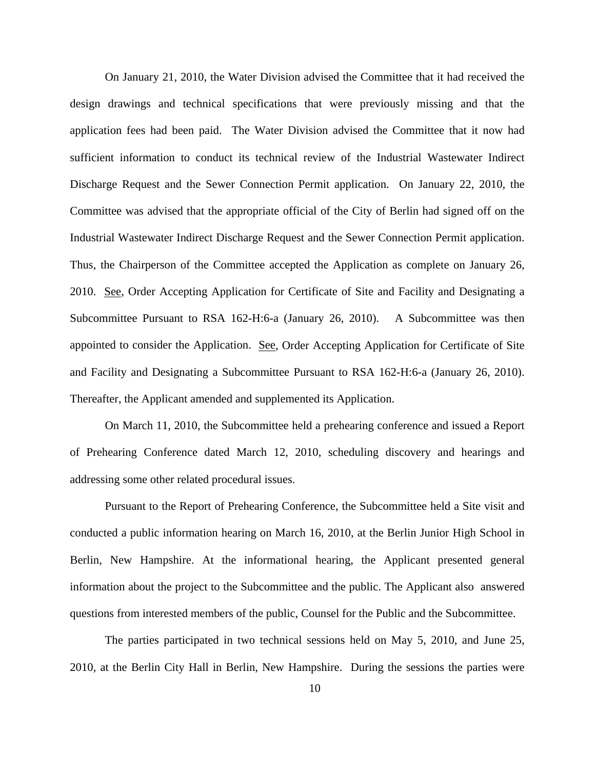On January 21, 2010, the Water Division advised the Committee that it had received the design drawings and technical specifications that were previously missing and that the application fees had been paid. The Water Division advised the Committee that it now had sufficient information to conduct its technical review of the Industrial Wastewater Indirect Discharge Request and the Sewer Connection Permit application. On January 22, 2010, the Committee was advised that the appropriate official of the City of Berlin had signed off on the Industrial Wastewater Indirect Discharge Request and the Sewer Connection Permit application. Thus, the Chairperson of the Committee accepted the Application as complete on January 26, 2010. See, Order Accepting Application for Certificate of Site and Facility and Designating a Subcommittee Pursuant to RSA 162-H:6-a (January 26, 2010). A Subcommittee was then appointed to consider the Application. See, Order Accepting Application for Certificate of Site and Facility and Designating a Subcommittee Pursuant to RSA 162-H:6-a (January 26, 2010). Thereafter, the Applicant amended and supplemented its Application.

On March 11, 2010, the Subcommittee held a prehearing conference and issued a Report of Prehearing Conference dated March 12, 2010, scheduling discovery and hearings and addressing some other related procedural issues.

Pursuant to the Report of Prehearing Conference, the Subcommittee held a Site visit and conducted a public information hearing on March 16, 2010, at the Berlin Junior High School in Berlin, New Hampshire. At the informational hearing, the Applicant presented general information about the project to the Subcommittee and the public. The Applicant also answered questions from interested members of the public, Counsel for the Public and the Subcommittee.

The parties participated in two technical sessions held on May 5, 2010, and June 25, 2010, at the Berlin City Hall in Berlin, New Hampshire. During the sessions the parties were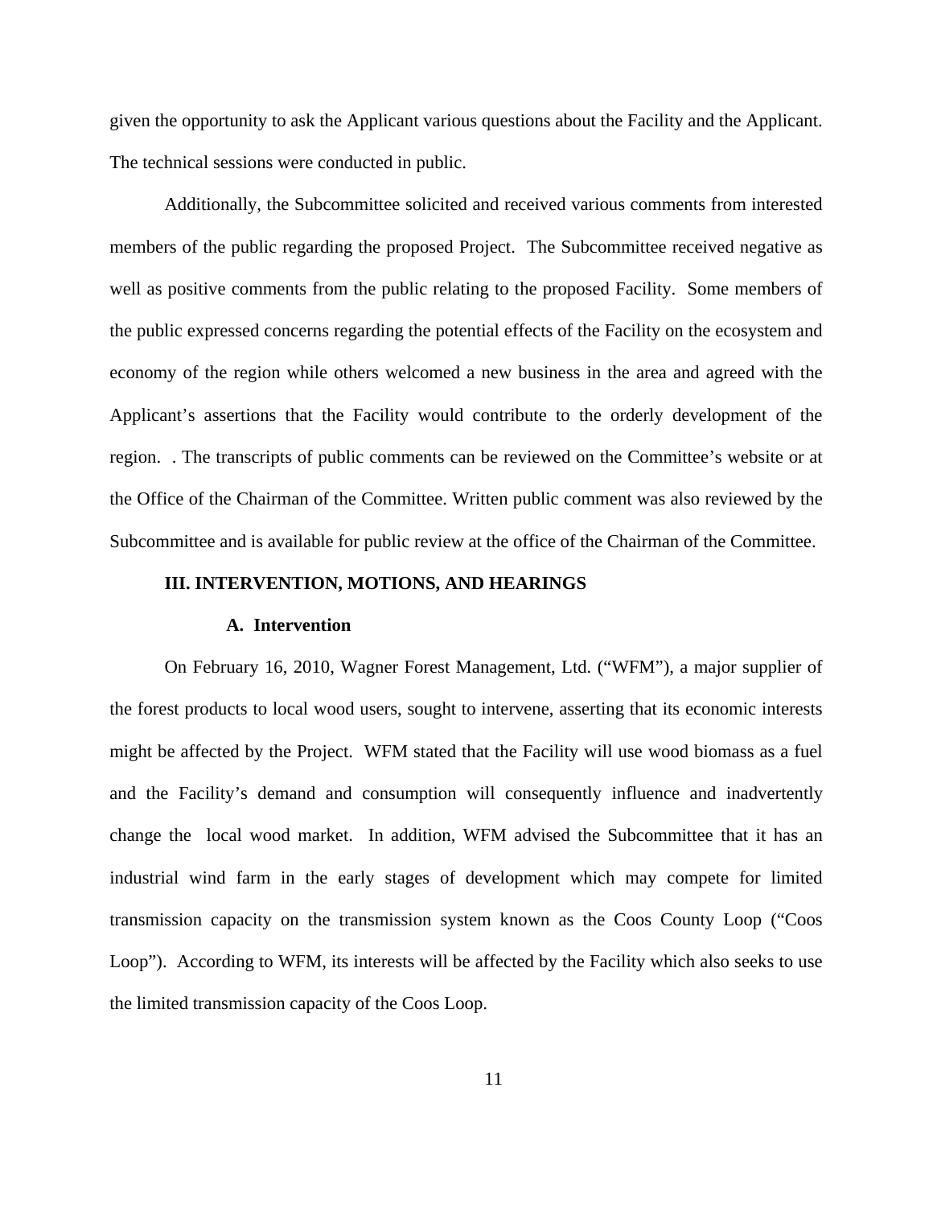given the opportunity to ask the Applicant various questions about the Facility and the Applicant. The technical sessions were conducted in public.

Additionally, the Subcommittee solicited and received various comments from interested members of the public regarding the proposed Project. The Subcommittee received negative as well as positive comments from the public relating to the proposed Facility. Some members of the public expressed concerns regarding the potential effects of the Facility on the ecosystem and economy of the region while others welcomed a new business in the area and agreed with the Applicant's assertions that the Facility would contribute to the orderly development of the region. . The transcripts of public comments can be reviewed on the Committee's website or at the Office of the Chairman of the Committee. Written public comment was also reviewed by the Subcommittee and is available for public review at the office of the Chairman of the Committee.

## III. INTERVENTION, MOTIONS, AND HEARINGS

### A. Intervention

On February 16, 2010, Wagner Forest Management, Ltd. ("WFM"), a major supplier of the forest products to local wood users, sought to intervene, asserting that its economic interests might be affected by the Project. WFM stated that the Facility will use wood biomass as a fuel and the Facility's demand and consumption will consequently influence and inadvertently change the local wood market. In addition, WFM advised the Subcommittee that it has an industrial wind farm in the early stages of development which may compete for limited transmission capacity on the transmission system known as the Coos County Loop ("Coos Loop"). According to WFM, its interests will be affected by the Facility which also seeks to use the limited transmission capacity of the Coos Loop.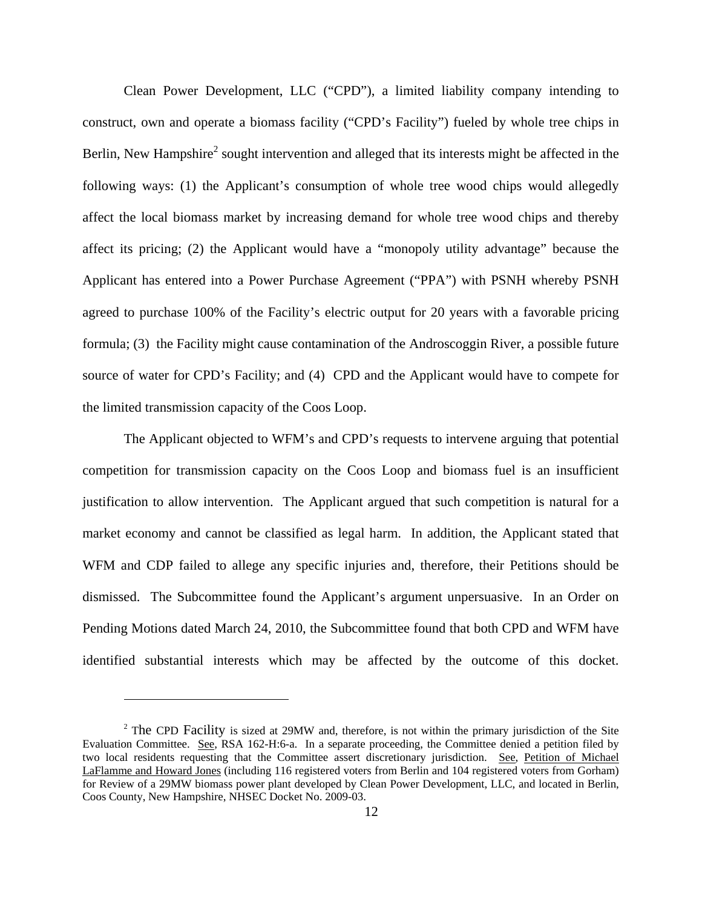Clean Power Development, LLC ("CPD"), a limited liability company intending to construct, own and operate a biomass facility ("CPD's Facility") fueled by whole tree chips in Berlin, New Hampshire[2] sought intervention and alleged that its interests might be affected in the following ways: (1) the Applicant's consumption of whole tree wood chips would allegedly affect the local biomass market by increasing demand for whole tree wood chips and thereby affect its pricing; (2) the Applicant would have a "monopoly utility advantage" because the Applicant has entered into a Power Purchase Agreement ("PPA") with PSNH whereby PSNH agreed to purchase 100% of the Facility's electric output for 20 years with a favorable pricing formula; (3) the Facility might cause contamination of the Androscoggin River, a possible future source of water for CPD's Facility; and (4) CPD and the Applicant would have to compete for the limited transmission capacity of the Coos Loop.

The Applicant objected to WFM's and CPD's requests to intervene arguing that potential competition for transmission capacity on the Coos Loop and biomass fuel is an insufficient justification to allow intervention. The Applicant argued that such competition is natural for a market economy and cannot be classified as legal harm. In addition, the Applicant stated that WFM and CDP failed to allege any specific injuries and, therefore, their Petitions should be dismissed. The Subcommittee found the Applicant's argument unpersuasive. In an Order on Pending Motions dated March 24, 2010, the Subcommittee found that both CPD and WFM have identified substantial interests which may be affected by the outcome of this docket.

---

[2] The CPD Facility is sized at 29MW and, therefore, is not within the primary jurisdiction of the Site Evaluation Committee. See, RSA 162-H:6-a. In a separate proceeding, the Committee denied a petition filed by two local residents requesting that the Committee assert discretionary jurisdiction. See, Petition of Michael LaFlamme and Howard Jones (including 116 registered voters from Berlin and 104 registered voters from Gorham) for Review of a 29MW biomass power plant developed by Clean Power Development, LLC, and located in Berlin, Coos County, New Hampshire, NHSEC Docket No. 2009-03.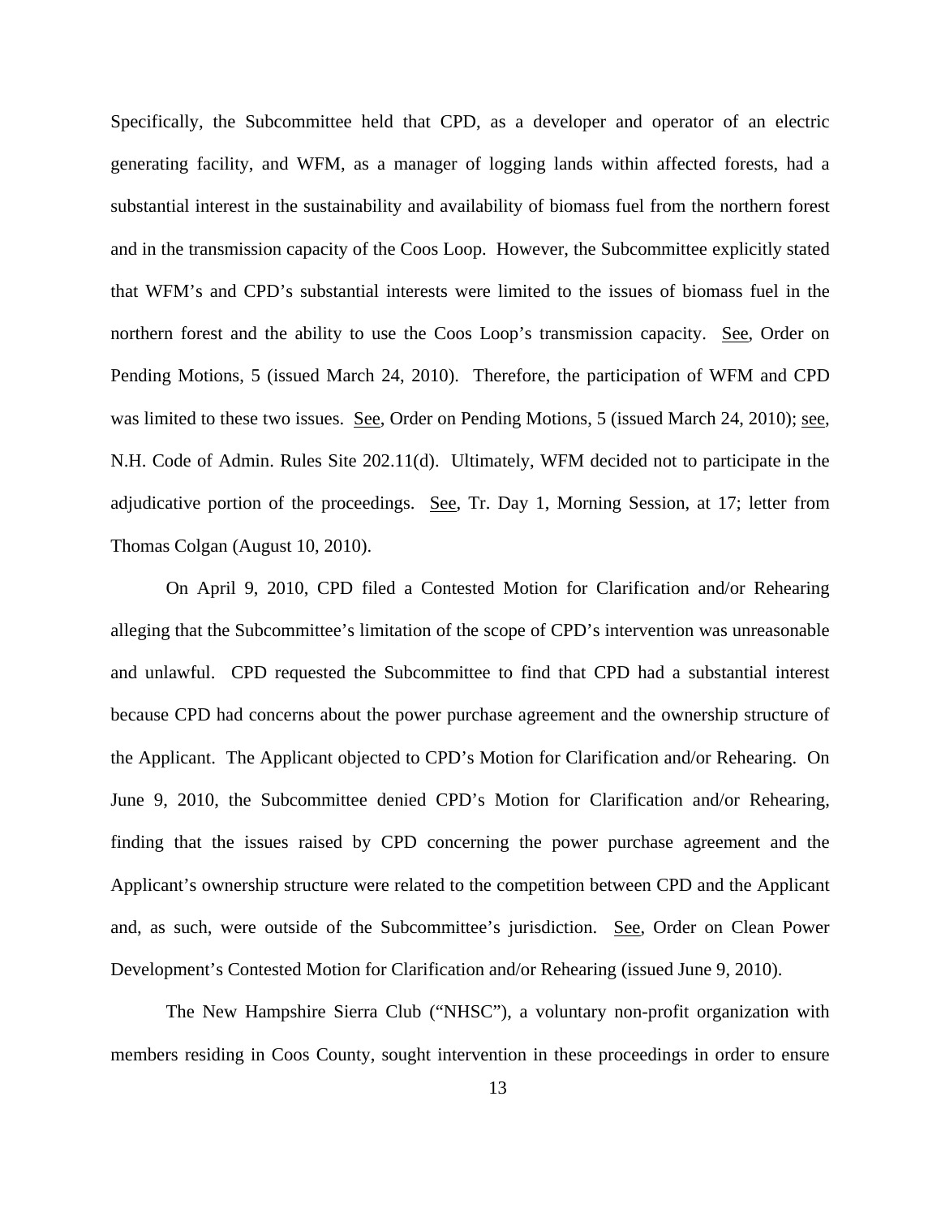Specifically, the Subcommittee held that CPD, as a developer and operator of an electric generating facility, and WFM, as a manager of logging lands within affected forests, had a substantial interest in the sustainability and availability of biomass fuel from the northern forest and in the transmission capacity of the Coos Loop. However, the Subcommittee explicitly stated that WFM's and CPD's substantial interests were limited to the issues of biomass fuel in the northern forest and the ability to use the Coos Loop's transmission capacity. See, Order on Pending Motions, 5 (issued March 24, 2010). Therefore, the participation of WFM and CPD was limited to these two issues. See, Order on Pending Motions, 5 (issued March 24, 2010); see, N.H. Code of Admin. Rules Site 202.11(d). Ultimately, WFM decided not to participate in the adjudicative portion of the proceedings. See, Tr. Day 1, Morning Session, at 17; letter from Thomas Colgan (August 10, 2010).

On April 9, 2010, CPD filed a Contested Motion for Clarification and/or Rehearing alleging that the Subcommittee's limitation of the scope of CPD's intervention was unreasonable and unlawful. CPD requested the Subcommittee to find that CPD had a substantial interest because CPD had concerns about the power purchase agreement and the ownership structure of the Applicant. The Applicant objected to CPD's Motion for Clarification and/or Rehearing. On June 9, 2010, the Subcommittee denied CPD's Motion for Clarification and/or Rehearing, finding that the issues raised by CPD concerning the power purchase agreement and the Applicant's ownership structure were related to the competition between CPD and the Applicant and, as such, were outside of the Subcommittee's jurisdiction. See, Order on Clean Power Development's Contested Motion for Clarification and/or Rehearing (issued June 9, 2010).

The New Hampshire Sierra Club ("NHSC"), a voluntary non-profit organization with members residing in Coos County, sought intervention in these proceedings in order to ensure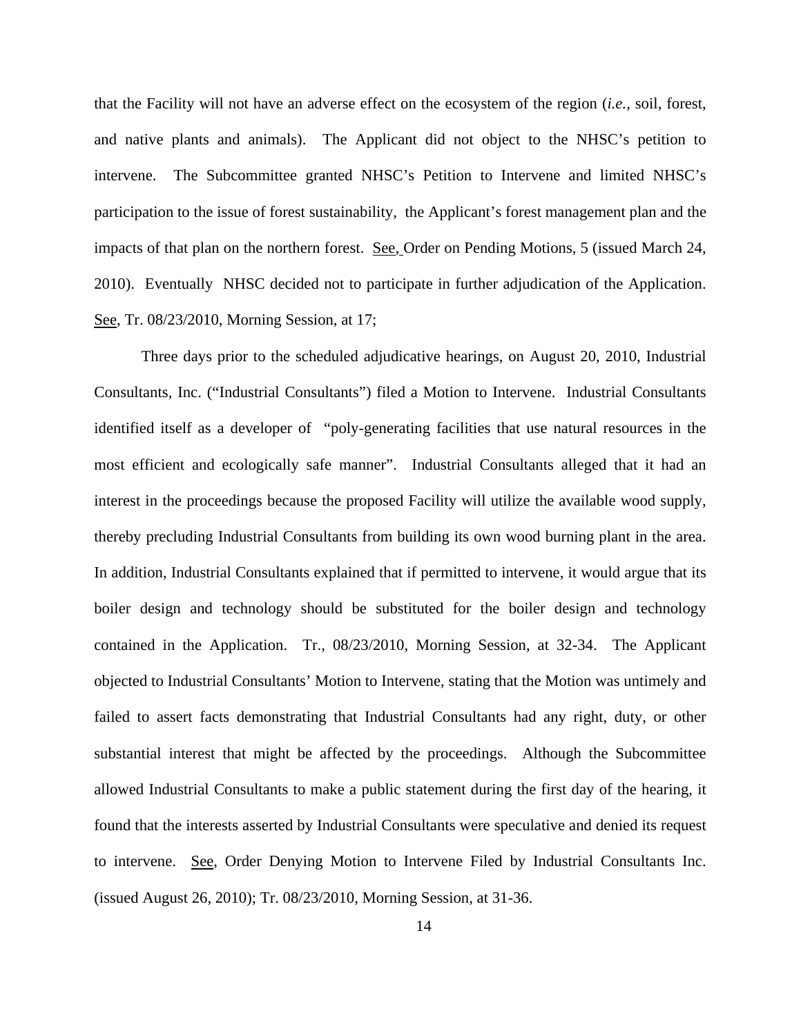that the Facility will not have an adverse effect on the ecosystem of the region (*i.e.*, soil, forest, and native plants and animals). The Applicant did not object to the NHSC's petition to intervene. The Subcommittee granted NHSC's Petition to Intervene and limited NHSC's participation to the issue of forest sustainability, the Applicant's forest management plan and the impacts of that plan on the northern forest. See, Order on Pending Motions, 5 (issued March 24, 2010). Eventually NHSC decided not to participate in further adjudication of the Application. See, Tr. 08/23/2010, Morning Session, at 17;

Three days prior to the scheduled adjudicative hearings, on August 20, 2010, Industrial Consultants, Inc. ("Industrial Consultants") filed a Motion to Intervene. Industrial Consultants identified itself as a developer of "poly-generating facilities that use natural resources in the most efficient and ecologically safe manner". Industrial Consultants alleged that it had an interest in the proceedings because the proposed Facility will utilize the available wood supply, thereby precluding Industrial Consultants from building its own wood burning plant in the area. In addition, Industrial Consultants explained that if permitted to intervene, it would argue that its boiler design and technology should be substituted for the boiler design and technology contained in the Application. Tr., 08/23/2010, Morning Session, at 32-34. The Applicant objected to Industrial Consultants' Motion to Intervene, stating that the Motion was untimely and failed to assert facts demonstrating that Industrial Consultants had any right, duty, or other substantial interest that might be affected by the proceedings. Although the Subcommittee allowed Industrial Consultants to make a public statement during the first day of the hearing, it found that the interests asserted by Industrial Consultants were speculative and denied its request to intervene. See, Order Denying Motion to Intervene Filed by Industrial Consultants Inc. (issued August 26, 2010); Tr. 08/23/2010, Morning Session, at 31-36.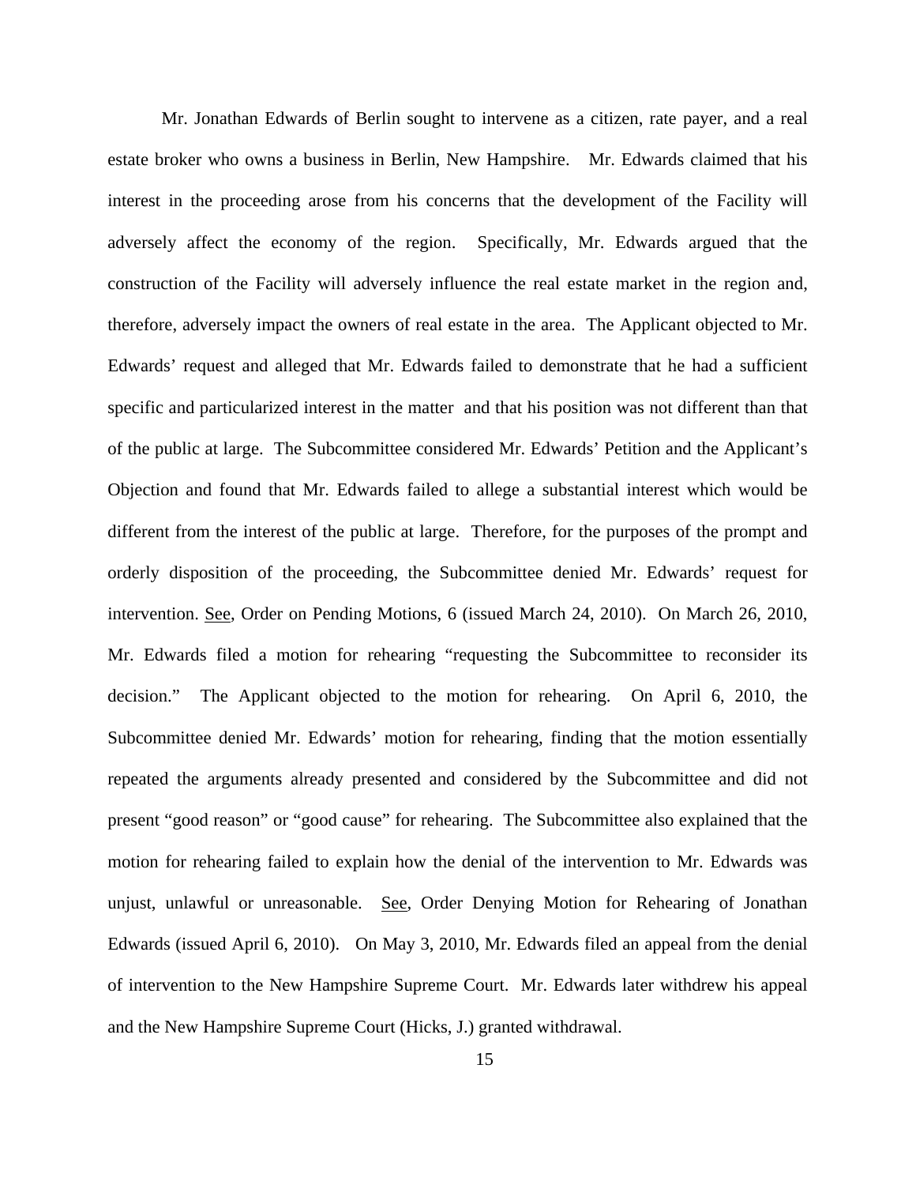Mr. Jonathan Edwards of Berlin sought to intervene as a citizen, rate payer, and a real estate broker who owns a business in Berlin, New Hampshire. Mr. Edwards claimed that his interest in the proceeding arose from his concerns that the development of the Facility will adversely affect the economy of the region. Specifically, Mr. Edwards argued that the construction of the Facility will adversely influence the real estate market in the region and, therefore, adversely impact the owners of real estate in the area. The Applicant objected to Mr. Edwards' request and alleged that Mr. Edwards failed to demonstrate that he had a sufficient specific and particularized interest in the matter and that his position was not different than that of the public at large. The Subcommittee considered Mr. Edwards' Petition and the Applicant's Objection and found that Mr. Edwards failed to allege a substantial interest which would be different from the interest of the public at large. Therefore, for the purposes of the prompt and orderly disposition of the proceeding, the Subcommittee denied Mr. Edwards' request for intervention. See, Order on Pending Motions, 6 (issued March 24, 2010). On March 26, 2010, Mr. Edwards filed a motion for rehearing "requesting the Subcommittee to reconsider its decision." The Applicant objected to the motion for rehearing. On April 6, 2010, the Subcommittee denied Mr. Edwards' motion for rehearing, finding that the motion essentially repeated the arguments already presented and considered by the Subcommittee and did not present "good reason" or "good cause" for rehearing. The Subcommittee also explained that the motion for rehearing failed to explain how the denial of the intervention to Mr. Edwards was unjust, unlawful or unreasonable. See, Order Denying Motion for Rehearing of Jonathan Edwards (issued April 6, 2010). On May 3, 2010, Mr. Edwards filed an appeal from the denial of intervention to the New Hampshire Supreme Court. Mr. Edwards later withdrew his appeal and the New Hampshire Supreme Court (Hicks, J.) granted withdrawal.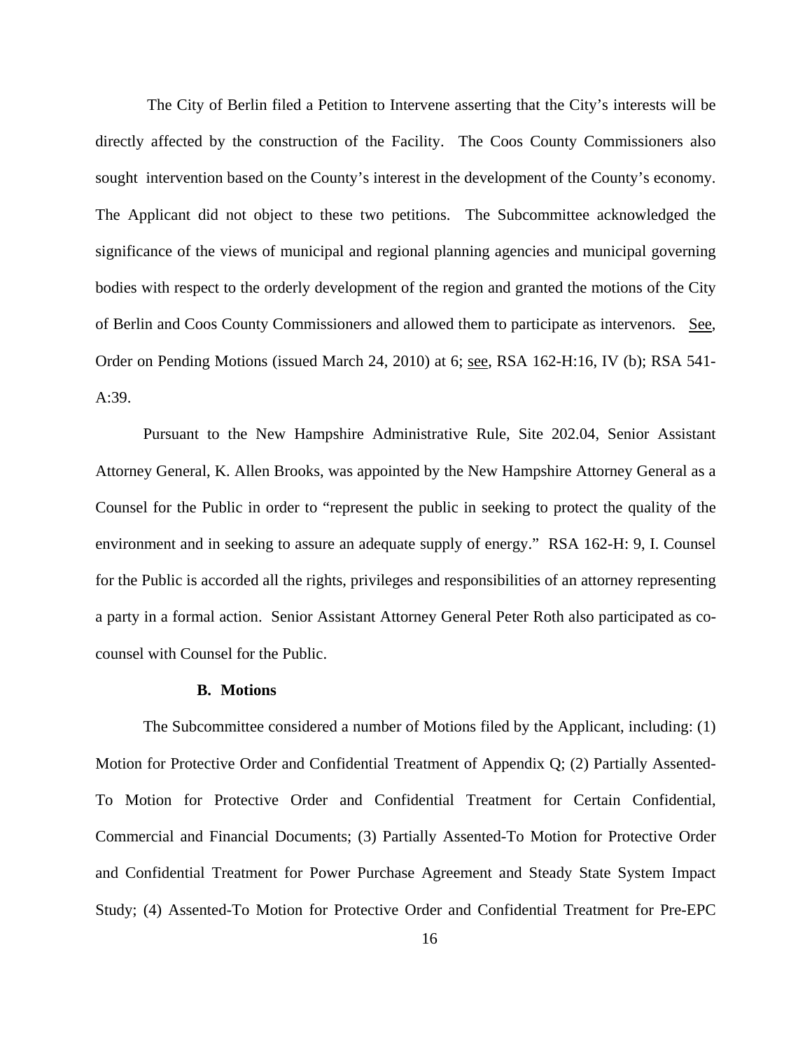The City of Berlin filed a Petition to Intervene asserting that the City's interests will be directly affected by the construction of the Facility. The Coos County Commissioners also sought intervention based on the County's interest in the development of the County's economy. The Applicant did not object to these two petitions. The Subcommittee acknowledged the significance of the views of municipal and regional planning agencies and municipal governing bodies with respect to the orderly development of the region and granted the motions of the City of Berlin and Coos County Commissioners and allowed them to participate as intervenors. See, Order on Pending Motions (issued March 24, 2010) at 6; see, RSA 162-H:16, IV (b); RSA 541-A:39.

Pursuant to the New Hampshire Administrative Rule, Site 202.04, Senior Assistant Attorney General, K. Allen Brooks, was appointed by the New Hampshire Attorney General as a Counsel for the Public in order to "represent the public in seeking to protect the quality of the environment and in seeking to assure an adequate supply of energy." RSA 162-H: 9, I. Counsel for the Public is accorded all the rights, privileges and responsibilities of an attorney representing a party in a formal action. Senior Assistant Attorney General Peter Roth also participated as co-counsel with Counsel for the Public.

### B. Motions

The Subcommittee considered a number of Motions filed by the Applicant, including: (1) Motion for Protective Order and Confidential Treatment of Appendix Q; (2) Partially Assented-To Motion for Protective Order and Confidential Treatment for Certain Confidential, Commercial and Financial Documents; (3) Partially Assented-To Motion for Protective Order and Confidential Treatment for Power Purchase Agreement and Steady State System Impact Study; (4) Assented-To Motion for Protective Order and Confidential Treatment for Pre-EPC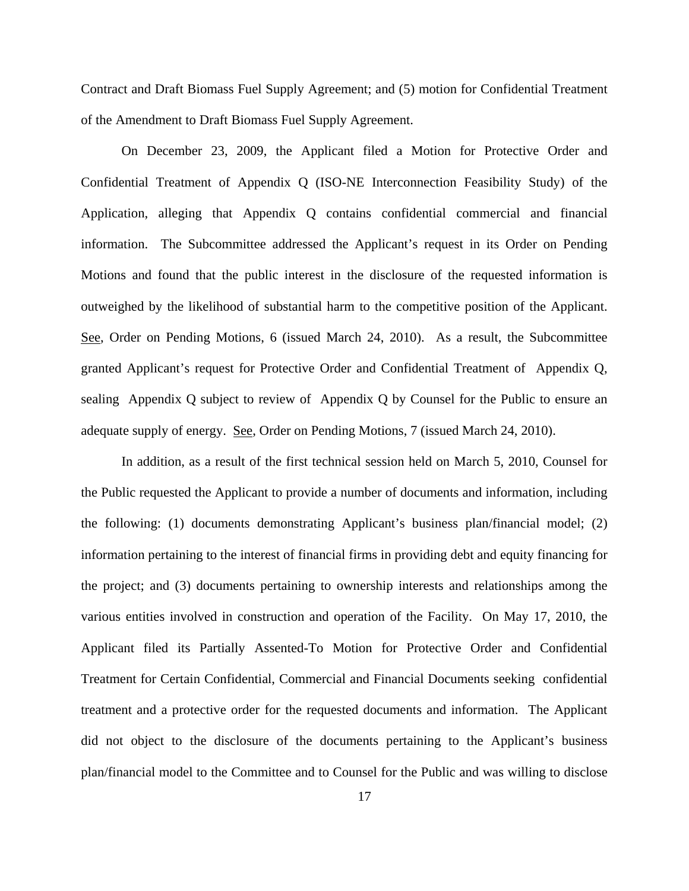Contract and Draft Biomass Fuel Supply Agreement; and (5) motion for Confidential Treatment of the Amendment to Draft Biomass Fuel Supply Agreement.

On December 23, 2009, the Applicant filed a Motion for Protective Order and Confidential Treatment of Appendix Q (ISO-NE Interconnection Feasibility Study) of the Application, alleging that Appendix Q contains confidential commercial and financial information. The Subcommittee addressed the Applicant's request in its Order on Pending Motions and found that the public interest in the disclosure of the requested information is outweighed by the likelihood of substantial harm to the competitive position of the Applicant. See, Order on Pending Motions, 6 (issued March 24, 2010). As a result, the Subcommittee granted Applicant's request for Protective Order and Confidential Treatment of Appendix Q, sealing Appendix Q subject to review of Appendix Q by Counsel for the Public to ensure an adequate supply of energy. See, Order on Pending Motions, 7 (issued March 24, 2010).

In addition, as a result of the first technical session held on March 5, 2010, Counsel for the Public requested the Applicant to provide a number of documents and information, including the following: (1) documents demonstrating Applicant's business plan/financial model; (2) information pertaining to the interest of financial firms in providing debt and equity financing for the project; and (3) documents pertaining to ownership interests and relationships among the various entities involved in construction and operation of the Facility. On May 17, 2010, the Applicant filed its Partially Assented-To Motion for Protective Order and Confidential Treatment for Certain Confidential, Commercial and Financial Documents seeking confidential treatment and a protective order for the requested documents and information. The Applicant did not object to the disclosure of the documents pertaining to the Applicant's business plan/financial model to the Committee and to Counsel for the Public and was willing to disclose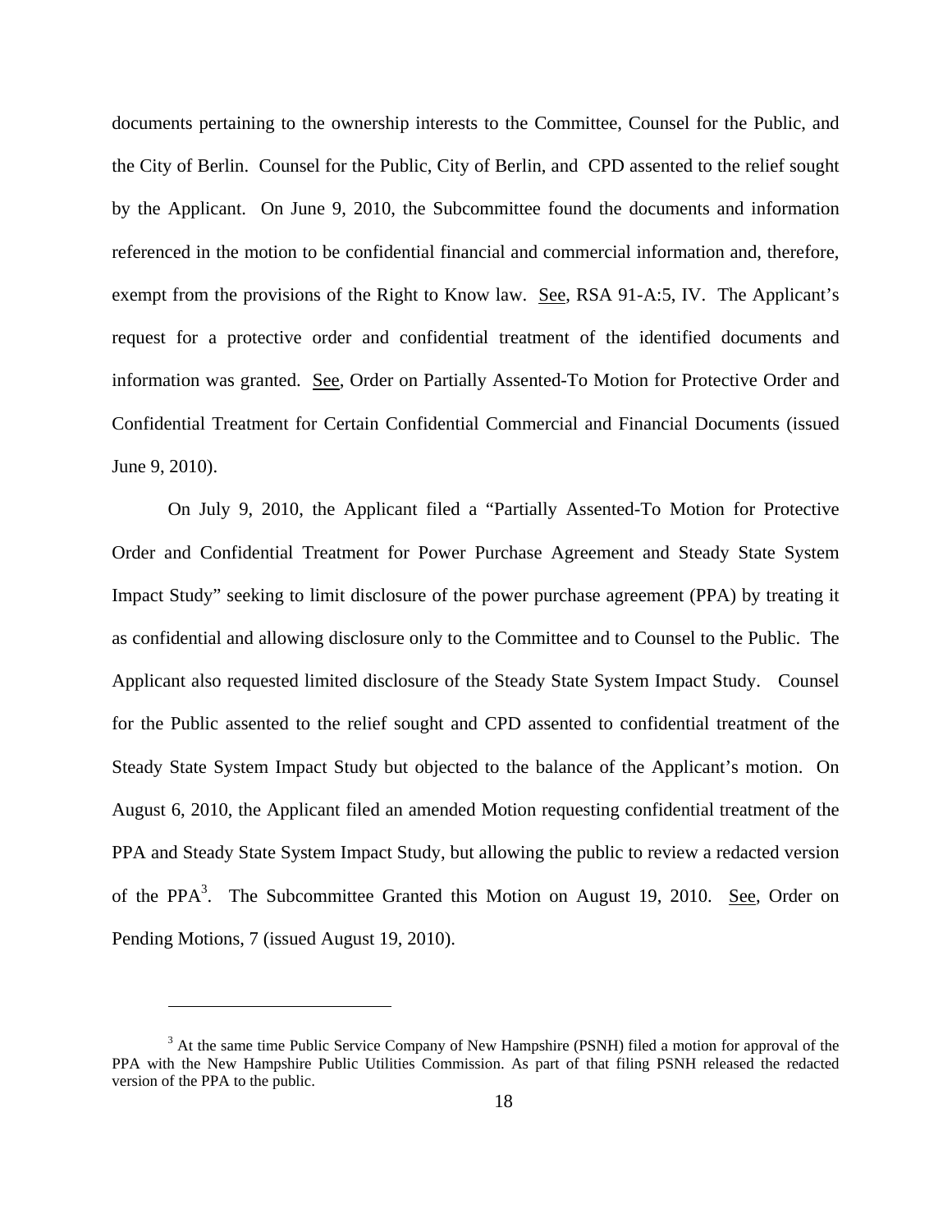documents pertaining to the ownership interests to the Committee, Counsel for the Public, and the City of Berlin. Counsel for the Public, City of Berlin, and CPD assented to the relief sought by the Applicant. On June 9, 2010, the Subcommittee found the documents and information referenced in the motion to be confidential financial and commercial information and, therefore, exempt from the provisions of the Right to Know law. See, RSA 91-A:5, IV. The Applicant's request for a protective order and confidential treatment of the identified documents and information was granted. See, Order on Partially Assented-To Motion for Protective Order and Confidential Treatment for Certain Confidential Commercial and Financial Documents (issued June 9, 2010).

On July 9, 2010, the Applicant filed a "Partially Assented-To Motion for Protective Order and Confidential Treatment for Power Purchase Agreement and Steady State System Impact Study" seeking to limit disclosure of the power purchase agreement (PPA) by treating it as confidential and allowing disclosure only to the Committee and to Counsel to the Public. The Applicant also requested limited disclosure of the Steady State System Impact Study. Counsel for the Public assented to the relief sought and CPD assented to confidential treatment of the Steady State System Impact Study but objected to the balance of the Applicant's motion. On August 6, 2010, the Applicant filed an amended Motion requesting confidential treatment of the PPA and Steady State System Impact Study, but allowing the public to review a redacted version of the PPA[3]. The Subcommittee Granted this Motion on August 19, 2010. See, Order on Pending Motions, 7 (issued August 19, 2010).

[3] At the same time Public Service Company of New Hampshire (PSNH) filed a motion for approval of the PPA with the New Hampshire Public Utilities Commission. As part of that filing PSNH released the redacted version of the PPA to the public.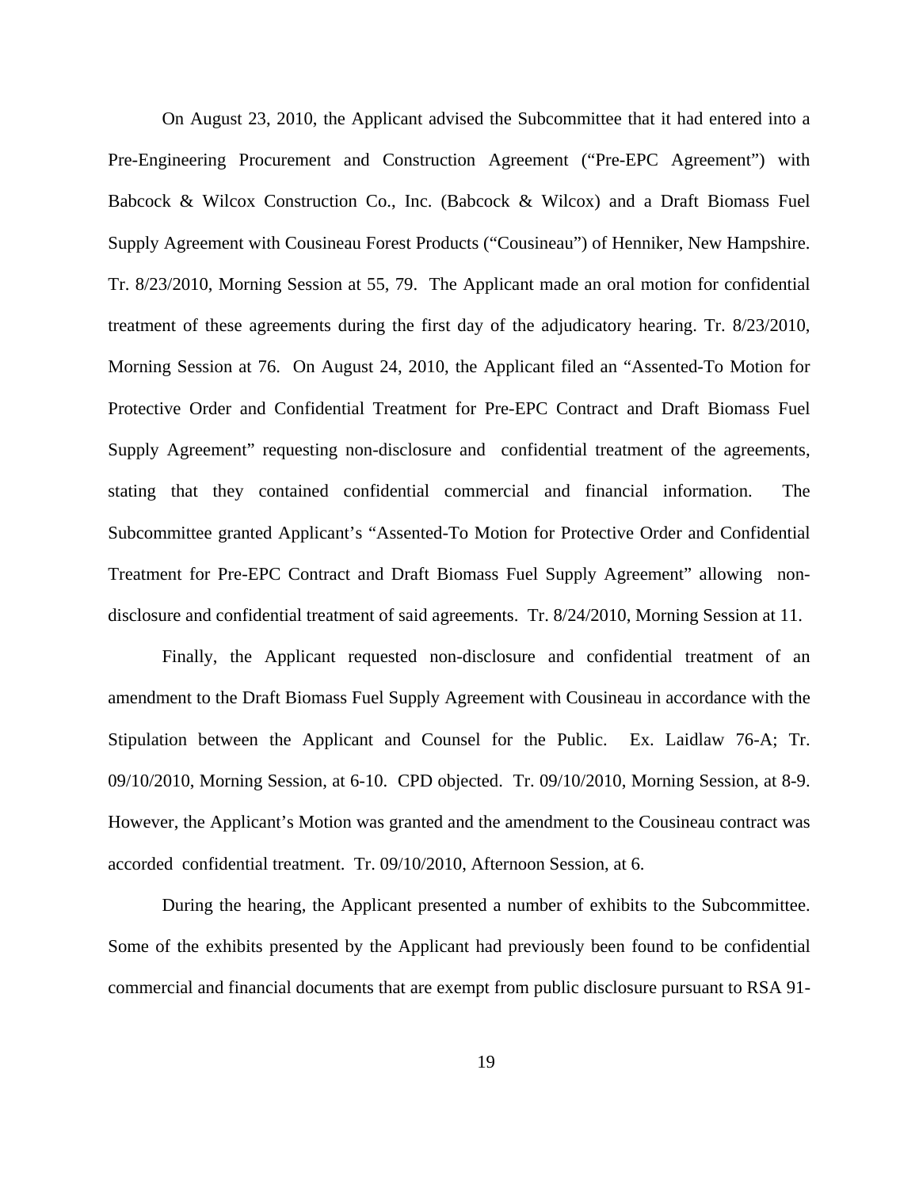On August 23, 2010, the Applicant advised the Subcommittee that it had entered into a Pre-Engineering Procurement and Construction Agreement ("Pre-EPC Agreement") with Babcock & Wilcox Construction Co., Inc. (Babcock & Wilcox) and a Draft Biomass Fuel Supply Agreement with Cousineau Forest Products ("Cousineau") of Henniker, New Hampshire. Tr. 8/23/2010, Morning Session at 55, 79. The Applicant made an oral motion for confidential treatment of these agreements during the first day of the adjudicatory hearing. Tr. 8/23/2010, Morning Session at 76. On August 24, 2010, the Applicant filed an "Assented-To Motion for Protective Order and Confidential Treatment for Pre-EPC Contract and Draft Biomass Fuel Supply Agreement" requesting non-disclosure and confidential treatment of the agreements, stating that they contained confidential commercial and financial information. The Subcommittee granted Applicant's "Assented-To Motion for Protective Order and Confidential Treatment for Pre-EPC Contract and Draft Biomass Fuel Supply Agreement" allowing non-disclosure and confidential treatment of said agreements. Tr. 8/24/2010, Morning Session at 11.

Finally, the Applicant requested non-disclosure and confidential treatment of an amendment to the Draft Biomass Fuel Supply Agreement with Cousineau in accordance with the Stipulation between the Applicant and Counsel for the Public. Ex. Laidlaw 76-A; Tr. 09/10/2010, Morning Session, at 6-10. CPD objected. Tr. 09/10/2010, Morning Session, at 8-9. However, the Applicant's Motion was granted and the amendment to the Cousineau contract was accorded confidential treatment. Tr. 09/10/2010, Afternoon Session, at 6.

During the hearing, the Applicant presented a number of exhibits to the Subcommittee. Some of the exhibits presented by the Applicant had previously been found to be confidential commercial and financial documents that are exempt from public disclosure pursuant to RSA 91-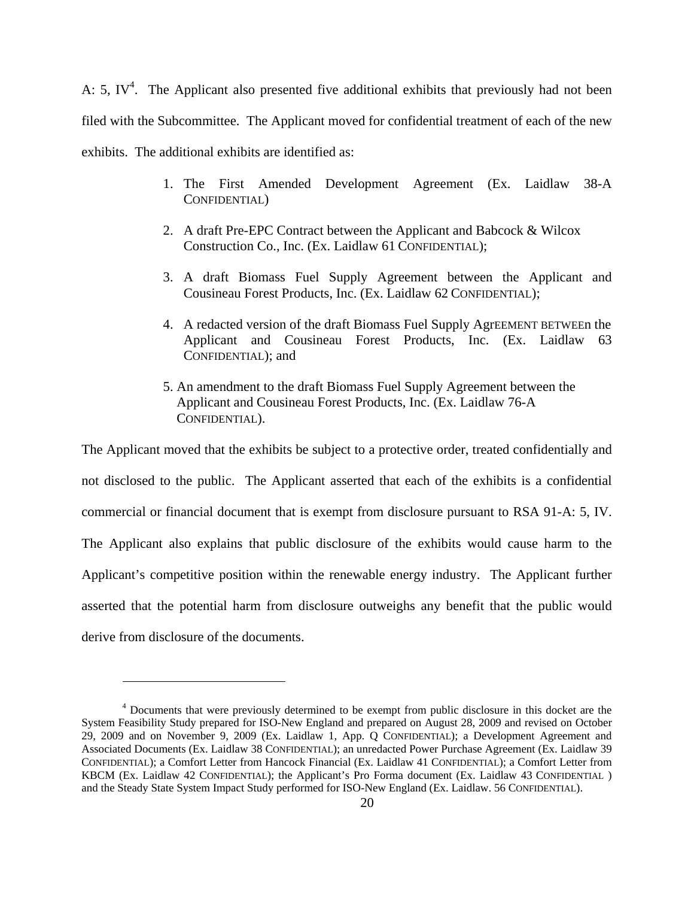A: 5, IV[4]. The Applicant also presented five additional exhibits that previously had not been filed with the Subcommittee. The Applicant moved for confidential treatment of each of the new exhibits. The additional exhibits are identified as:

1. The First Amended Development Agreement (Ex. Laidlaw 38-A CONFIDENTIAL)
2. A draft Pre-EPC Contract between the Applicant and Babcock & Wilcox Construction Co., Inc. (Ex. Laidlaw 61 CONFIDENTIAL);
3. A draft Biomass Fuel Supply Agreement between the Applicant and Cousineau Forest Products, Inc. (Ex. Laidlaw 62 CONFIDENTIAL);
4. A redacted version of the draft Biomass Fuel Supply AgrEEMENT BETWEEn the Applicant and Cousineau Forest Products, Inc. (Ex. Laidlaw 63 CONFIDENTIAL); and
5. An amendment to the draft Biomass Fuel Supply Agreement between the Applicant and Cousineau Forest Products, Inc. (Ex. Laidlaw 76-A CONFIDENTIAL).

The Applicant moved that the exhibits be subject to a protective order, treated confidentially and not disclosed to the public. The Applicant asserted that each of the exhibits is a confidential commercial or financial document that is exempt from disclosure pursuant to RSA 91-A: 5, IV. The Applicant also explains that public disclosure of the exhibits would cause harm to the Applicant's competitive position within the renewable energy industry. The Applicant further asserted that the potential harm from disclosure outweighs any benefit that the public would derive from disclosure of the documents.

---

[4] Documents that were previously determined to be exempt from public disclosure in this docket are the System Feasibility Study prepared for ISO-New England and prepared on August 28, 2009 and revised on October 29, 2009 and on November 9, 2009 (Ex. Laidlaw 1, App. Q CONFIDENTIAL); a Development Agreement and Associated Documents (Ex. Laidlaw 38 CONFIDENTIAL); an unredacted Power Purchase Agreement (Ex. Laidlaw 39 CONFIDENTIAL); a Comfort Letter from Hancock Financial (Ex. Laidlaw 41 CONFIDENTIAL); a Comfort Letter from KBCM (Ex. Laidlaw 42 CONFIDENTIAL); the Applicant's Pro Forma document (Ex. Laidlaw 43 CONFIDENTIAL ) and the Steady State System Impact Study performed for ISO-New England (Ex. Laidlaw. 56 CONFIDENTIAL).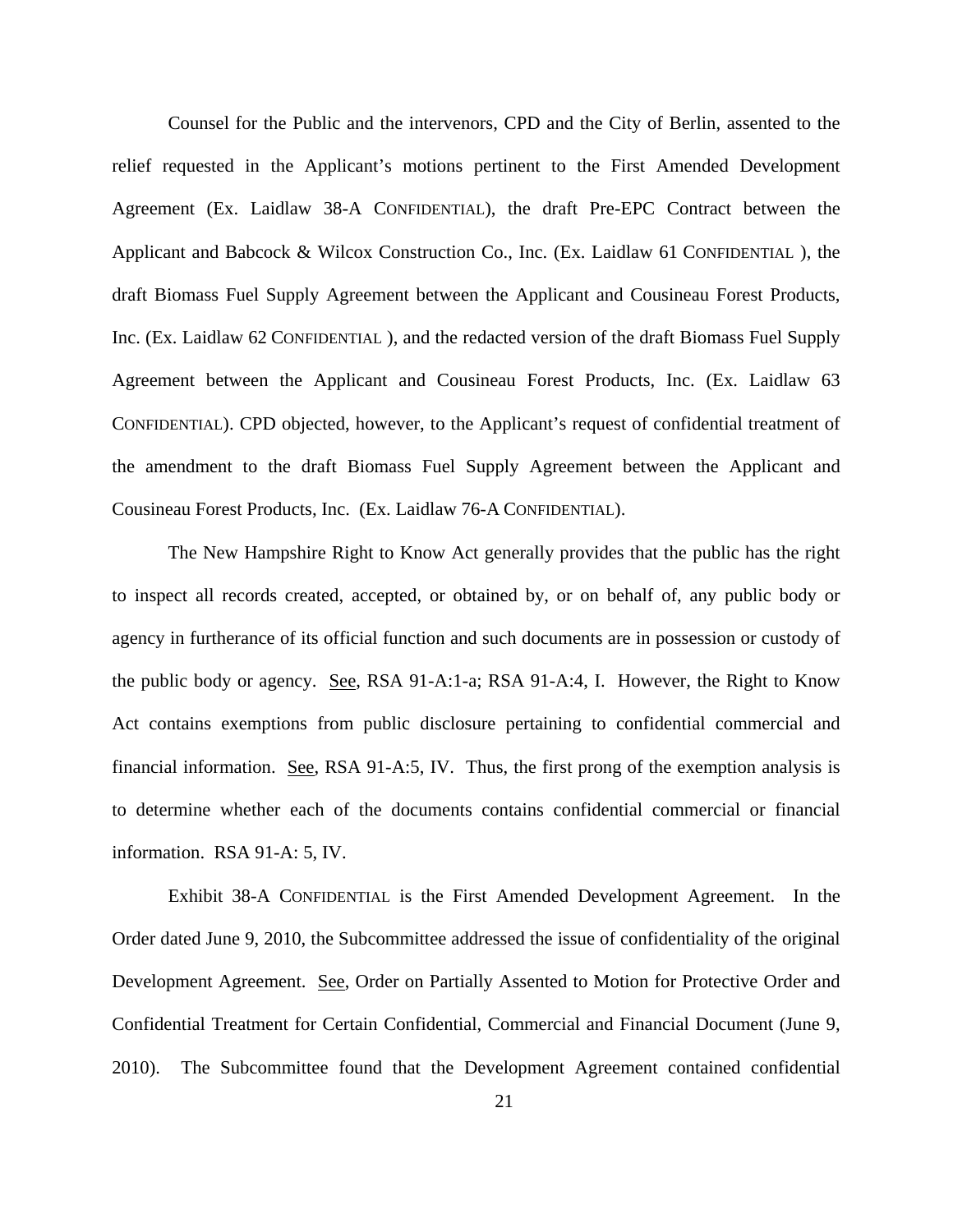Counsel for the Public and the intervenors, CPD and the City of Berlin, assented to the relief requested in the Applicant's motions pertinent to the First Amended Development Agreement (Ex. Laidlaw 38-A CONFIDENTIAL), the draft Pre-EPC Contract between the Applicant and Babcock & Wilcox Construction Co., Inc. (Ex. Laidlaw 61 CONFIDENTIAL ), the draft Biomass Fuel Supply Agreement between the Applicant and Cousineau Forest Products, Inc. (Ex. Laidlaw 62 CONFIDENTIAL ), and the redacted version of the draft Biomass Fuel Supply Agreement between the Applicant and Cousineau Forest Products, Inc. (Ex. Laidlaw 63 CONFIDENTIAL). CPD objected, however, to the Applicant's request of confidential treatment of the amendment to the draft Biomass Fuel Supply Agreement between the Applicant and Cousineau Forest Products, Inc. (Ex. Laidlaw 76-A CONFIDENTIAL).

The New Hampshire Right to Know Act generally provides that the public has the right to inspect all records created, accepted, or obtained by, or on behalf of, any public body or agency in furtherance of its official function and such documents are in possession or custody of the public body or agency. See, RSA 91-A:1-a; RSA 91-A:4, I. However, the Right to Know Act contains exemptions from public disclosure pertaining to confidential commercial and financial information. See, RSA 91-A:5, IV. Thus, the first prong of the exemption analysis is to determine whether each of the documents contains confidential commercial or financial information. RSA 91-A: 5, IV.

Exhibit 38-A CONFIDENTIAL is the First Amended Development Agreement. In the Order dated June 9, 2010, the Subcommittee addressed the issue of confidentiality of the original Development Agreement. See, Order on Partially Assented to Motion for Protective Order and Confidential Treatment for Certain Confidential, Commercial and Financial Document (June 9, 2010). The Subcommittee found that the Development Agreement contained confidential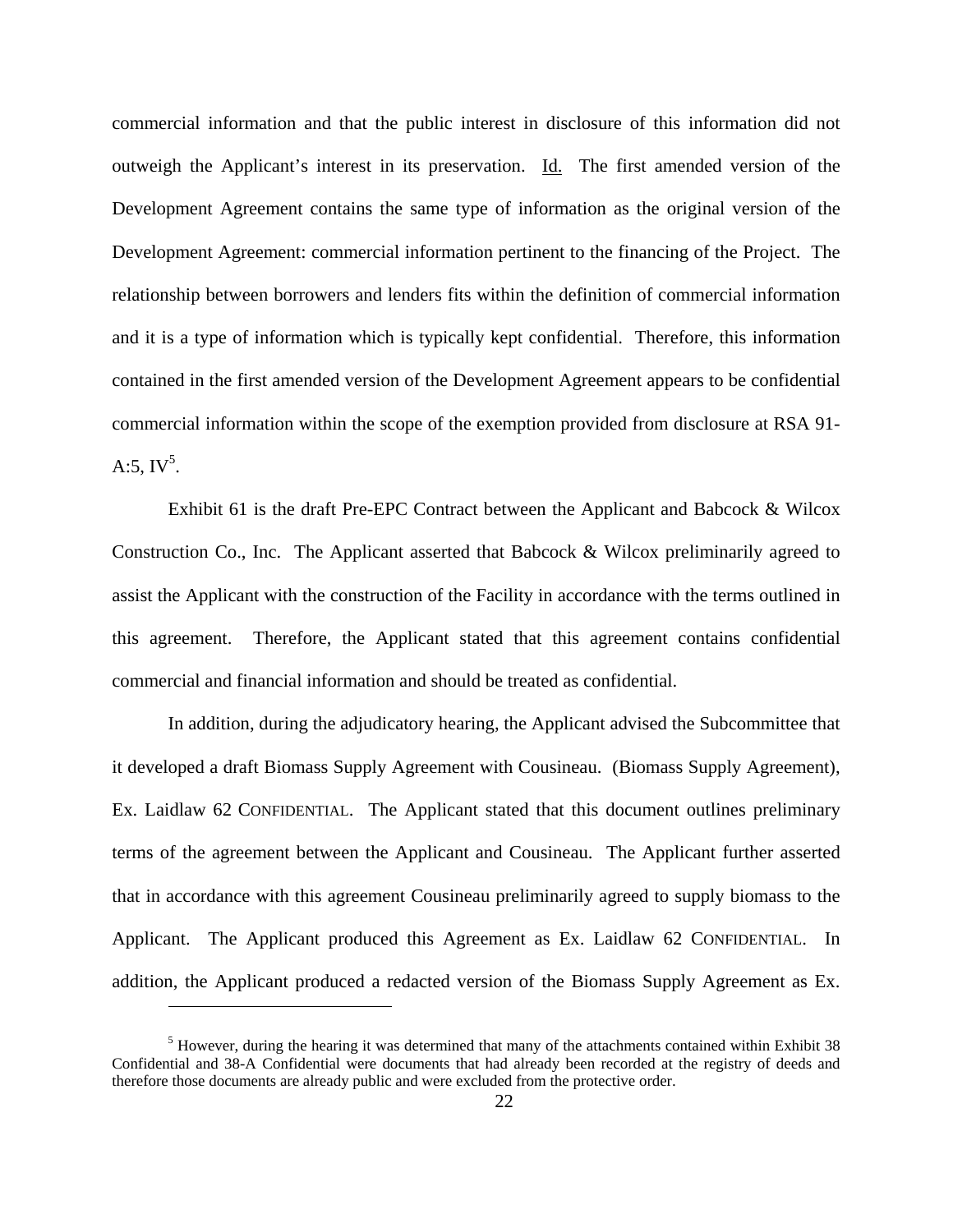commercial information and that the public interest in disclosure of this information did not outweigh the Applicant's interest in its preservation. Id. The first amended version of the Development Agreement contains the same type of information as the original version of the Development Agreement: commercial information pertinent to the financing of the Project. The relationship between borrowers and lenders fits within the definition of commercial information and it is a type of information which is typically kept confidential. Therefore, this information contained in the first amended version of the Development Agreement appears to be confidential commercial information within the scope of the exemption provided from disclosure at RSA 91-A:5, IV[5].

Exhibit 61 is the draft Pre-EPC Contract between the Applicant and Babcock & Wilcox Construction Co., Inc. The Applicant asserted that Babcock & Wilcox preliminarily agreed to assist the Applicant with the construction of the Facility in accordance with the terms outlined in this agreement. Therefore, the Applicant stated that this agreement contains confidential commercial and financial information and should be treated as confidential.

In addition, during the adjudicatory hearing, the Applicant advised the Subcommittee that it developed a draft Biomass Supply Agreement with Cousineau. (Biomass Supply Agreement), Ex. Laidlaw 62 CONFIDENTIAL. The Applicant stated that this document outlines preliminary terms of the agreement between the Applicant and Cousineau. The Applicant further asserted that in accordance with this agreement Cousineau preliminarily agreed to supply biomass to the Applicant. The Applicant produced this Agreement as Ex. Laidlaw 62 CONFIDENTIAL. In addition, the Applicant produced a redacted version of the Biomass Supply Agreement as Ex.

---

[5] However, during the hearing it was determined that many of the attachments contained within Exhibit 38 Confidential and 38-A Confidential were documents that had already been recorded at the registry of deeds and therefore those documents are already public and were excluded from the protective order.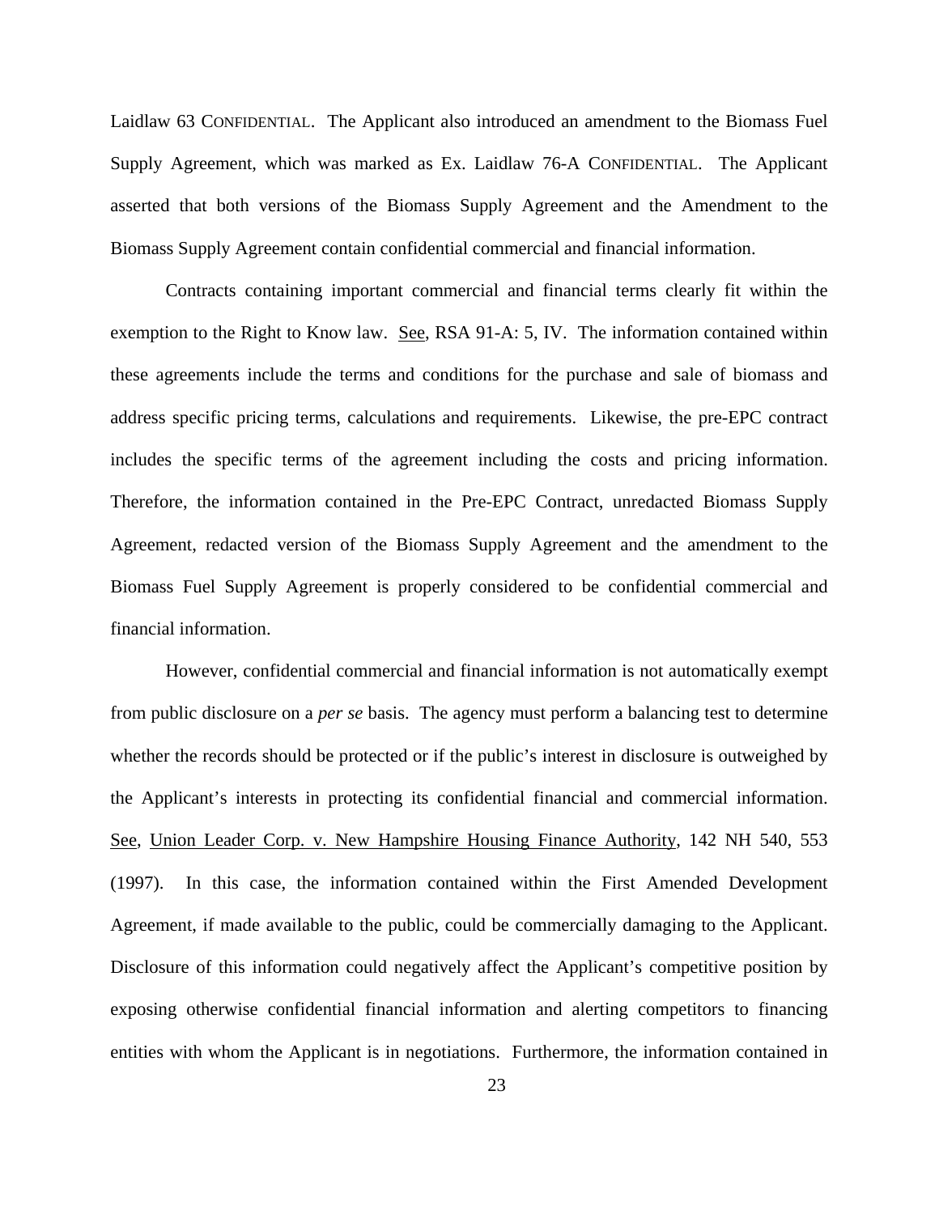Laidlaw 63 CONFIDENTIAL. The Applicant also introduced an amendment to the Biomass Fuel Supply Agreement, which was marked as Ex. Laidlaw 76-A CONFIDENTIAL. The Applicant asserted that both versions of the Biomass Supply Agreement and the Amendment to the Biomass Supply Agreement contain confidential commercial and financial information.

Contracts containing important commercial and financial terms clearly fit within the exemption to the Right to Know law. See, RSA 91-A: 5, IV. The information contained within these agreements include the terms and conditions for the purchase and sale of biomass and address specific pricing terms, calculations and requirements. Likewise, the pre-EPC contract includes the specific terms of the agreement including the costs and pricing information. Therefore, the information contained in the Pre-EPC Contract, unredacted Biomass Supply Agreement, redacted version of the Biomass Supply Agreement and the amendment to the Biomass Fuel Supply Agreement is properly considered to be confidential commercial and financial information.

However, confidential commercial and financial information is not automatically exempt from public disclosure on a *per se* basis. The agency must perform a balancing test to determine whether the records should be protected or if the public's interest in disclosure is outweighed by the Applicant's interests in protecting its confidential financial and commercial information. See, Union Leader Corp. v. New Hampshire Housing Finance Authority, 142 NH 540, 553 (1997). In this case, the information contained within the First Amended Development Agreement, if made available to the public, could be commercially damaging to the Applicant. Disclosure of this information could negatively affect the Applicant's competitive position by exposing otherwise confidential financial information and alerting competitors to financing entities with whom the Applicant is in negotiations. Furthermore, the information contained in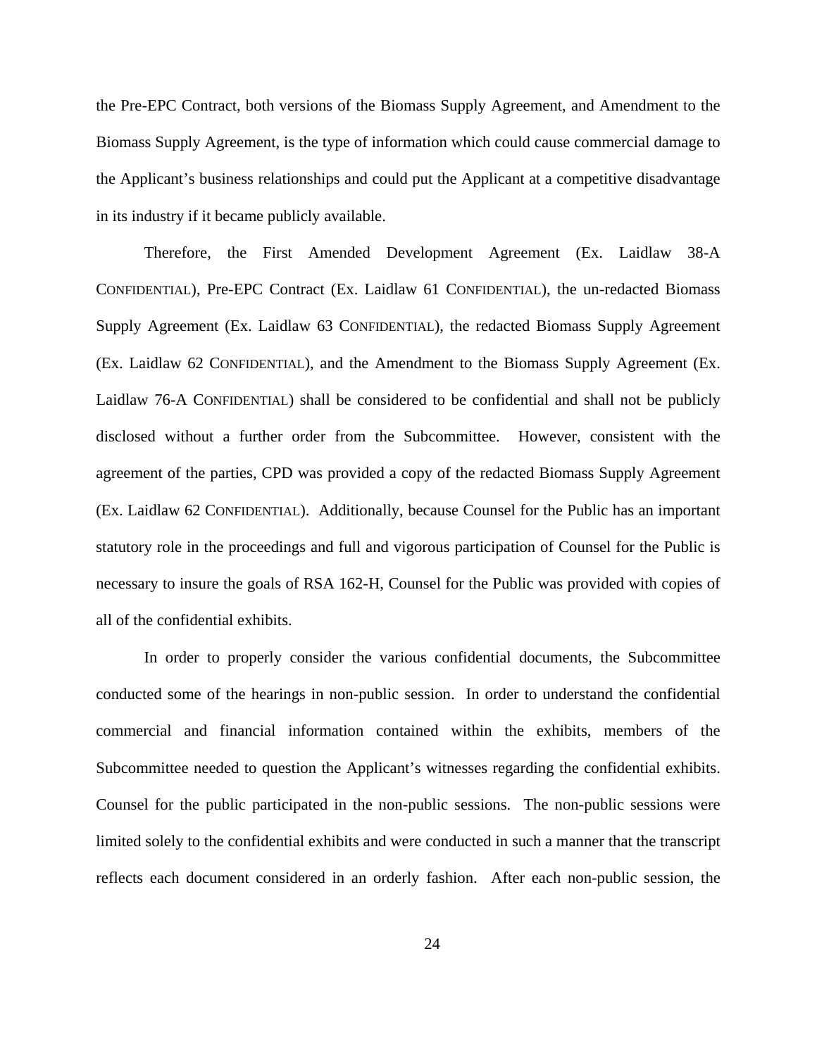the Pre-EPC Contract, both versions of the Biomass Supply Agreement, and Amendment to the Biomass Supply Agreement, is the type of information which could cause commercial damage to the Applicant's business relationships and could put the Applicant at a competitive disadvantage in its industry if it became publicly available.

Therefore, the First Amended Development Agreement (Ex. Laidlaw 38-A CONFIDENTIAL), Pre-EPC Contract (Ex. Laidlaw 61 CONFIDENTIAL), the un-redacted Biomass Supply Agreement (Ex. Laidlaw 63 CONFIDENTIAL), the redacted Biomass Supply Agreement (Ex. Laidlaw 62 CONFIDENTIAL), and the Amendment to the Biomass Supply Agreement (Ex. Laidlaw 76-A CONFIDENTIAL) shall be considered to be confidential and shall not be publicly disclosed without a further order from the Subcommittee. However, consistent with the agreement of the parties, CPD was provided a copy of the redacted Biomass Supply Agreement (Ex. Laidlaw 62 CONFIDENTIAL). Additionally, because Counsel for the Public has an important statutory role in the proceedings and full and vigorous participation of Counsel for the Public is necessary to insure the goals of RSA 162-H, Counsel for the Public was provided with copies of all of the confidential exhibits.

In order to properly consider the various confidential documents, the Subcommittee conducted some of the hearings in non-public session. In order to understand the confidential commercial and financial information contained within the exhibits, members of the Subcommittee needed to question the Applicant's witnesses regarding the confidential exhibits. Counsel for the public participated in the non-public sessions. The non-public sessions were limited solely to the confidential exhibits and were conducted in such a manner that the transcript reflects each document considered in an orderly fashion. After each non-public session, the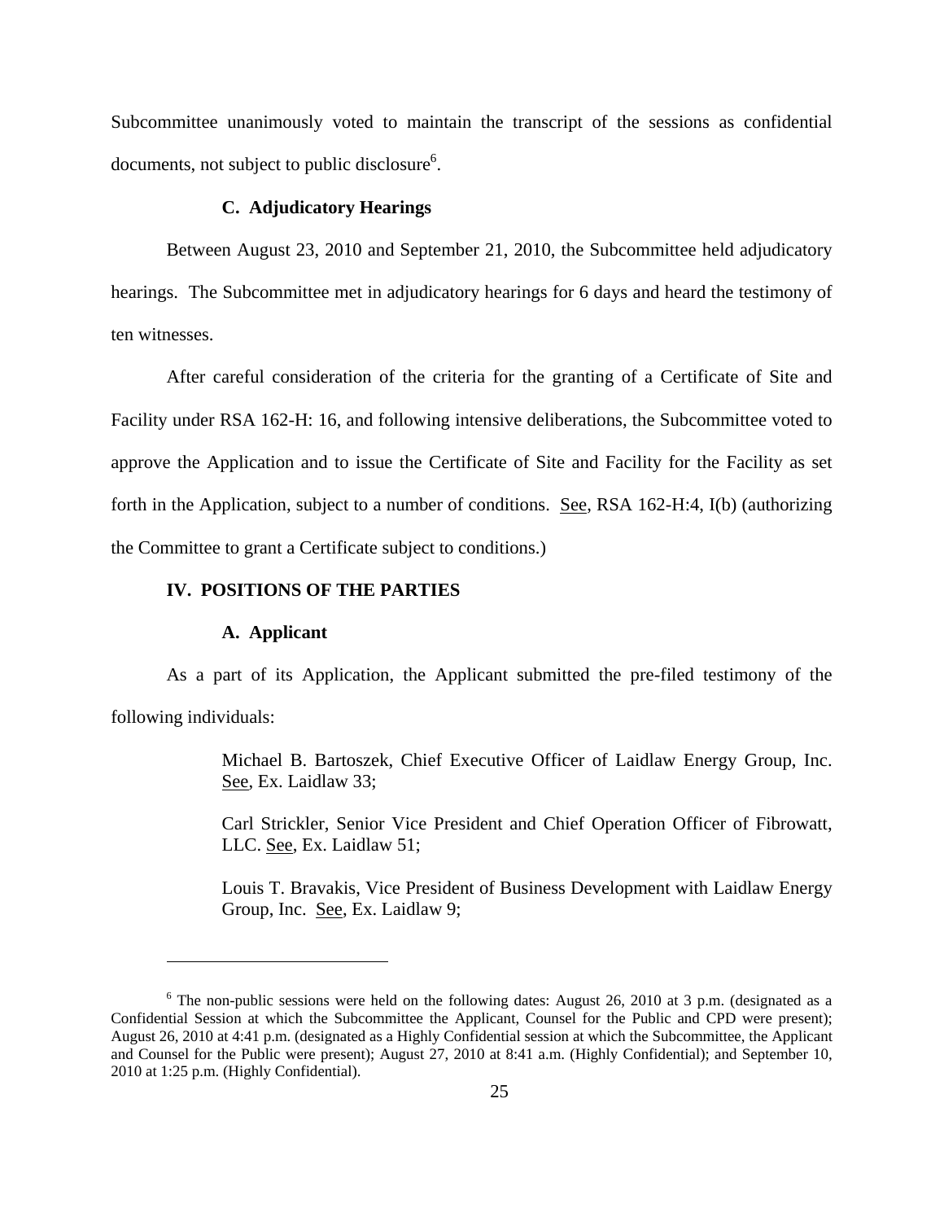Subcommittee unanimously voted to maintain the transcript of the sessions as confidential documents, not subject to public disclosure[6].

### C. Adjudicatory Hearings

Between August 23, 2010 and September 21, 2010, the Subcommittee held adjudicatory hearings. The Subcommittee met in adjudicatory hearings for 6 days and heard the testimony of ten witnesses.

After careful consideration of the criteria for the granting of a Certificate of Site and Facility under RSA 162-H: 16, and following intensive deliberations, the Subcommittee voted to approve the Application and to issue the Certificate of Site and Facility for the Facility as set forth in the Application, subject to a number of conditions. See, RSA 162-H:4, I(b) (authorizing the Committee to grant a Certificate subject to conditions.)

## IV. POSITIONS OF THE PARTIES

### A. Applicant

As a part of its Application, the Applicant submitted the pre-filed testimony of the following individuals:

> Michael B. Bartoszek, Chief Executive Officer of Laidlaw Energy Group, Inc. See, Ex. Laidlaw 33;
>
> Carl Strickler, Senior Vice President and Chief Operation Officer of Fibrowatt, LLC. See, Ex. Laidlaw 51;
>
> Louis T. Bravakis, Vice President of Business Development with Laidlaw Energy Group, Inc. See, Ex. Laidlaw 9;

---

[6] The non-public sessions were held on the following dates: August 26, 2010 at 3 p.m. (designated as a Confidential Session at which the Subcommittee the Applicant, Counsel for the Public and CPD were present); August 26, 2010 at 4:41 p.m. (designated as a Highly Confidential session at which the Subcommittee, the Applicant and Counsel for the Public were present); August 27, 2010 at 8:41 a.m. (Highly Confidential); and September 10, 2010 at 1:25 p.m. (Highly Confidential).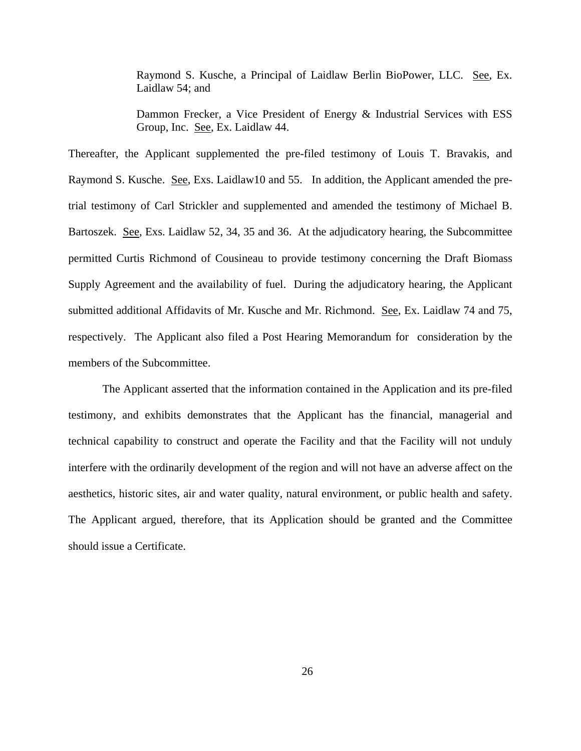Raymond S. Kusche, a Principal of Laidlaw Berlin BioPower, LLC. See, Ex. Laidlaw 54; and

Dammon Frecker, a Vice President of Energy & Industrial Services with ESS Group, Inc. See, Ex. Laidlaw 44.

Thereafter, the Applicant supplemented the pre-filed testimony of Louis T. Bravakis, and Raymond S. Kusche. See, Exs. Laidlaw10 and 55. In addition, the Applicant amended the pre-trial testimony of Carl Strickler and supplemented and amended the testimony of Michael B. Bartoszek. See, Exs. Laidlaw 52, 34, 35 and 36. At the adjudicatory hearing, the Subcommittee permitted Curtis Richmond of Cousineau to provide testimony concerning the Draft Biomass Supply Agreement and the availability of fuel. During the adjudicatory hearing, the Applicant submitted additional Affidavits of Mr. Kusche and Mr. Richmond. See, Ex. Laidlaw 74 and 75, respectively. The Applicant also filed a Post Hearing Memorandum for consideration by the members of the Subcommittee.

The Applicant asserted that the information contained in the Application and its pre-filed testimony, and exhibits demonstrates that the Applicant has the financial, managerial and technical capability to construct and operate the Facility and that the Facility will not unduly interfere with the ordinarily development of the region and will not have an adverse affect on the aesthetics, historic sites, air and water quality, natural environment, or public health and safety. The Applicant argued, therefore, that its Application should be granted and the Committee should issue a Certificate.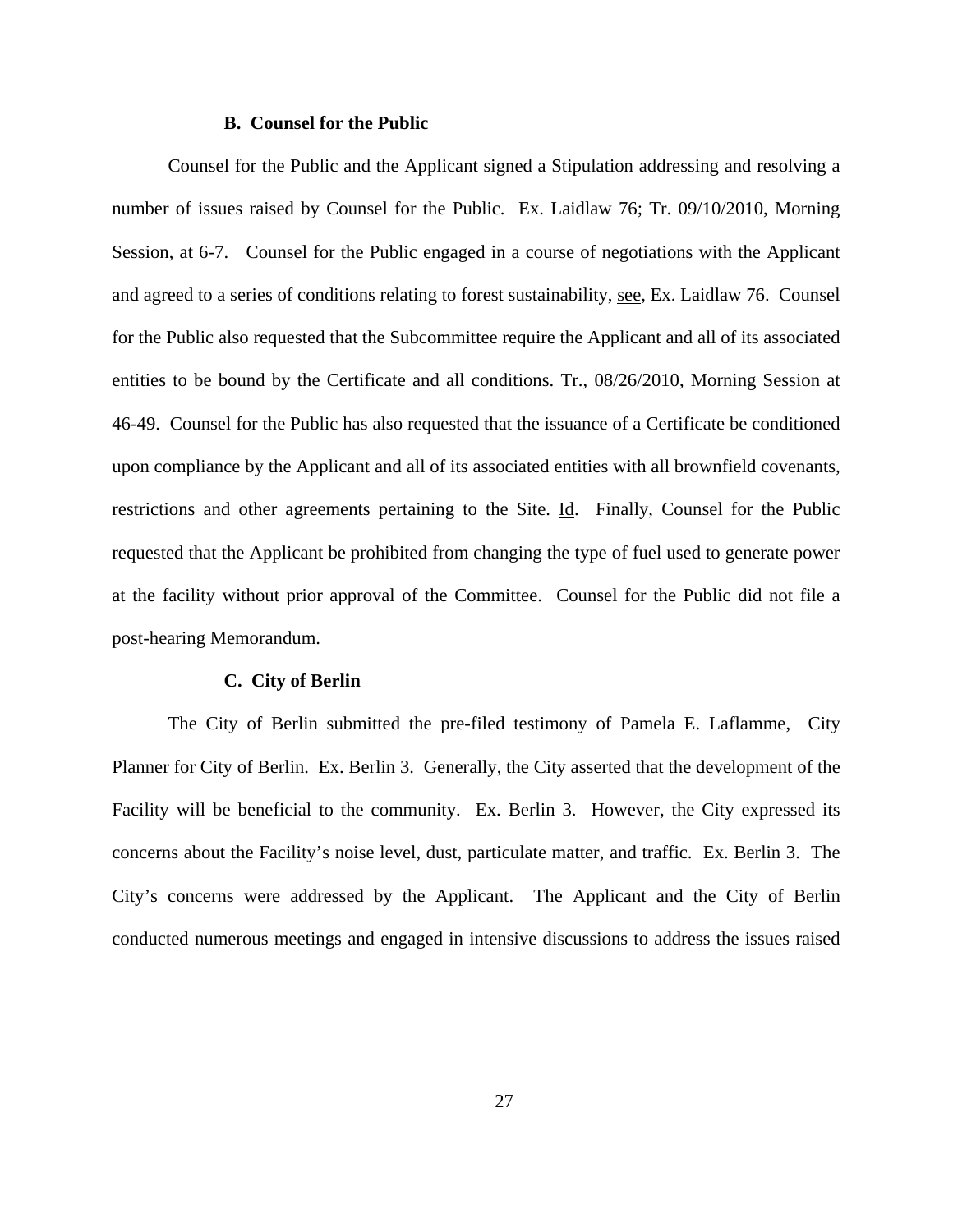### B. Counsel for the Public

Counsel for the Public and the Applicant signed a Stipulation addressing and resolving a number of issues raised by Counsel for the Public. Ex. Laidlaw 76; Tr. 09/10/2010, Morning Session, at 6-7. Counsel for the Public engaged in a course of negotiations with the Applicant and agreed to a series of conditions relating to forest sustainability, see, Ex. Laidlaw 76. Counsel for the Public also requested that the Subcommittee require the Applicant and all of its associated entities to be bound by the Certificate and all conditions. Tr., 08/26/2010, Morning Session at 46-49. Counsel for the Public has also requested that the issuance of a Certificate be conditioned upon compliance by the Applicant and all of its associated entities with all brownfield covenants, restrictions and other agreements pertaining to the Site. Id. Finally, Counsel for the Public requested that the Applicant be prohibited from changing the type of fuel used to generate power at the facility without prior approval of the Committee. Counsel for the Public did not file a post-hearing Memorandum.

### C. City of Berlin

The City of Berlin submitted the pre-filed testimony of Pamela E. Laflamme, City Planner for City of Berlin. Ex. Berlin 3. Generally, the City asserted that the development of the Facility will be beneficial to the community. Ex. Berlin 3. However, the City expressed its concerns about the Facility's noise level, dust, particulate matter, and traffic. Ex. Berlin 3. The City's concerns were addressed by the Applicant. The Applicant and the City of Berlin conducted numerous meetings and engaged in intensive discussions to address the issues raised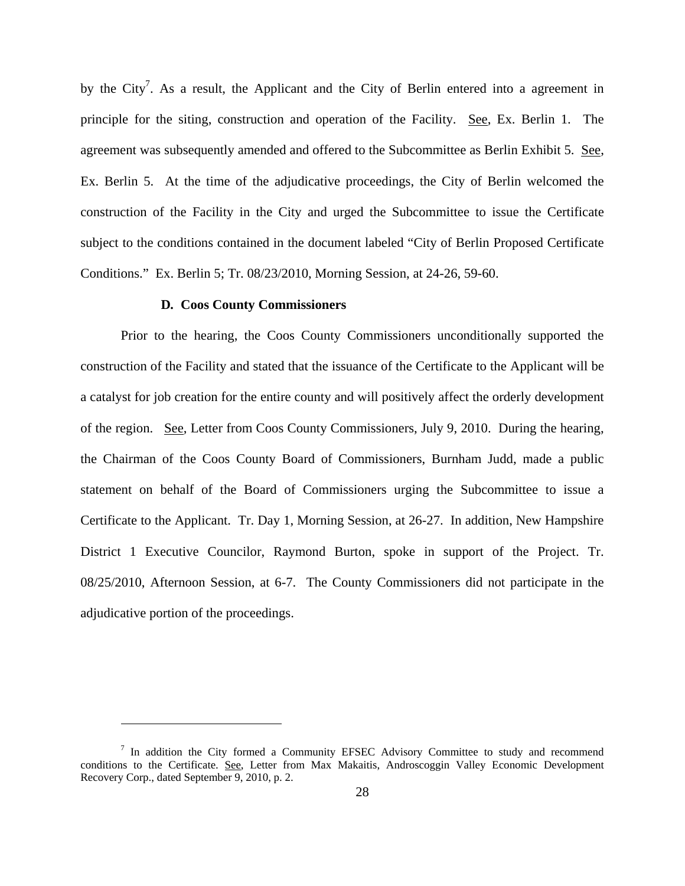by the City[7]. As a result, the Applicant and the City of Berlin entered into a agreement in principle for the siting, construction and operation of the Facility. See, Ex. Berlin 1. The agreement was subsequently amended and offered to the Subcommittee as Berlin Exhibit 5. See, Ex. Berlin 5. At the time of the adjudicative proceedings, the City of Berlin welcomed the construction of the Facility in the City and urged the Subcommittee to issue the Certificate subject to the conditions contained in the document labeled "City of Berlin Proposed Certificate Conditions." Ex. Berlin 5; Tr. 08/23/2010, Morning Session, at 24-26, 59-60.

### D. Coos County Commissioners

Prior to the hearing, the Coos County Commissioners unconditionally supported the construction of the Facility and stated that the issuance of the Certificate to the Applicant will be a catalyst for job creation for the entire county and will positively affect the orderly development of the region. See, Letter from Coos County Commissioners, July 9, 2010. During the hearing, the Chairman of the Coos County Board of Commissioners, Burnham Judd, made a public statement on behalf of the Board of Commissioners urging the Subcommittee to issue a Certificate to the Applicant. Tr. Day 1, Morning Session, at 26-27. In addition, New Hampshire District 1 Executive Councilor, Raymond Burton, spoke in support of the Project. Tr. 08/25/2010, Afternoon Session, at 6-7. The County Commissioners did not participate in the adjudicative portion of the proceedings.

---

[7] In addition the City formed a Community EFSEC Advisory Committee to study and recommend conditions to the Certificate. See, Letter from Max Makaitis, Androscoggin Valley Economic Development Recovery Corp., dated September 9, 2010, p. 2.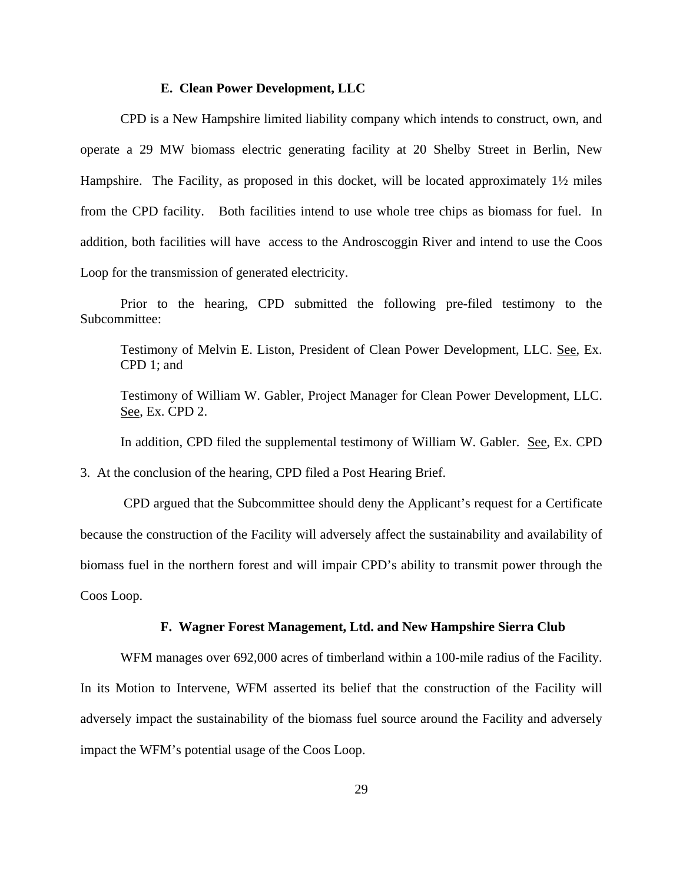### E. Clean Power Development, LLC

CPD is a New Hampshire limited liability company which intends to construct, own, and operate a 29 MW biomass electric generating facility at 20 Shelby Street in Berlin, New Hampshire. The Facility, as proposed in this docket, will be located approximately 1½ miles from the CPD facility. Both facilities intend to use whole tree chips as biomass for fuel. In addition, both facilities will have access to the Androscoggin River and intend to use the Coos Loop for the transmission of generated electricity.

Prior to the hearing, CPD submitted the following pre-filed testimony to the Subcommittee:

> Testimony of Melvin E. Liston, President of Clean Power Development, LLC. See, Ex. CPD 1; and
>
> Testimony of William W. Gabler, Project Manager for Clean Power Development, LLC. See, Ex. CPD 2.

In addition, CPD filed the supplemental testimony of William W. Gabler. See, Ex. CPD 3. At the conclusion of the hearing, CPD filed a Post Hearing Brief.

CPD argued that the Subcommittee should deny the Applicant's request for a Certificate because the construction of the Facility will adversely affect the sustainability and availability of biomass fuel in the northern forest and will impair CPD's ability to transmit power through the Coos Loop.

### F. Wagner Forest Management, Ltd. and New Hampshire Sierra Club

WFM manages over 692,000 acres of timberland within a 100-mile radius of the Facility. In its Motion to Intervene, WFM asserted its belief that the construction of the Facility will adversely impact the sustainability of the biomass fuel source around the Facility and adversely impact the WFM's potential usage of the Coos Loop.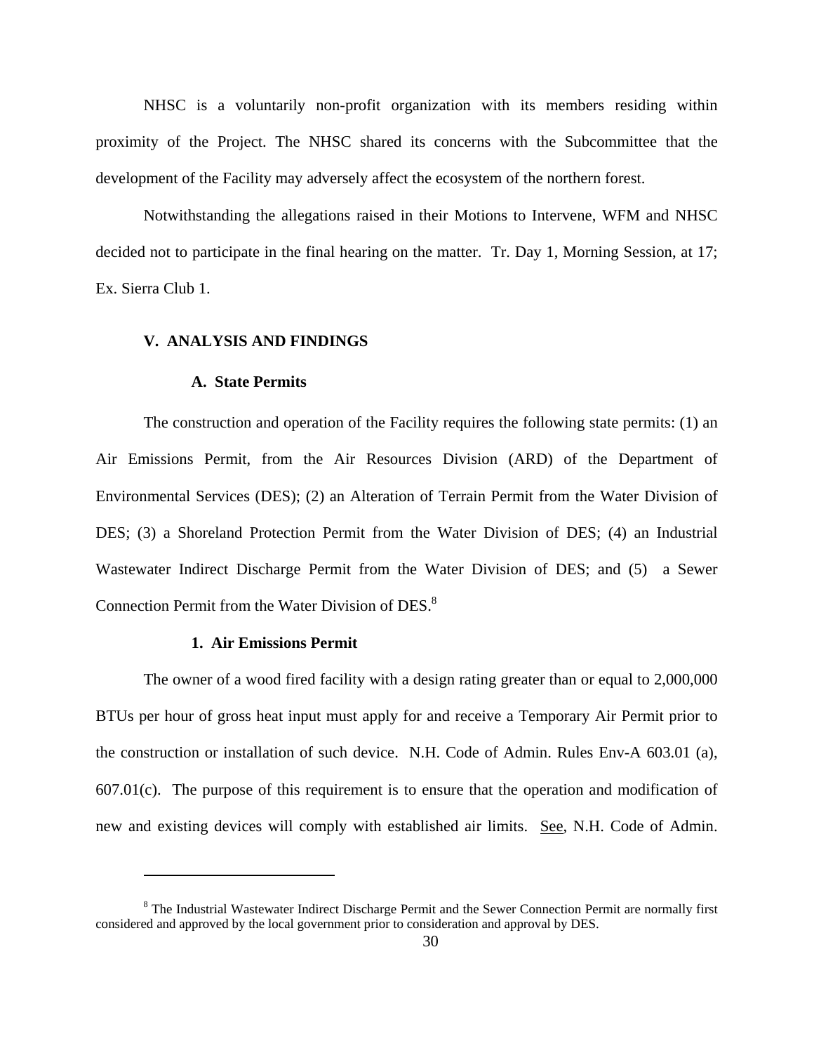NHSC is a voluntarily non-profit organization with its members residing within proximity of the Project. The NHSC shared its concerns with the Subcommittee that the development of the Facility may adversely affect the ecosystem of the northern forest.

Notwithstanding the allegations raised in their Motions to Intervene, WFM and NHSC decided not to participate in the final hearing on the matter. Tr. Day 1, Morning Session, at 17; Ex. Sierra Club 1.

## V. ANALYSIS AND FINDINGS

### A. State Permits

The construction and operation of the Facility requires the following state permits: (1) an Air Emissions Permit, from the Air Resources Division (ARD) of the Department of Environmental Services (DES); (2) an Alteration of Terrain Permit from the Water Division of DES; (3) a Shoreland Protection Permit from the Water Division of DES; (4) an Industrial Wastewater Indirect Discharge Permit from the Water Division of DES; and (5) a Sewer Connection Permit from the Water Division of DES.[8]

#### 1. Air Emissions Permit

The owner of a wood fired facility with a design rating greater than or equal to 2,000,000 BTUs per hour of gross heat input must apply for and receive a Temporary Air Permit prior to the construction or installation of such device. N.H. Code of Admin. Rules Env-A 603.01 (a), 607.01(c). The purpose of this requirement is to ensure that the operation and modification of new and existing devices will comply with established air limits. See, N.H. Code of Admin.

[8] The Industrial Wastewater Indirect Discharge Permit and the Sewer Connection Permit are normally first considered and approved by the local government prior to consideration and approval by DES.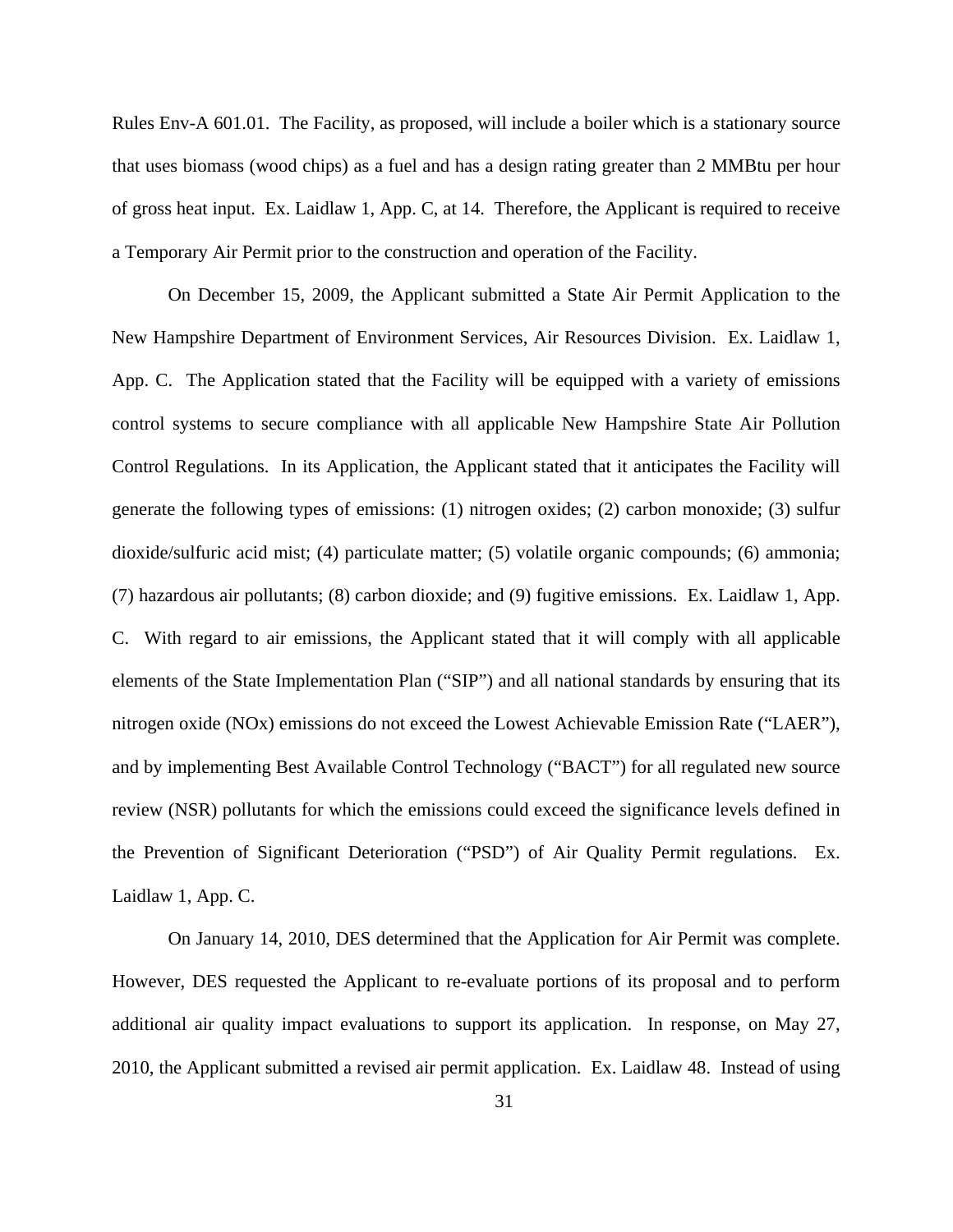Rules Env-A 601.01. The Facility, as proposed, will include a boiler which is a stationary source that uses biomass (wood chips) as a fuel and has a design rating greater than 2 MMBtu per hour of gross heat input. Ex. Laidlaw 1, App. C, at 14. Therefore, the Applicant is required to receive a Temporary Air Permit prior to the construction and operation of the Facility.

On December 15, 2009, the Applicant submitted a State Air Permit Application to the New Hampshire Department of Environment Services, Air Resources Division. Ex. Laidlaw 1, App. C. The Application stated that the Facility will be equipped with a variety of emissions control systems to secure compliance with all applicable New Hampshire State Air Pollution Control Regulations. In its Application, the Applicant stated that it anticipates the Facility will generate the following types of emissions: (1) nitrogen oxides; (2) carbon monoxide; (3) sulfur dioxide/sulfuric acid mist; (4) particulate matter; (5) volatile organic compounds; (6) ammonia; (7) hazardous air pollutants; (8) carbon dioxide; and (9) fugitive emissions. Ex. Laidlaw 1, App. C. With regard to air emissions, the Applicant stated that it will comply with all applicable elements of the State Implementation Plan ("SIP") and all national standards by ensuring that its nitrogen oxide (NOx) emissions do not exceed the Lowest Achievable Emission Rate ("LAER"), and by implementing Best Available Control Technology ("BACT") for all regulated new source review (NSR) pollutants for which the emissions could exceed the significance levels defined in the Prevention of Significant Deterioration ("PSD") of Air Quality Permit regulations. Ex. Laidlaw 1, App. C.

On January 14, 2010, DES determined that the Application for Air Permit was complete. However, DES requested the Applicant to re-evaluate portions of its proposal and to perform additional air quality impact evaluations to support its application. In response, on May 27, 2010, the Applicant submitted a revised air permit application. Ex. Laidlaw 48. Instead of using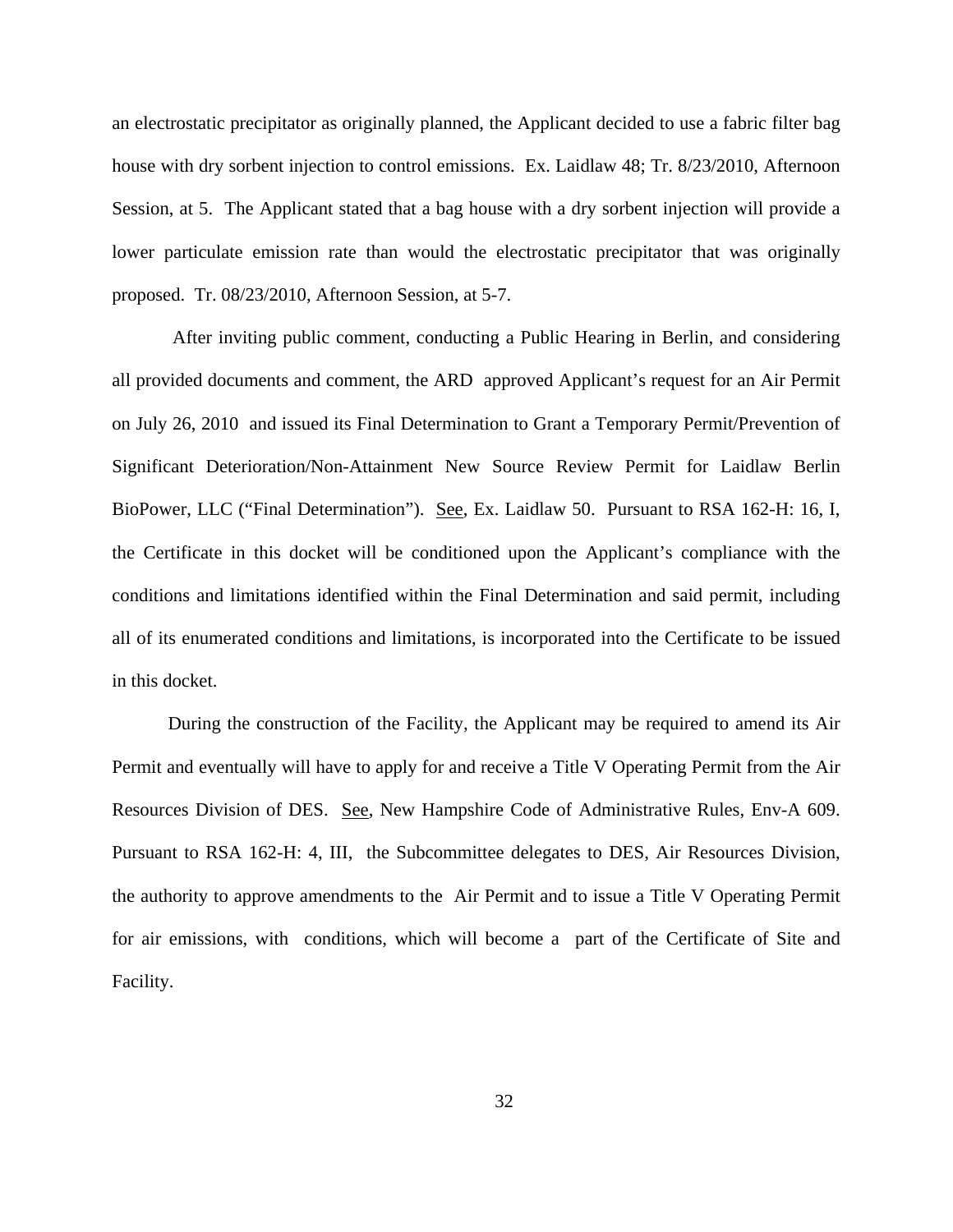an electrostatic precipitator as originally planned, the Applicant decided to use a fabric filter bag house with dry sorbent injection to control emissions. Ex. Laidlaw 48; Tr. 8/23/2010, Afternoon Session, at 5. The Applicant stated that a bag house with a dry sorbent injection will provide a lower particulate emission rate than would the electrostatic precipitator that was originally proposed. Tr. 08/23/2010, Afternoon Session, at 5-7.

After inviting public comment, conducting a Public Hearing in Berlin, and considering all provided documents and comment, the ARD approved Applicant's request for an Air Permit on July 26, 2010 and issued its Final Determination to Grant a Temporary Permit/Prevention of Significant Deterioration/Non-Attainment New Source Review Permit for Laidlaw Berlin BioPower, LLC ("Final Determination"). See, Ex. Laidlaw 50. Pursuant to RSA 162-H: 16, I, the Certificate in this docket will be conditioned upon the Applicant's compliance with the conditions and limitations identified within the Final Determination and said permit, including all of its enumerated conditions and limitations, is incorporated into the Certificate to be issued in this docket.

During the construction of the Facility, the Applicant may be required to amend its Air Permit and eventually will have to apply for and receive a Title V Operating Permit from the Air Resources Division of DES. See, New Hampshire Code of Administrative Rules, Env-A 609. Pursuant to RSA 162-H: 4, III, the Subcommittee delegates to DES, Air Resources Division, the authority to approve amendments to the Air Permit and to issue a Title V Operating Permit for air emissions, with conditions, which will become a part of the Certificate of Site and Facility.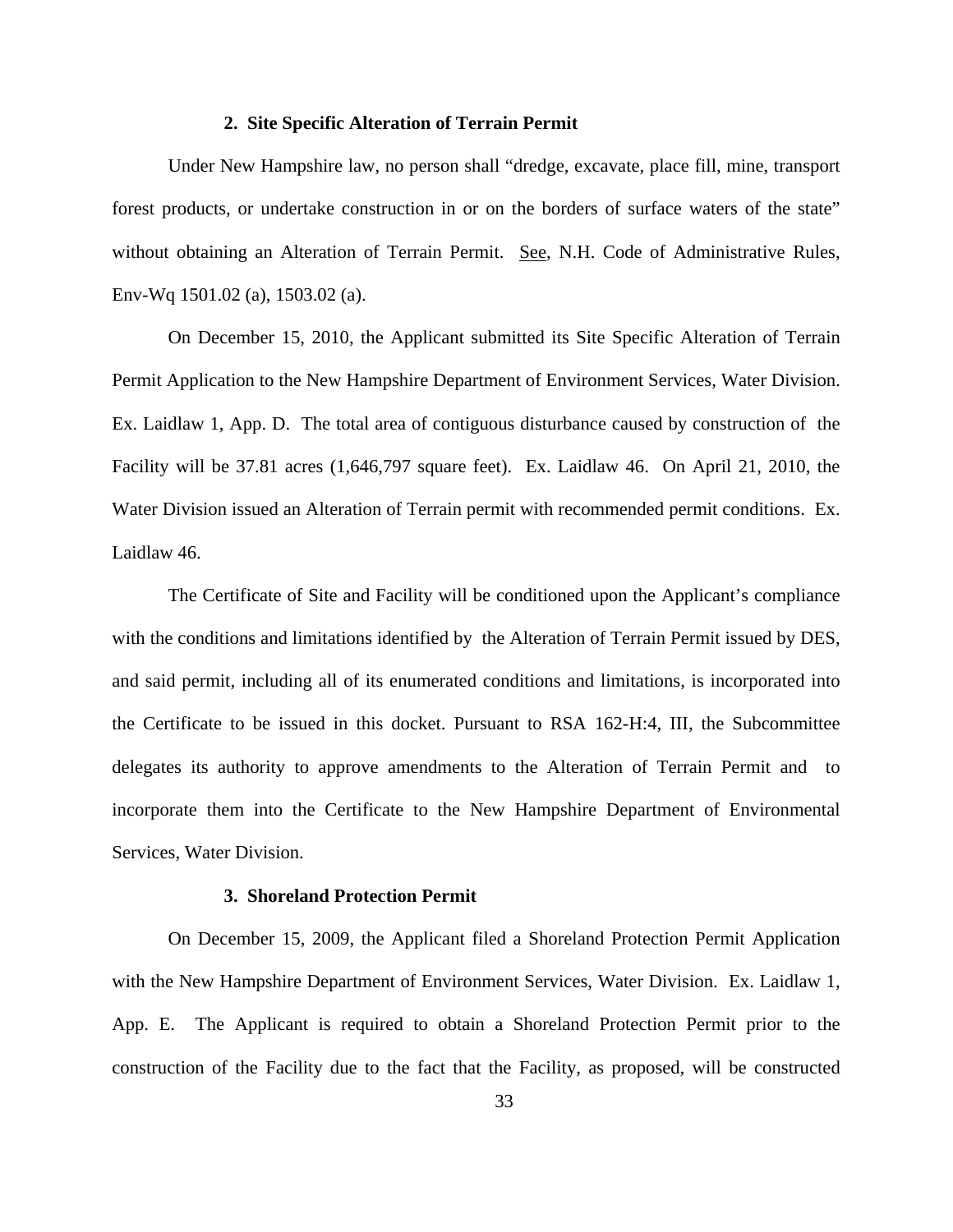### 2. Site Specific Alteration of Terrain Permit

Under New Hampshire law, no person shall "dredge, excavate, place fill, mine, transport forest products, or undertake construction in or on the borders of surface waters of the state" without obtaining an Alteration of Terrain Permit. See, N.H. Code of Administrative Rules, Env-Wq 1501.02 (a), 1503.02 (a).

On December 15, 2010, the Applicant submitted its Site Specific Alteration of Terrain Permit Application to the New Hampshire Department of Environment Services, Water Division. Ex. Laidlaw 1, App. D. The total area of contiguous disturbance caused by construction of the Facility will be 37.81 acres (1,646,797 square feet). Ex. Laidlaw 46. On April 21, 2010, the Water Division issued an Alteration of Terrain permit with recommended permit conditions. Ex. Laidlaw 46.

The Certificate of Site and Facility will be conditioned upon the Applicant's compliance with the conditions and limitations identified by the Alteration of Terrain Permit issued by DES, and said permit, including all of its enumerated conditions and limitations, is incorporated into the Certificate to be issued in this docket. Pursuant to RSA 162-H:4, III, the Subcommittee delegates its authority to approve amendments to the Alteration of Terrain Permit and to incorporate them into the Certificate to the New Hampshire Department of Environmental Services, Water Division.

### 3. Shoreland Protection Permit

On December 15, 2009, the Applicant filed a Shoreland Protection Permit Application with the New Hampshire Department of Environment Services, Water Division. Ex. Laidlaw 1, App. E. The Applicant is required to obtain a Shoreland Protection Permit prior to the construction of the Facility due to the fact that the Facility, as proposed, will be constructed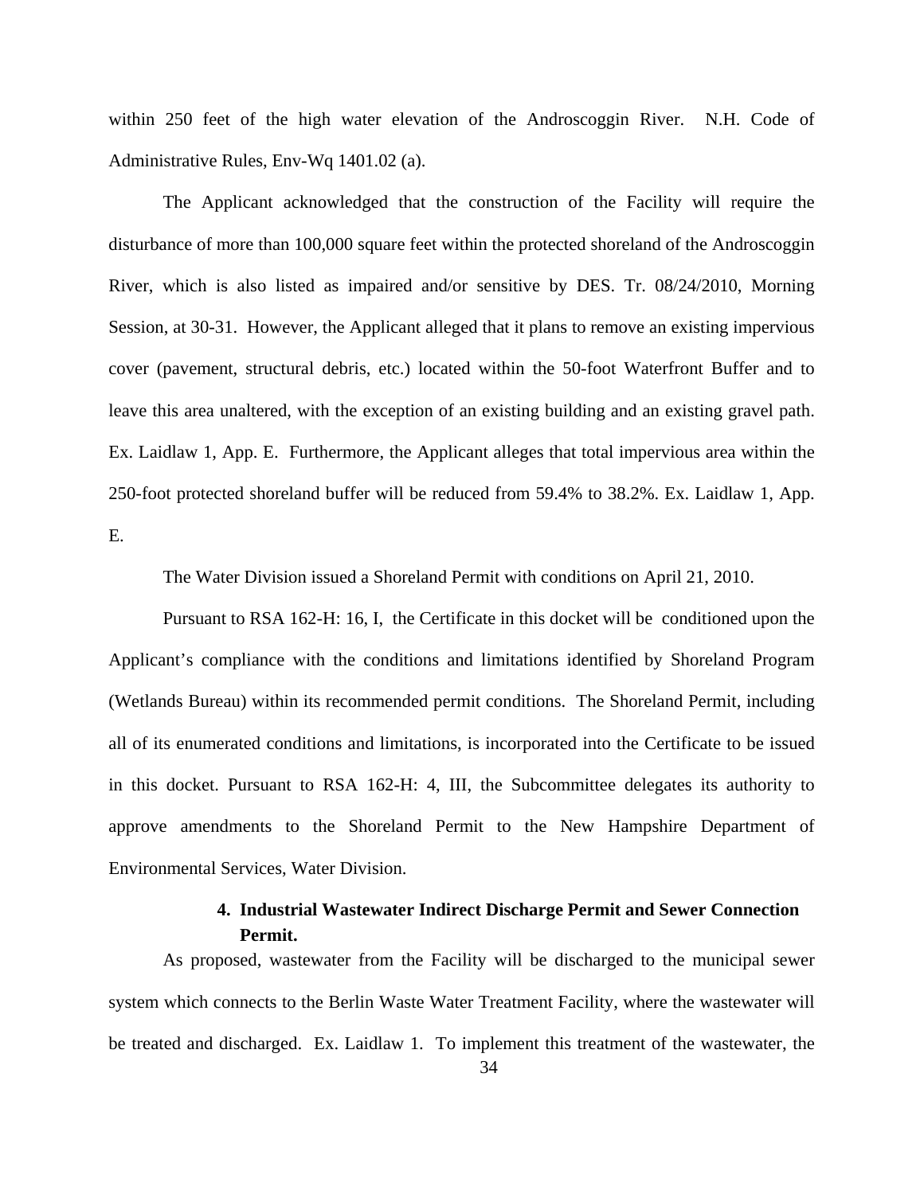within 250 feet of the high water elevation of the Androscoggin River. N.H. Code of Administrative Rules, Env-Wq 1401.02 (a).

The Applicant acknowledged that the construction of the Facility will require the disturbance of more than 100,000 square feet within the protected shoreland of the Androscoggin River, which is also listed as impaired and/or sensitive by DES. Tr. 08/24/2010, Morning Session, at 30-31. However, the Applicant alleged that it plans to remove an existing impervious cover (pavement, structural debris, etc.) located within the 50-foot Waterfront Buffer and to leave this area unaltered, with the exception of an existing building and an existing gravel path. Ex. Laidlaw 1, App. E. Furthermore, the Applicant alleges that total impervious area within the 250-foot protected shoreland buffer will be reduced from 59.4% to 38.2%. Ex. Laidlaw 1, App. E.

The Water Division issued a Shoreland Permit with conditions on April 21, 2010.

Pursuant to RSA 162-H: 16, I, the Certificate in this docket will be conditioned upon the Applicant's compliance with the conditions and limitations identified by Shoreland Program (Wetlands Bureau) within its recommended permit conditions. The Shoreland Permit, including all of its enumerated conditions and limitations, is incorporated into the Certificate to be issued in this docket. Pursuant to RSA 162-H: 4, III, the Subcommittee delegates its authority to approve amendments to the Shoreland Permit to the New Hampshire Department of Environmental Services, Water Division.

#### 4. Industrial Wastewater Indirect Discharge Permit and Sewer Connection Permit.

As proposed, wastewater from the Facility will be discharged to the municipal sewer system which connects to the Berlin Waste Water Treatment Facility, where the wastewater will be treated and discharged. Ex. Laidlaw 1. To implement this treatment of the wastewater, the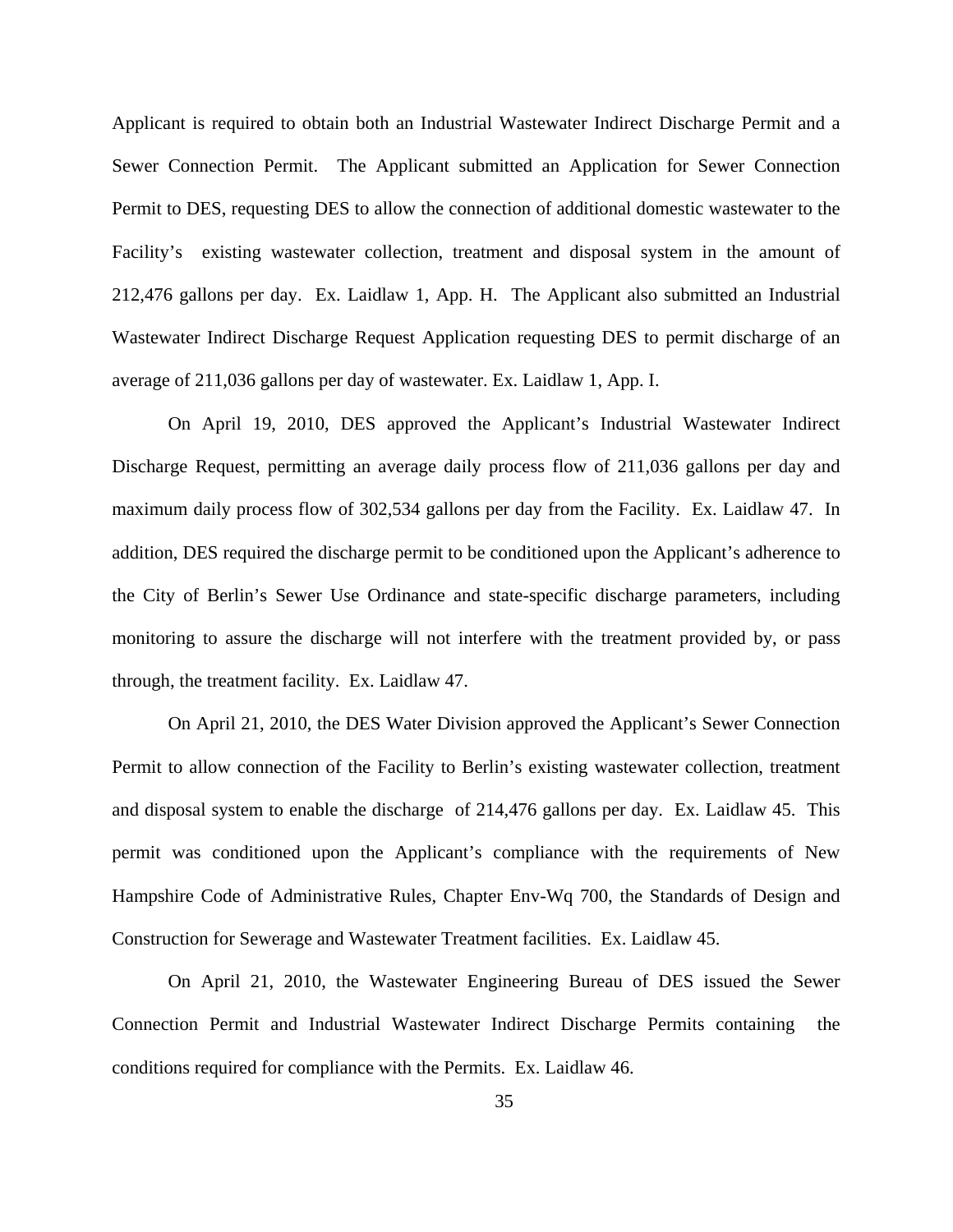Applicant is required to obtain both an Industrial Wastewater Indirect Discharge Permit and a Sewer Connection Permit. The Applicant submitted an Application for Sewer Connection Permit to DES, requesting DES to allow the connection of additional domestic wastewater to the Facility's existing wastewater collection, treatment and disposal system in the amount of 212,476 gallons per day. Ex. Laidlaw 1, App. H. The Applicant also submitted an Industrial Wastewater Indirect Discharge Request Application requesting DES to permit discharge of an average of 211,036 gallons per day of wastewater. Ex. Laidlaw 1, App. I.

On April 19, 2010, DES approved the Applicant's Industrial Wastewater Indirect Discharge Request, permitting an average daily process flow of 211,036 gallons per day and maximum daily process flow of 302,534 gallons per day from the Facility. Ex. Laidlaw 47. In addition, DES required the discharge permit to be conditioned upon the Applicant's adherence to the City of Berlin's Sewer Use Ordinance and state-specific discharge parameters, including monitoring to assure the discharge will not interfere with the treatment provided by, or pass through, the treatment facility. Ex. Laidlaw 47.

On April 21, 2010, the DES Water Division approved the Applicant's Sewer Connection Permit to allow connection of the Facility to Berlin's existing wastewater collection, treatment and disposal system to enable the discharge of 214,476 gallons per day. Ex. Laidlaw 45. This permit was conditioned upon the Applicant's compliance with the requirements of New Hampshire Code of Administrative Rules, Chapter Env-Wq 700, the Standards of Design and Construction for Sewerage and Wastewater Treatment facilities. Ex. Laidlaw 45.

On April 21, 2010, the Wastewater Engineering Bureau of DES issued the Sewer Connection Permit and Industrial Wastewater Indirect Discharge Permits containing the conditions required for compliance with the Permits. Ex. Laidlaw 46.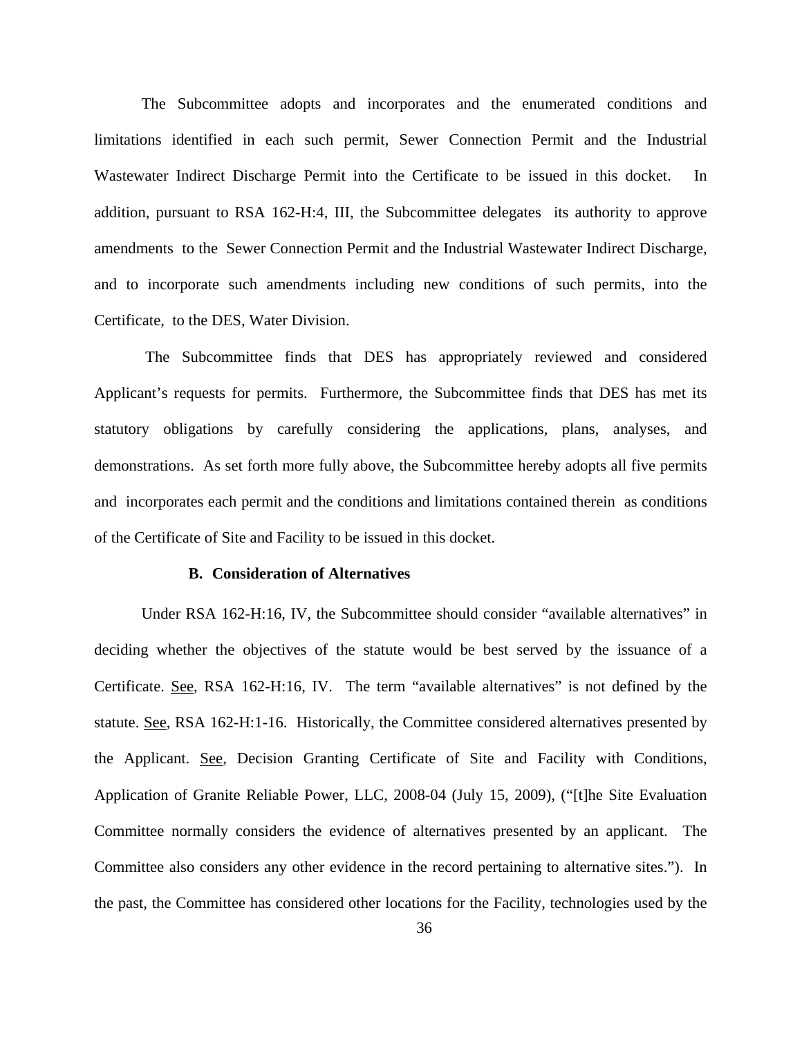The Subcommittee adopts and incorporates and the enumerated conditions and limitations identified in each such permit, Sewer Connection Permit and the Industrial Wastewater Indirect Discharge Permit into the Certificate to be issued in this docket. In addition, pursuant to RSA 162-H:4, III, the Subcommittee delegates its authority to approve amendments to the Sewer Connection Permit and the Industrial Wastewater Indirect Discharge, and to incorporate such amendments including new conditions of such permits, into the Certificate, to the DES, Water Division.

The Subcommittee finds that DES has appropriately reviewed and considered Applicant's requests for permits. Furthermore, the Subcommittee finds that DES has met its statutory obligations by carefully considering the applications, plans, analyses, and demonstrations. As set forth more fully above, the Subcommittee hereby adopts all five permits and incorporates each permit and the conditions and limitations contained therein as conditions of the Certificate of Site and Facility to be issued in this docket.

### B. Consideration of Alternatives

Under RSA 162-H:16, IV, the Subcommittee should consider "available alternatives" in deciding whether the objectives of the statute would be best served by the issuance of a Certificate. See, RSA 162-H:16, IV. The term "available alternatives" is not defined by the statute. See, RSA 162-H:1-16. Historically, the Committee considered alternatives presented by the Applicant. See, Decision Granting Certificate of Site and Facility with Conditions, Application of Granite Reliable Power, LLC, 2008-04 (July 15, 2009), ("[t]he Site Evaluation Committee normally considers the evidence of alternatives presented by an applicant. The Committee also considers any other evidence in the record pertaining to alternative sites."). In the past, the Committee has considered other locations for the Facility, technologies used by the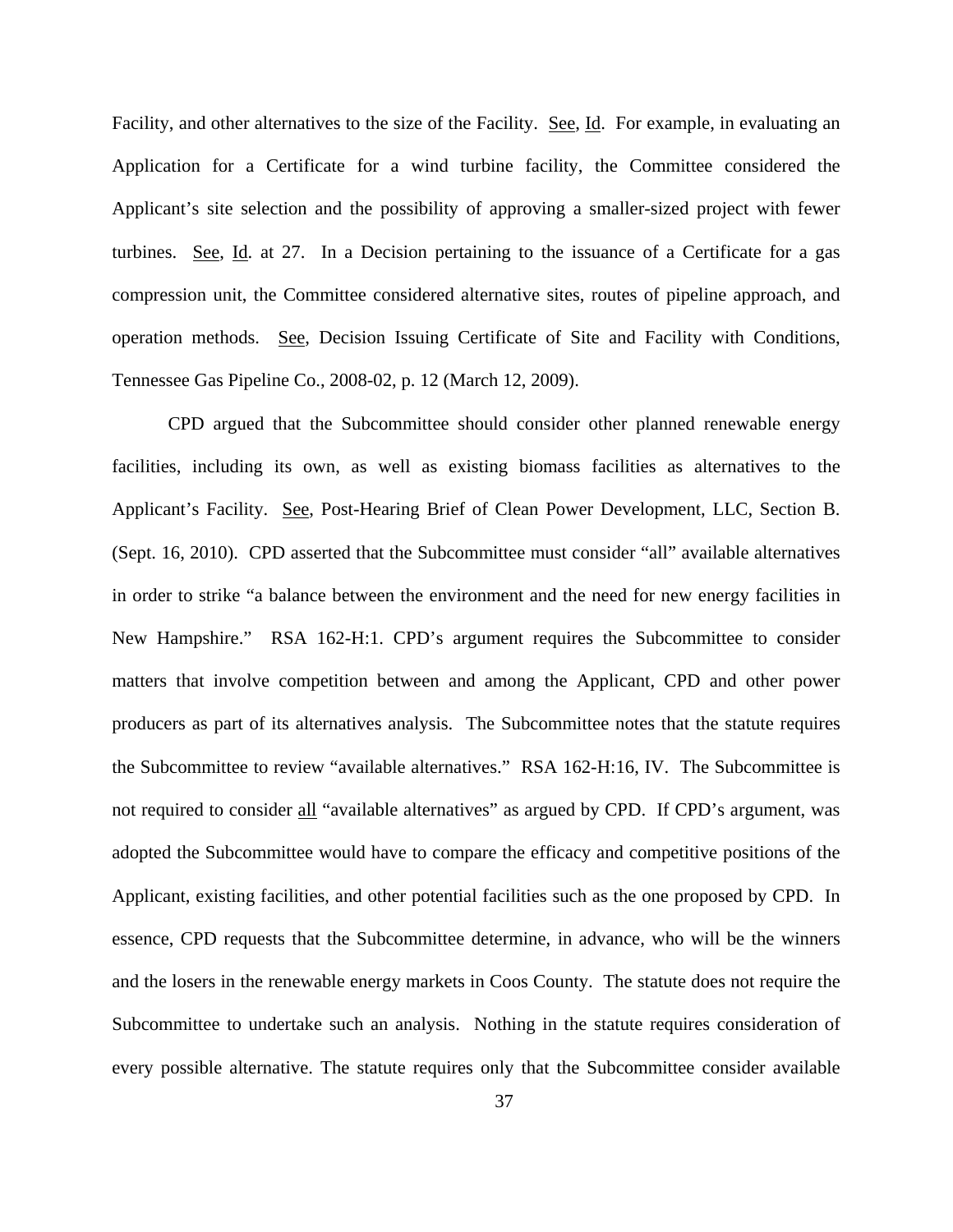Facility, and other alternatives to the size of the Facility. See, Id. For example, in evaluating an Application for a Certificate for a wind turbine facility, the Committee considered the Applicant's site selection and the possibility of approving a smaller-sized project with fewer turbines. See, Id. at 27. In a Decision pertaining to the issuance of a Certificate for a gas compression unit, the Committee considered alternative sites, routes of pipeline approach, and operation methods. See, Decision Issuing Certificate of Site and Facility with Conditions, Tennessee Gas Pipeline Co., 2008-02, p. 12 (March 12, 2009).

CPD argued that the Subcommittee should consider other planned renewable energy facilities, including its own, as well as existing biomass facilities as alternatives to the Applicant's Facility. See, Post-Hearing Brief of Clean Power Development, LLC, Section B. (Sept. 16, 2010). CPD asserted that the Subcommittee must consider "all" available alternatives in order to strike "a balance between the environment and the need for new energy facilities in New Hampshire." RSA 162-H:1. CPD's argument requires the Subcommittee to consider matters that involve competition between and among the Applicant, CPD and other power producers as part of its alternatives analysis. The Subcommittee notes that the statute requires the Subcommittee to review "available alternatives." RSA 162-H:16, IV. The Subcommittee is not required to consider all "available alternatives" as argued by CPD. If CPD's argument, was adopted the Subcommittee would have to compare the efficacy and competitive positions of the Applicant, existing facilities, and other potential facilities such as the one proposed by CPD. In essence, CPD requests that the Subcommittee determine, in advance, who will be the winners and the losers in the renewable energy markets in Coos County. The statute does not require the Subcommittee to undertake such an analysis. Nothing in the statute requires consideration of every possible alternative. The statute requires only that the Subcommittee consider available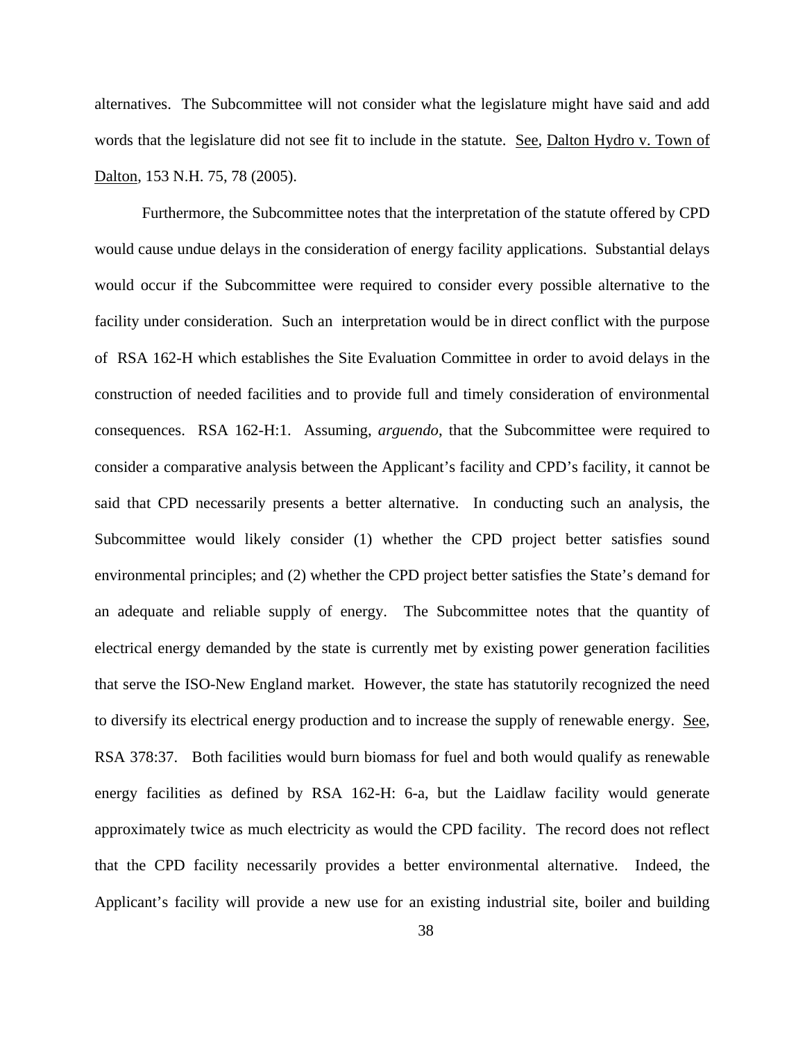alternatives. The Subcommittee will not consider what the legislature might have said and add words that the legislature did not see fit to include in the statute. See, Dalton Hydro v. Town of Dalton, 153 N.H. 75, 78 (2005).

Furthermore, the Subcommittee notes that the interpretation of the statute offered by CPD would cause undue delays in the consideration of energy facility applications. Substantial delays would occur if the Subcommittee were required to consider every possible alternative to the facility under consideration. Such an interpretation would be in direct conflict with the purpose of RSA 162-H which establishes the Site Evaluation Committee in order to avoid delays in the construction of needed facilities and to provide full and timely consideration of environmental consequences. RSA 162-H:1. Assuming, *arguendo*, that the Subcommittee were required to consider a comparative analysis between the Applicant's facility and CPD's facility, it cannot be said that CPD necessarily presents a better alternative. In conducting such an analysis, the Subcommittee would likely consider (1) whether the CPD project better satisfies sound environmental principles; and (2) whether the CPD project better satisfies the State's demand for an adequate and reliable supply of energy. The Subcommittee notes that the quantity of electrical energy demanded by the state is currently met by existing power generation facilities that serve the ISO-New England market. However, the state has statutorily recognized the need to diversify its electrical energy production and to increase the supply of renewable energy. See, RSA 378:37. Both facilities would burn biomass for fuel and both would qualify as renewable energy facilities as defined by RSA 162-H: 6-a, but the Laidlaw facility would generate approximately twice as much electricity as would the CPD facility. The record does not reflect that the CPD facility necessarily provides a better environmental alternative. Indeed, the Applicant's facility will provide a new use for an existing industrial site, boiler and building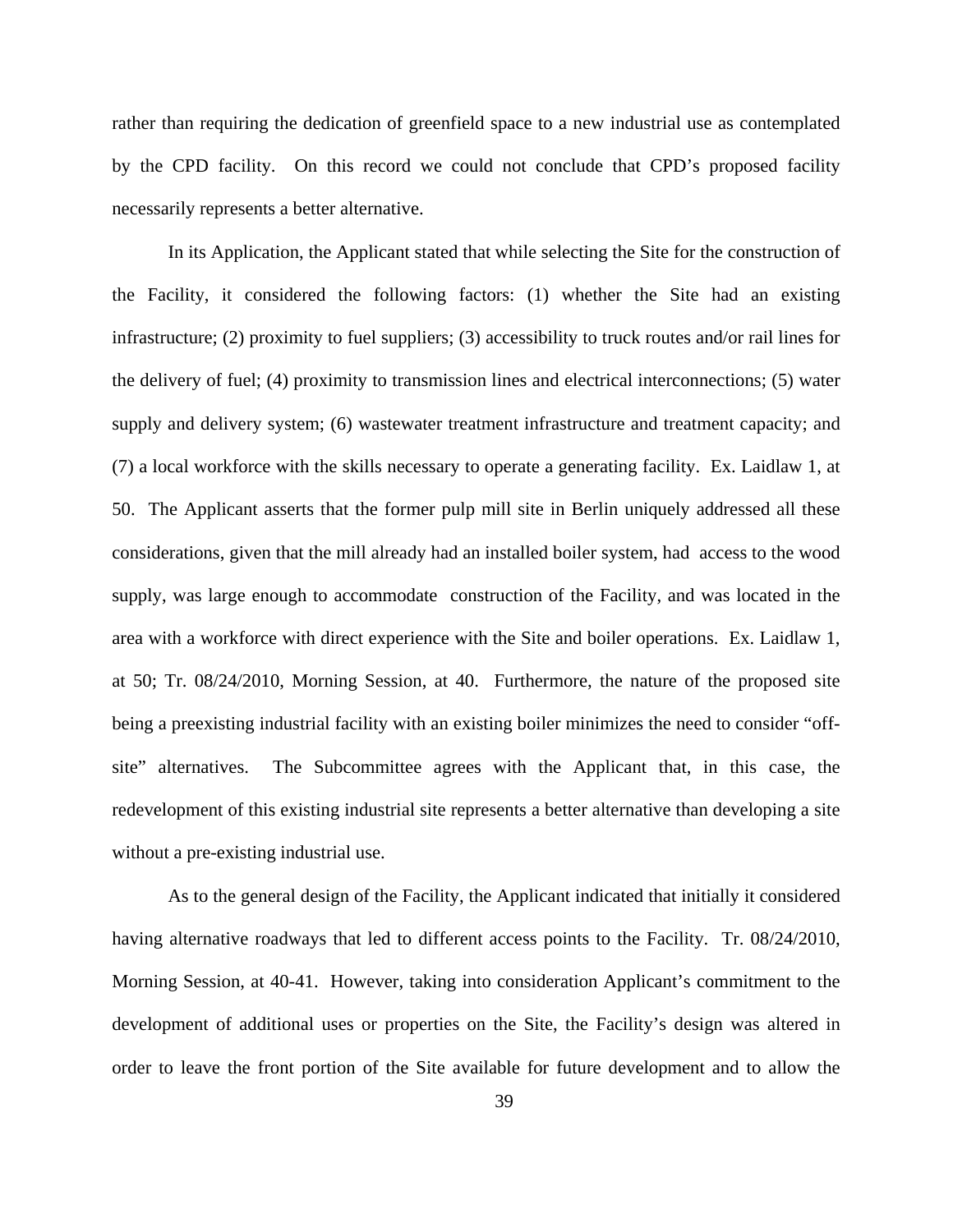rather than requiring the dedication of greenfield space to a new industrial use as contemplated by the CPD facility. On this record we could not conclude that CPD's proposed facility necessarily represents a better alternative.

In its Application, the Applicant stated that while selecting the Site for the construction of the Facility, it considered the following factors: (1) whether the Site had an existing infrastructure; (2) proximity to fuel suppliers; (3) accessibility to truck routes and/or rail lines for the delivery of fuel; (4) proximity to transmission lines and electrical interconnections; (5) water supply and delivery system; (6) wastewater treatment infrastructure and treatment capacity; and (7) a local workforce with the skills necessary to operate a generating facility. Ex. Laidlaw 1, at 50. The Applicant asserts that the former pulp mill site in Berlin uniquely addressed all these considerations, given that the mill already had an installed boiler system, had access to the wood supply, was large enough to accommodate construction of the Facility, and was located in the area with a workforce with direct experience with the Site and boiler operations. Ex. Laidlaw 1, at 50; Tr. 08/24/2010, Morning Session, at 40. Furthermore, the nature of the proposed site being a preexisting industrial facility with an existing boiler minimizes the need to consider "off-site" alternatives. The Subcommittee agrees with the Applicant that, in this case, the redevelopment of this existing industrial site represents a better alternative than developing a site without a pre-existing industrial use.

As to the general design of the Facility, the Applicant indicated that initially it considered having alternative roadways that led to different access points to the Facility. Tr. 08/24/2010, Morning Session, at 40-41. However, taking into consideration Applicant's commitment to the development of additional uses or properties on the Site, the Facility's design was altered in order to leave the front portion of the Site available for future development and to allow the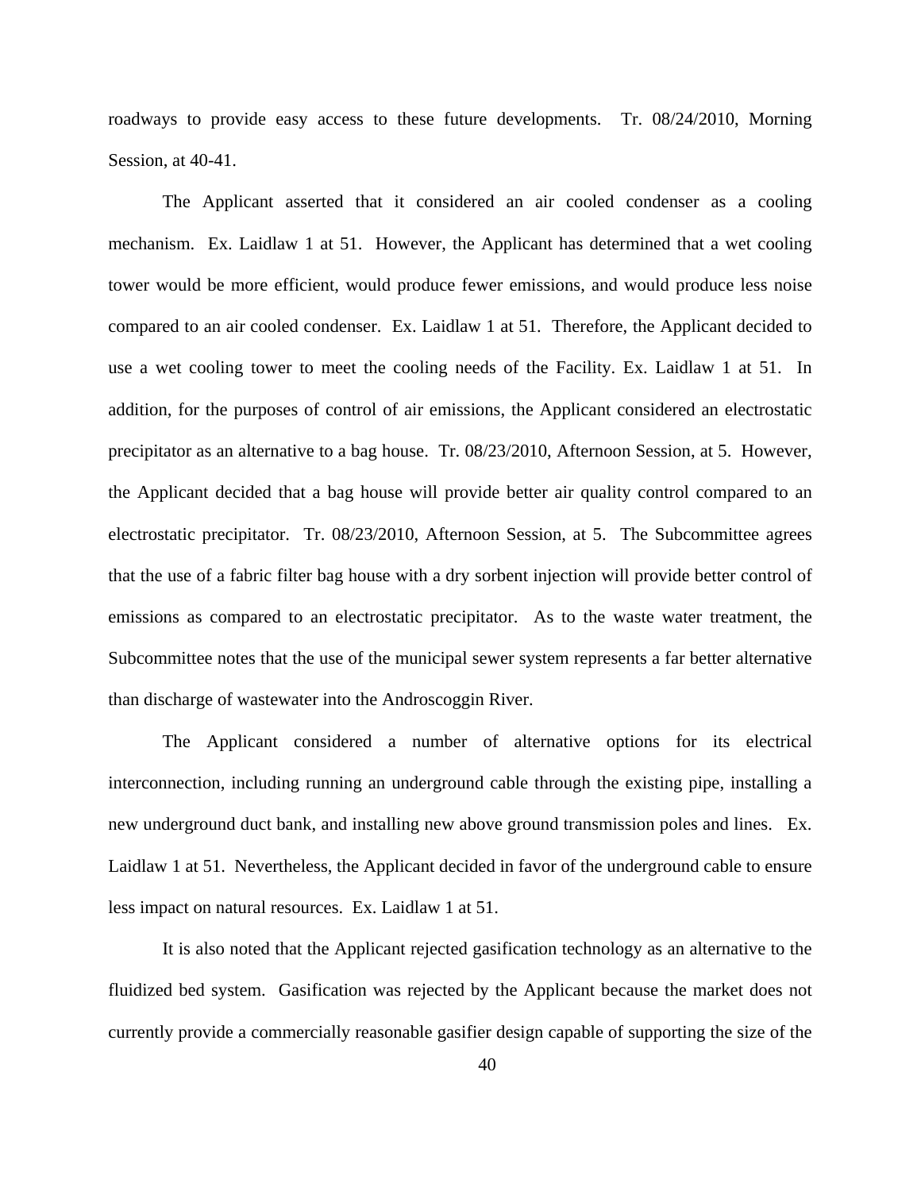roadways to provide easy access to these future developments. Tr. 08/24/2010, Morning Session, at 40-41.

The Applicant asserted that it considered an air cooled condenser as a cooling mechanism. Ex. Laidlaw 1 at 51. However, the Applicant has determined that a wet cooling tower would be more efficient, would produce fewer emissions, and would produce less noise compared to an air cooled condenser. Ex. Laidlaw 1 at 51. Therefore, the Applicant decided to use a wet cooling tower to meet the cooling needs of the Facility. Ex. Laidlaw 1 at 51. In addition, for the purposes of control of air emissions, the Applicant considered an electrostatic precipitator as an alternative to a bag house. Tr. 08/23/2010, Afternoon Session, at 5. However, the Applicant decided that a bag house will provide better air quality control compared to an electrostatic precipitator. Tr. 08/23/2010, Afternoon Session, at 5. The Subcommittee agrees that the use of a fabric filter bag house with a dry sorbent injection will provide better control of emissions as compared to an electrostatic precipitator. As to the waste water treatment, the Subcommittee notes that the use of the municipal sewer system represents a far better alternative than discharge of wastewater into the Androscoggin River.

The Applicant considered a number of alternative options for its electrical interconnection, including running an underground cable through the existing pipe, installing a new underground duct bank, and installing new above ground transmission poles and lines. Ex. Laidlaw 1 at 51. Nevertheless, the Applicant decided in favor of the underground cable to ensure less impact on natural resources. Ex. Laidlaw 1 at 51.

It is also noted that the Applicant rejected gasification technology as an alternative to the fluidized bed system. Gasification was rejected by the Applicant because the market does not currently provide a commercially reasonable gasifier design capable of supporting the size of the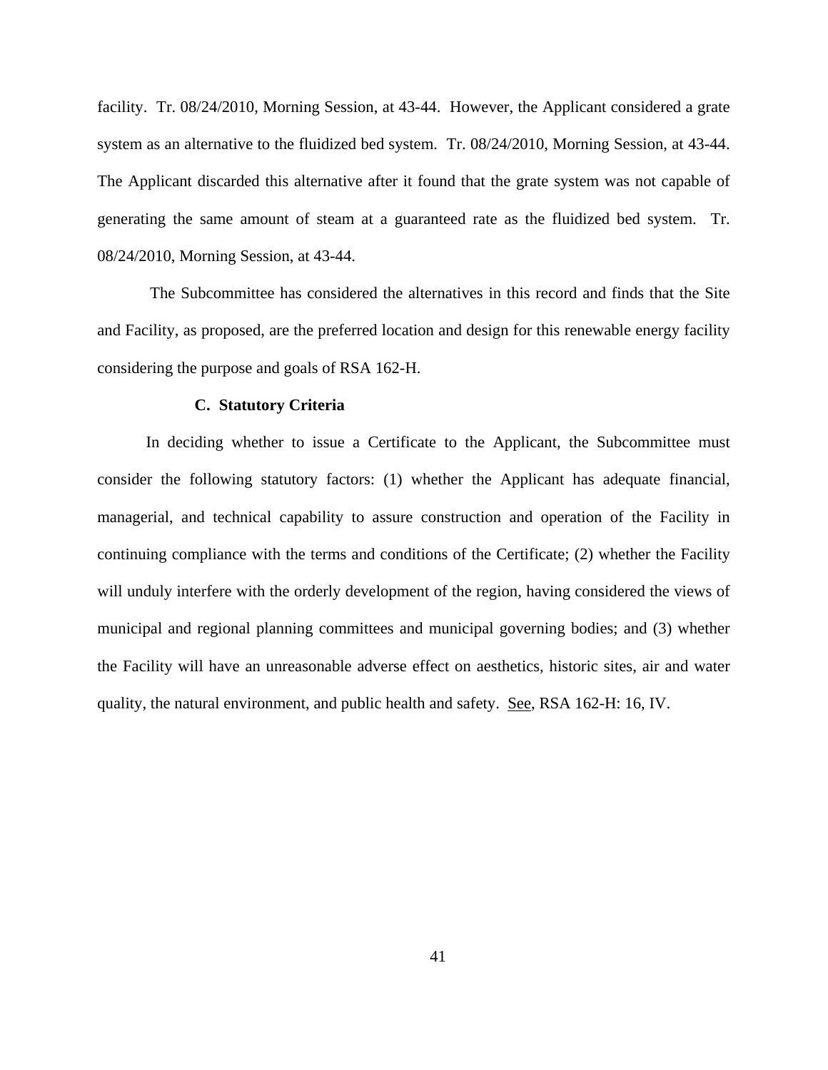facility. Tr. 08/24/2010, Morning Session, at 43-44. However, the Applicant considered a grate system as an alternative to the fluidized bed system. Tr. 08/24/2010, Morning Session, at 43-44. The Applicant discarded this alternative after it found that the grate system was not capable of generating the same amount of steam at a guaranteed rate as the fluidized bed system. Tr. 08/24/2010, Morning Session, at 43-44.

The Subcommittee has considered the alternatives in this record and finds that the Site and Facility, as proposed, are the preferred location and design for this renewable energy facility considering the purpose and goals of RSA 162-H.

### C. Statutory Criteria

In deciding whether to issue a Certificate to the Applicant, the Subcommittee must consider the following statutory factors: (1) whether the Applicant has adequate financial, managerial, and technical capability to assure construction and operation of the Facility in continuing compliance with the terms and conditions of the Certificate; (2) whether the Facility will unduly interfere with the orderly development of the region, having considered the views of municipal and regional planning committees and municipal governing bodies; and (3) whether the Facility will have an unreasonable adverse effect on aesthetics, historic sites, air and water quality, the natural environment, and public health and safety. See, RSA 162-H: 16, IV.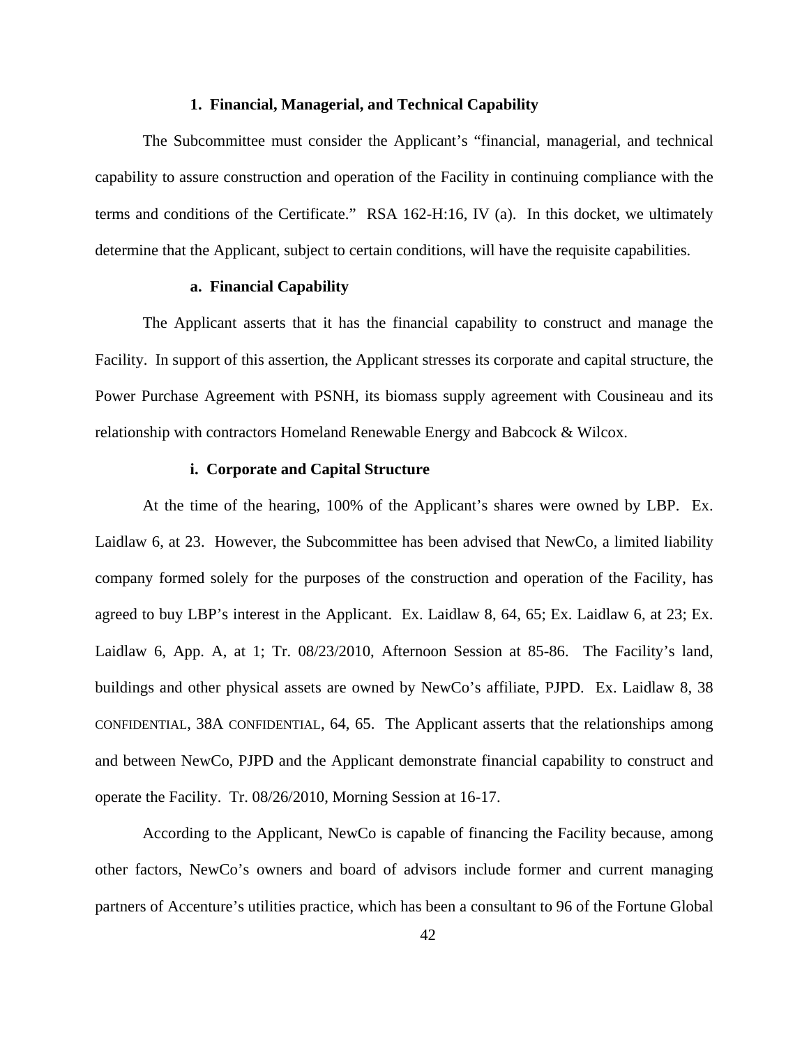### 1. Financial, Managerial, and Technical Capability

The Subcommittee must consider the Applicant's "financial, managerial, and technical capability to assure construction and operation of the Facility in continuing compliance with the terms and conditions of the Certificate." RSA 162-H:16, IV (a). In this docket, we ultimately determine that the Applicant, subject to certain conditions, will have the requisite capabilities.

#### a. Financial Capability

The Applicant asserts that it has the financial capability to construct and manage the Facility. In support of this assertion, the Applicant stresses its corporate and capital structure, the Power Purchase Agreement with PSNH, its biomass supply agreement with Cousineau and its relationship with contractors Homeland Renewable Energy and Babcock & Wilcox.

##### i. Corporate and Capital Structure

At the time of the hearing, 100% of the Applicant's shares were owned by LBP. Ex. Laidlaw 6, at 23. However, the Subcommittee has been advised that NewCo, a limited liability company formed solely for the purposes of the construction and operation of the Facility, has agreed to buy LBP's interest in the Applicant. Ex. Laidlaw 8, 64, 65; Ex. Laidlaw 6, at 23; Ex. Laidlaw 6, App. A, at 1; Tr. 08/23/2010, Afternoon Session at 85-86. The Facility's land, buildings and other physical assets are owned by NewCo's affiliate, PJPD. Ex. Laidlaw 8, 38 CONFIDENTIAL, 38A CONFIDENTIAL, 64, 65. The Applicant asserts that the relationships among and between NewCo, PJPD and the Applicant demonstrate financial capability to construct and operate the Facility. Tr. 08/26/2010, Morning Session at 16-17.

According to the Applicant, NewCo is capable of financing the Facility because, among other factors, NewCo's owners and board of advisors include former and current managing partners of Accenture's utilities practice, which has been a consultant to 96 of the Fortune Global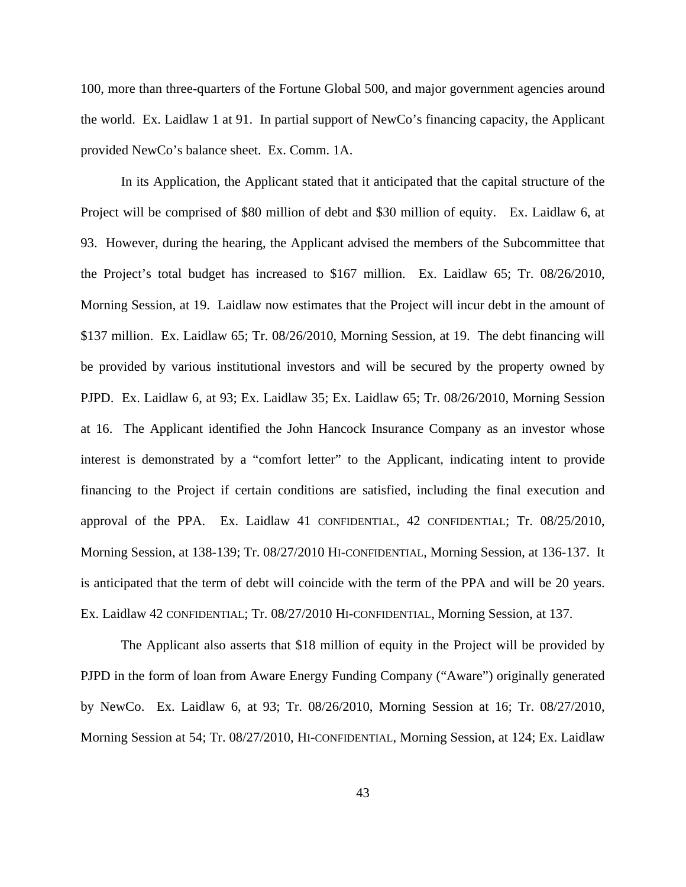100, more than three-quarters of the Fortune Global 500, and major government agencies around the world. Ex. Laidlaw 1 at 91. In partial support of NewCo's financing capacity, the Applicant provided NewCo's balance sheet. Ex. Comm. 1A.

In its Application, the Applicant stated that it anticipated that the capital structure of the Project will be comprised of $80 million of debt and $30 million of equity. Ex. Laidlaw 6, at 93. However, during the hearing, the Applicant advised the members of the Subcommittee that the Project's total budget has increased to $167 million. Ex. Laidlaw 65; Tr. 08/26/2010, Morning Session, at 19. Laidlaw now estimates that the Project will incur debt in the amount of $137 million. Ex. Laidlaw 65; Tr. 08/26/2010, Morning Session, at 19. The debt financing will be provided by various institutional investors and will be secured by the property owned by PJPD. Ex. Laidlaw 6, at 93; Ex. Laidlaw 35; Ex. Laidlaw 65; Tr. 08/26/2010, Morning Session at 16. The Applicant identified the John Hancock Insurance Company as an investor whose interest is demonstrated by a "comfort letter" to the Applicant, indicating intent to provide financing to the Project if certain conditions are satisfied, including the final execution and approval of the PPA. Ex. Laidlaw 41 CONFIDENTIAL, 42 CONFIDENTIAL; Tr. 08/25/2010, Morning Session, at 138-139; Tr. 08/27/2010 HI-CONFIDENTIAL, Morning Session, at 136-137. It is anticipated that the term of debt will coincide with the term of the PPA and will be 20 years. Ex. Laidlaw 42 CONFIDENTIAL; Tr. 08/27/2010 HI-CONFIDENTIAL, Morning Session, at 137.

The Applicant also asserts that $18 million of equity in the Project will be provided by PJPD in the form of loan from Aware Energy Funding Company ("Aware") originally generated by NewCo. Ex. Laidlaw 6, at 93; Tr. 08/26/2010, Morning Session at 16; Tr. 08/27/2010, Morning Session at 54; Tr. 08/27/2010, HI-CONFIDENTIAL, Morning Session, at 124; Ex. Laidlaw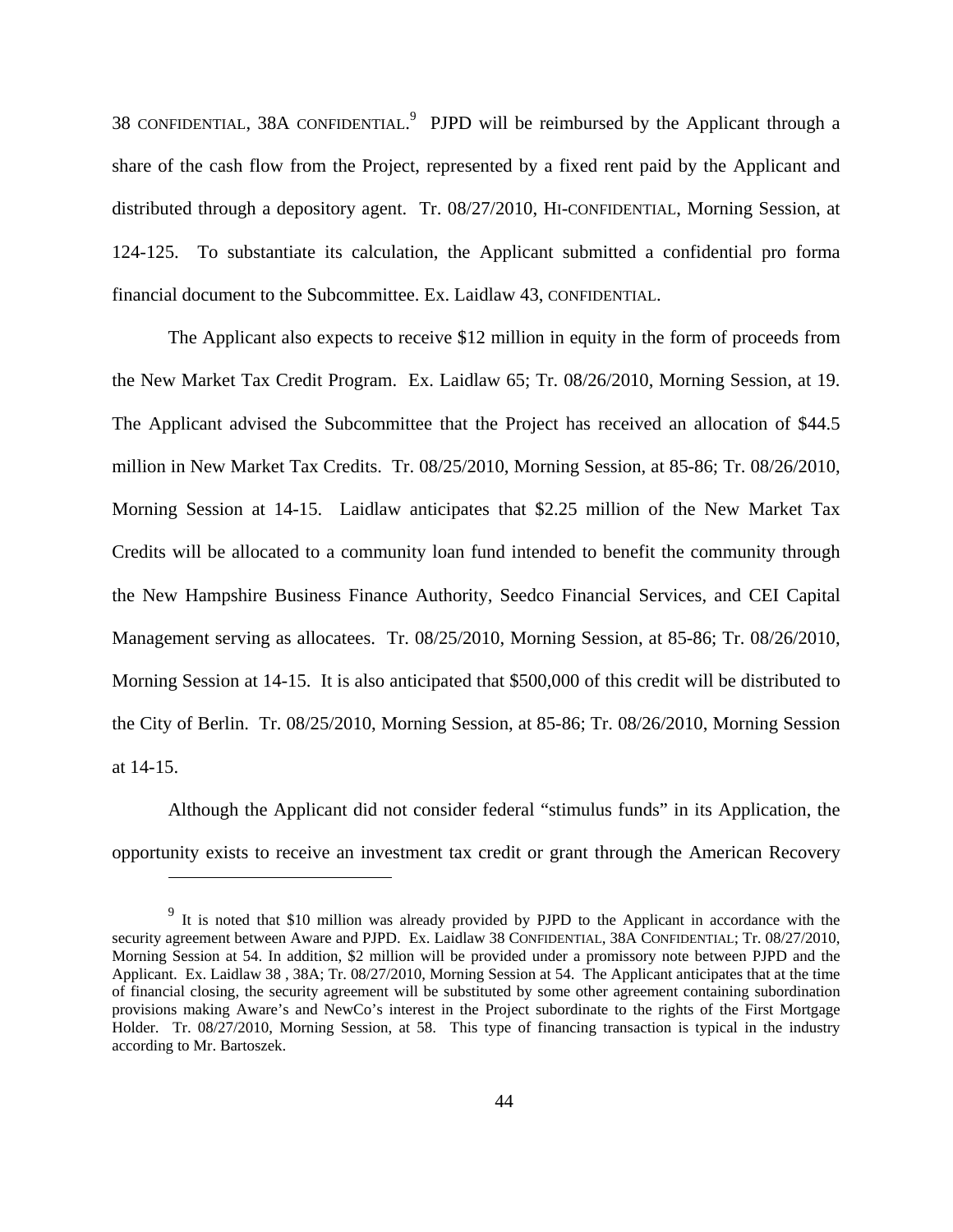38 CONFIDENTIAL, 38A CONFIDENTIAL.[9] PJPD will be reimbursed by the Applicant through a share of the cash flow from the Project, represented by a fixed rent paid by the Applicant and distributed through a depository agent. Tr. 08/27/2010, HI-CONFIDENTIAL, Morning Session, at 124-125. To substantiate its calculation, the Applicant submitted a confidential pro forma financial document to the Subcommittee. Ex. Laidlaw 43, CONFIDENTIAL.

The Applicant also expects to receive $12 million in equity in the form of proceeds from the New Market Tax Credit Program. Ex. Laidlaw 65; Tr. 08/26/2010, Morning Session, at 19. The Applicant advised the Subcommittee that the Project has received an allocation of $44.5 million in New Market Tax Credits. Tr. 08/25/2010, Morning Session, at 85-86; Tr. 08/26/2010, Morning Session at 14-15. Laidlaw anticipates that $2.25 million of the New Market Tax Credits will be allocated to a community loan fund intended to benefit the community through the New Hampshire Business Finance Authority, Seedco Financial Services, and CEI Capital Management serving as allocatees. Tr. 08/25/2010, Morning Session, at 85-86; Tr. 08/26/2010, Morning Session at 14-15. It is also anticipated that $500,000 of this credit will be distributed to the City of Berlin. Tr. 08/25/2010, Morning Session, at 85-86; Tr. 08/26/2010, Morning Session at 14-15.

Although the Applicant did not consider federal "stimulus funds" in its Application, the opportunity exists to receive an investment tax credit or grant through the American Recovery

---

[9] It is noted that $10 million was already provided by PJPD to the Applicant in accordance with the security agreement between Aware and PJPD. Ex. Laidlaw 38 CONFIDENTIAL, 38A CONFIDENTIAL; Tr. 08/27/2010, Morning Session at 54. In addition, $2 million will be provided under a promissory note between PJPD and the Applicant. Ex. Laidlaw 38 , 38A; Tr. 08/27/2010, Morning Session at 54. The Applicant anticipates that at the time of financial closing, the security agreement will be substituted by some other agreement containing subordination provisions making Aware's and NewCo's interest in the Project subordinate to the rights of the First Mortgage Holder. Tr. 08/27/2010, Morning Session, at 58. This type of financing transaction is typical in the industry according to Mr. Bartoszek.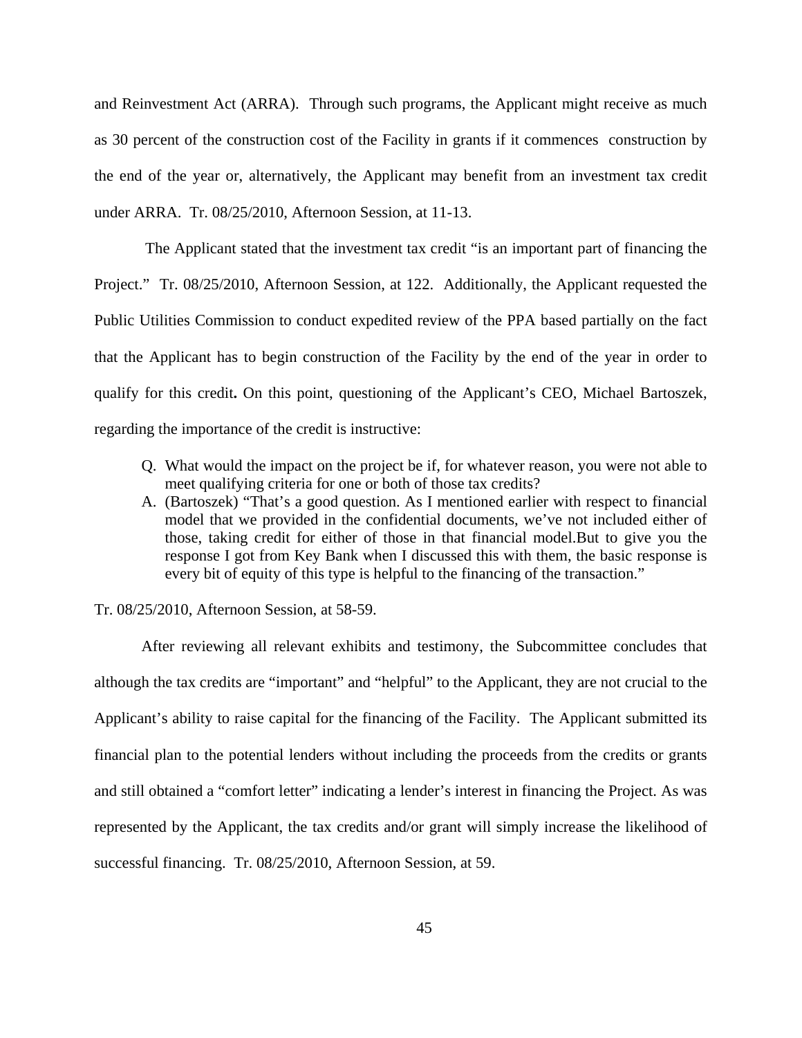and Reinvestment Act (ARRA). Through such programs, the Applicant might receive as much as 30 percent of the construction cost of the Facility in grants if it commences construction by the end of the year or, alternatively, the Applicant may benefit from an investment tax credit under ARRA. Tr. 08/25/2010, Afternoon Session, at 11-13.

The Applicant stated that the investment tax credit "is an important part of financing the Project." Tr. 08/25/2010, Afternoon Session, at 122. Additionally, the Applicant requested the Public Utilities Commission to conduct expedited review of the PPA based partially on the fact that the Applicant has to begin construction of the Facility by the end of the year in order to qualify for this credit**.** On this point, questioning of the Applicant's CEO, Michael Bartoszek, regarding the importance of the credit is instructive:

> Q. What would the impact on the project be if, for whatever reason, you were not able to meet qualifying criteria for one or both of those tax credits?
>
> A. (Bartoszek) "That's a good question. As I mentioned earlier with respect to financial model that we provided in the confidential documents, we've not included either of those, taking credit for either of those in that financial model.But to give you the response I got from Key Bank when I discussed this with them, the basic response is every bit of equity of this type is helpful to the financing of the transaction."

Tr. 08/25/2010, Afternoon Session, at 58-59.

After reviewing all relevant exhibits and testimony, the Subcommittee concludes that although the tax credits are "important" and "helpful" to the Applicant, they are not crucial to the Applicant's ability to raise capital for the financing of the Facility. The Applicant submitted its financial plan to the potential lenders without including the proceeds from the credits or grants and still obtained a "comfort letter" indicating a lender's interest in financing the Project. As was represented by the Applicant, the tax credits and/or grant will simply increase the likelihood of successful financing. Tr. 08/25/2010, Afternoon Session, at 59.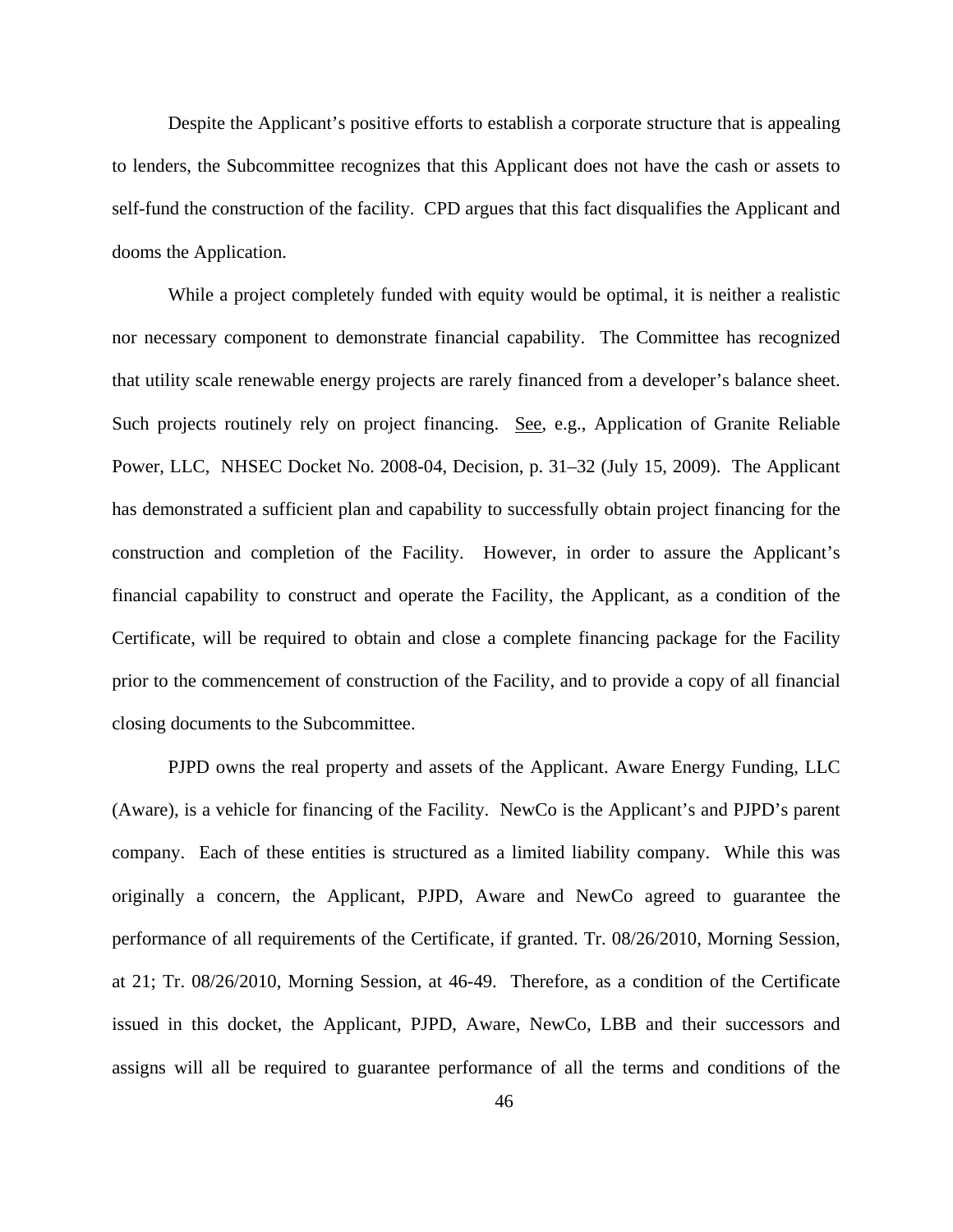Despite the Applicant's positive efforts to establish a corporate structure that is appealing to lenders, the Subcommittee recognizes that this Applicant does not have the cash or assets to self-fund the construction of the facility. CPD argues that this fact disqualifies the Applicant and dooms the Application.

While a project completely funded with equity would be optimal, it is neither a realistic nor necessary component to demonstrate financial capability. The Committee has recognized that utility scale renewable energy projects are rarely financed from a developer's balance sheet. Such projects routinely rely on project financing. See, e.g., Application of Granite Reliable Power, LLC, NHSEC Docket No. 2008-04, Decision, p. 31–32 (July 15, 2009). The Applicant has demonstrated a sufficient plan and capability to successfully obtain project financing for the construction and completion of the Facility. However, in order to assure the Applicant's financial capability to construct and operate the Facility, the Applicant, as a condition of the Certificate, will be required to obtain and close a complete financing package for the Facility prior to the commencement of construction of the Facility, and to provide a copy of all financial closing documents to the Subcommittee.

PJPD owns the real property and assets of the Applicant. Aware Energy Funding, LLC (Aware), is a vehicle for financing of the Facility. NewCo is the Applicant's and PJPD's parent company. Each of these entities is structured as a limited liability company. While this was originally a concern, the Applicant, PJPD, Aware and NewCo agreed to guarantee the performance of all requirements of the Certificate, if granted. Tr. 08/26/2010, Morning Session, at 21; Tr. 08/26/2010, Morning Session, at 46-49. Therefore, as a condition of the Certificate issued in this docket, the Applicant, PJPD, Aware, NewCo, LBB and their successors and assigns will all be required to guarantee performance of all the terms and conditions of the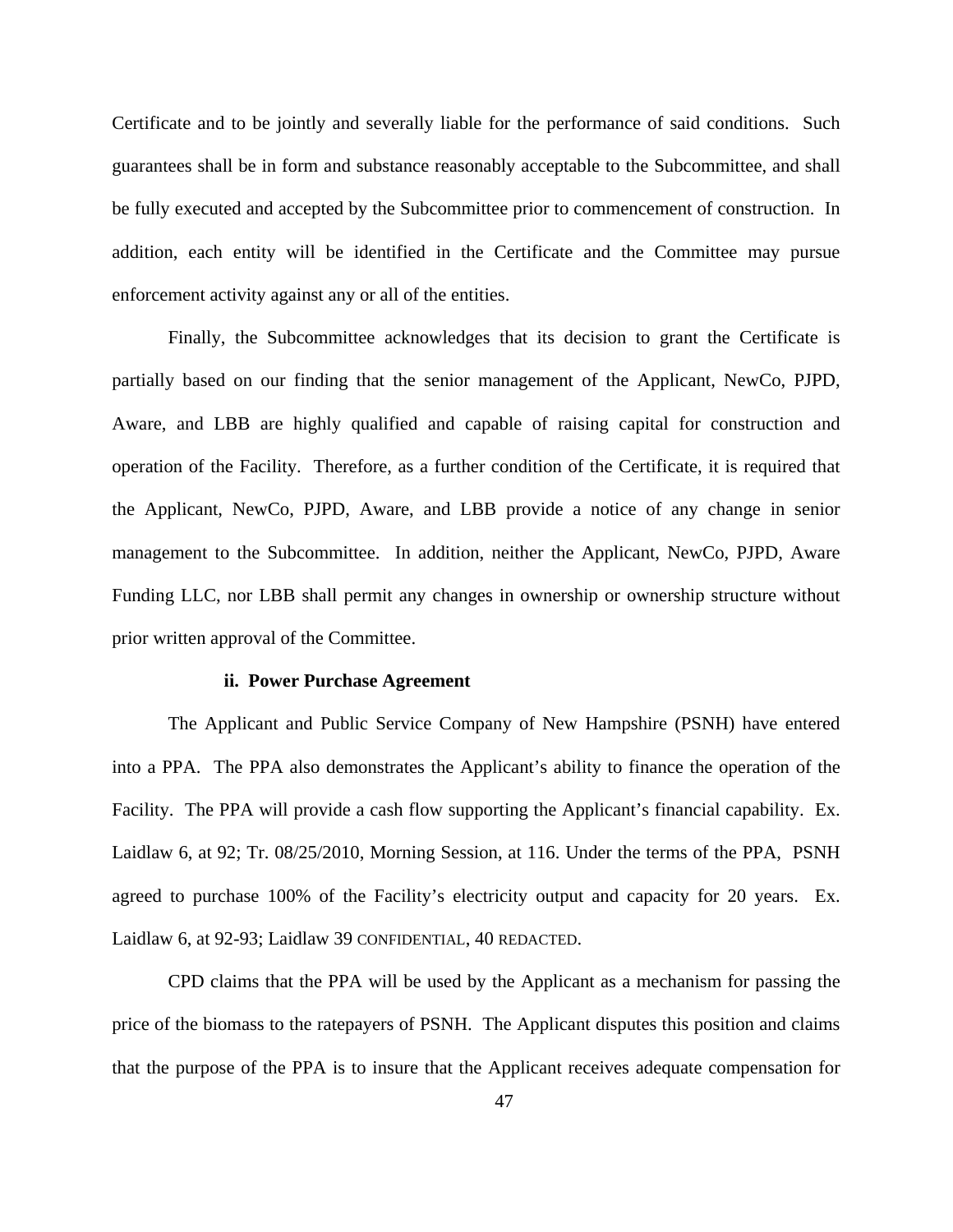Certificate and to be jointly and severally liable for the performance of said conditions. Such guarantees shall be in form and substance reasonably acceptable to the Subcommittee, and shall be fully executed and accepted by the Subcommittee prior to commencement of construction. In addition, each entity will be identified in the Certificate and the Committee may pursue enforcement activity against any or all of the entities.

Finally, the Subcommittee acknowledges that its decision to grant the Certificate is partially based on our finding that the senior management of the Applicant, NewCo, PJPD, Aware, and LBB are highly qualified and capable of raising capital for construction and operation of the Facility. Therefore, as a further condition of the Certificate, it is required that the Applicant, NewCo, PJPD, Aware, and LBB provide a notice of any change in senior management to the Subcommittee. In addition, neither the Applicant, NewCo, PJPD, Aware Funding LLC, nor LBB shall permit any changes in ownership or ownership structure without prior written approval of the Committee.

#### ii. Power Purchase Agreement

The Applicant and Public Service Company of New Hampshire (PSNH) have entered into a PPA. The PPA also demonstrates the Applicant's ability to finance the operation of the Facility. The PPA will provide a cash flow supporting the Applicant's financial capability. Ex. Laidlaw 6, at 92; Tr. 08/25/2010, Morning Session, at 116. Under the terms of the PPA, PSNH agreed to purchase 100% of the Facility's electricity output and capacity for 20 years. Ex. Laidlaw 6, at 92-93; Laidlaw 39 CONFIDENTIAL, 40 REDACTED.

CPD claims that the PPA will be used by the Applicant as a mechanism for passing the price of the biomass to the ratepayers of PSNH. The Applicant disputes this position and claims that the purpose of the PPA is to insure that the Applicant receives adequate compensation for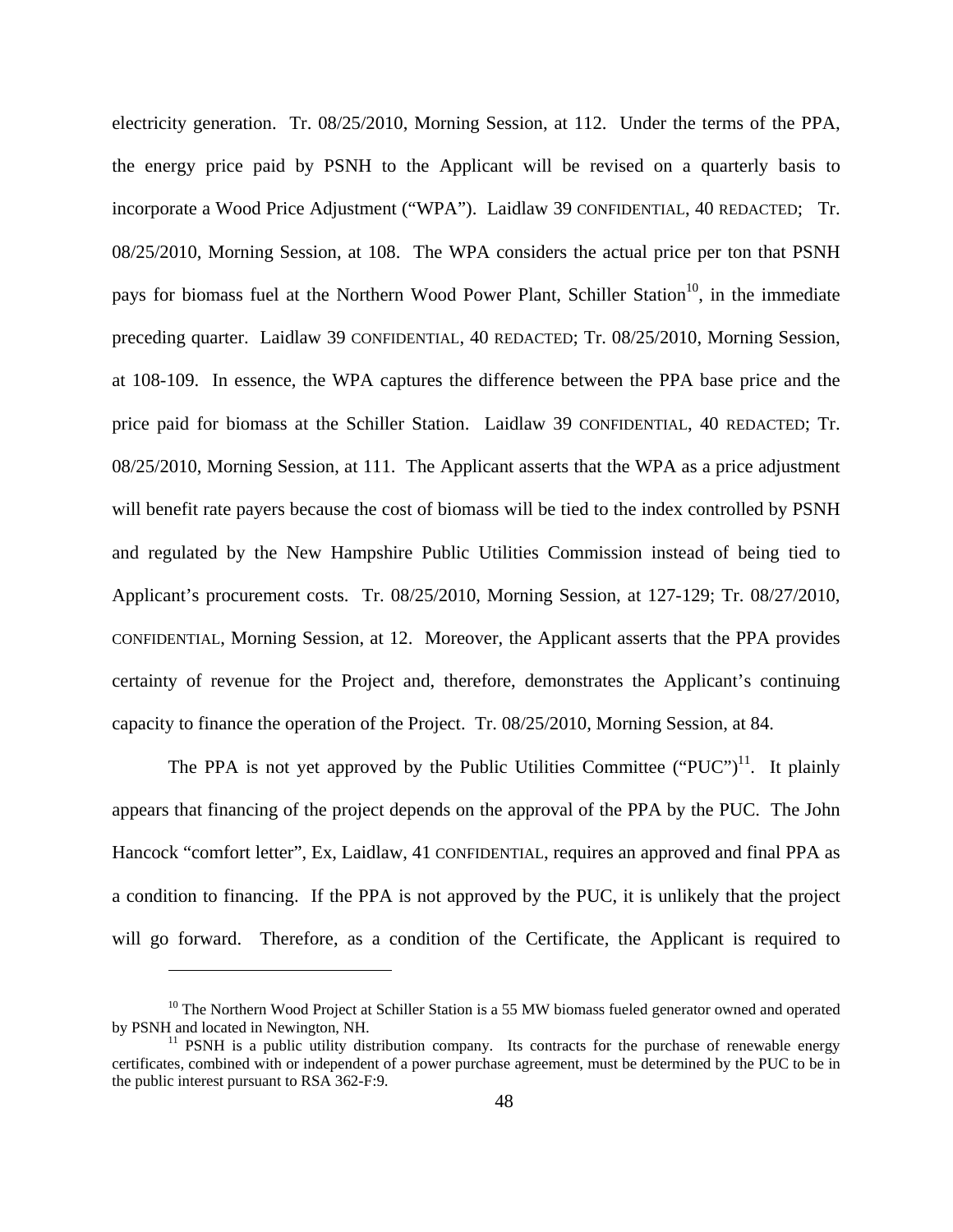electricity generation. Tr. 08/25/2010, Morning Session, at 112. Under the terms of the PPA, the energy price paid by PSNH to the Applicant will be revised on a quarterly basis to incorporate a Wood Price Adjustment ("WPA"). Laidlaw 39 CONFIDENTIAL, 40 REDACTED; Tr. 08/25/2010, Morning Session, at 108. The WPA considers the actual price per ton that PSNH pays for biomass fuel at the Northern Wood Power Plant, Schiller Station[10], in the immediate preceding quarter. Laidlaw 39 CONFIDENTIAL, 40 REDACTED; Tr. 08/25/2010, Morning Session, at 108-109. In essence, the WPA captures the difference between the PPA base price and the price paid for biomass at the Schiller Station. Laidlaw 39 CONFIDENTIAL, 40 REDACTED; Tr. 08/25/2010, Morning Session, at 111. The Applicant asserts that the WPA as a price adjustment will benefit rate payers because the cost of biomass will be tied to the index controlled by PSNH and regulated by the New Hampshire Public Utilities Commission instead of being tied to Applicant's procurement costs. Tr. 08/25/2010, Morning Session, at 127-129; Tr. 08/27/2010, CONFIDENTIAL, Morning Session, at 12. Moreover, the Applicant asserts that the PPA provides certainty of revenue for the Project and, therefore, demonstrates the Applicant's continuing capacity to finance the operation of the Project. Tr. 08/25/2010, Morning Session, at 84.

The PPA is not yet approved by the Public Utilities Committee ("PUC")[11]. It plainly appears that financing of the project depends on the approval of the PPA by the PUC. The John Hancock "comfort letter", Ex, Laidlaw, 41 CONFIDENTIAL, requires an approved and final PPA as a condition to financing. If the PPA is not approved by the PUC, it is unlikely that the project will go forward. Therefore, as a condition of the Certificate, the Applicant is required to

---

[10] The Northern Wood Project at Schiller Station is a 55 MW biomass fueled generator owned and operated by PSNH and located in Newington, NH.

[11] PSNH is a public utility distribution company. Its contracts for the purchase of renewable energy certificates, combined with or independent of a power purchase agreement, must be determined by the PUC to be in the public interest pursuant to RSA 362-F:9.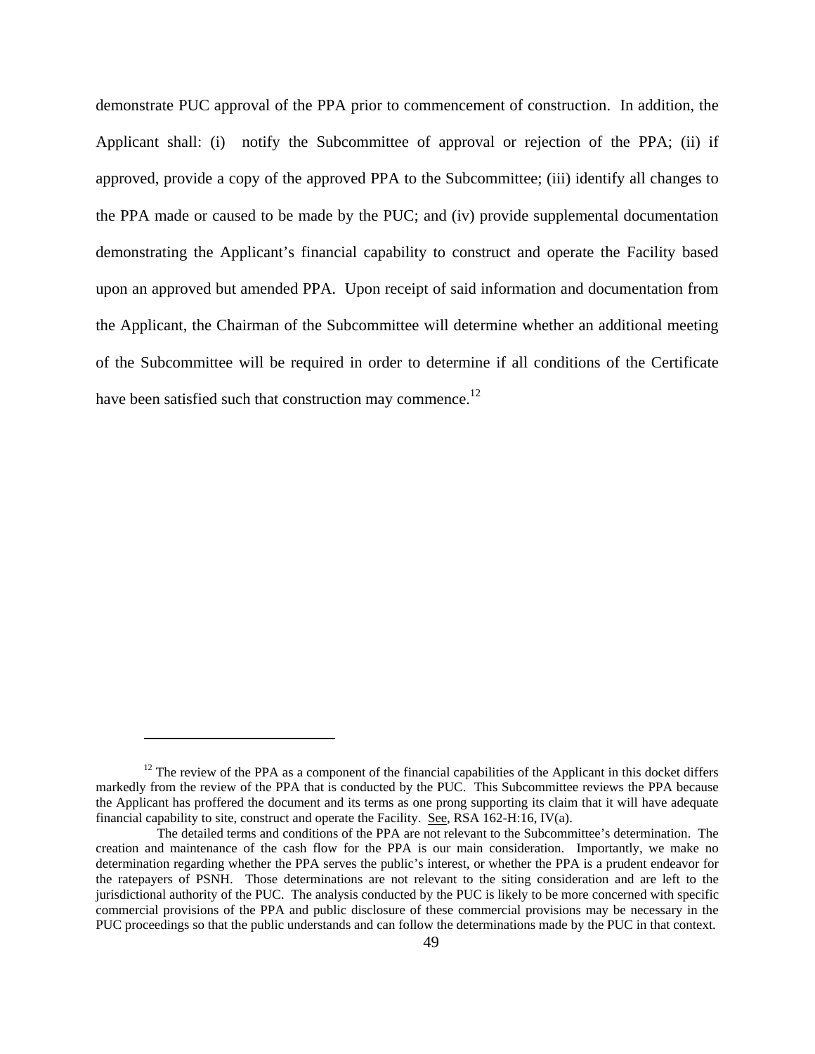demonstrate PUC approval of the PPA prior to commencement of construction. In addition, the Applicant shall: (i) notify the Subcommittee of approval or rejection of the PPA; (ii) if approved, provide a copy of the approved PPA to the Subcommittee; (iii) identify all changes to the PPA made or caused to be made by the PUC; and (iv) provide supplemental documentation demonstrating the Applicant's financial capability to construct and operate the Facility based upon an approved but amended PPA. Upon receipt of said information and documentation from the Applicant, the Chairman of the Subcommittee will determine whether an additional meeting of the Subcommittee will be required in order to determine if all conditions of the Certificate have been satisfied such that construction may commence.[12]

---

[12] The review of the PPA as a component of the financial capabilities of the Applicant in this docket differs markedly from the review of the PPA that is conducted by the PUC. This Subcommittee reviews the PPA because the Applicant has proffered the document and its terms as one prong supporting its claim that it will have adequate financial capability to site, construct and operate the Facility. See, RSA 162-H:16, IV(a).

The detailed terms and conditions of the PPA are not relevant to the Subcommittee's determination. The creation and maintenance of the cash flow for the PPA is our main consideration. Importantly, we make no determination regarding whether the PPA serves the public's interest, or whether the PPA is a prudent endeavor for the ratepayers of PSNH. Those determinations are not relevant to the siting consideration and are left to the jurisdictional authority of the PUC. The analysis conducted by the PUC is likely to be more concerned with specific commercial provisions of the PPA and public disclosure of these commercial provisions may be necessary in the PUC proceedings so that the public understands and can follow the determinations made by the PUC in that context.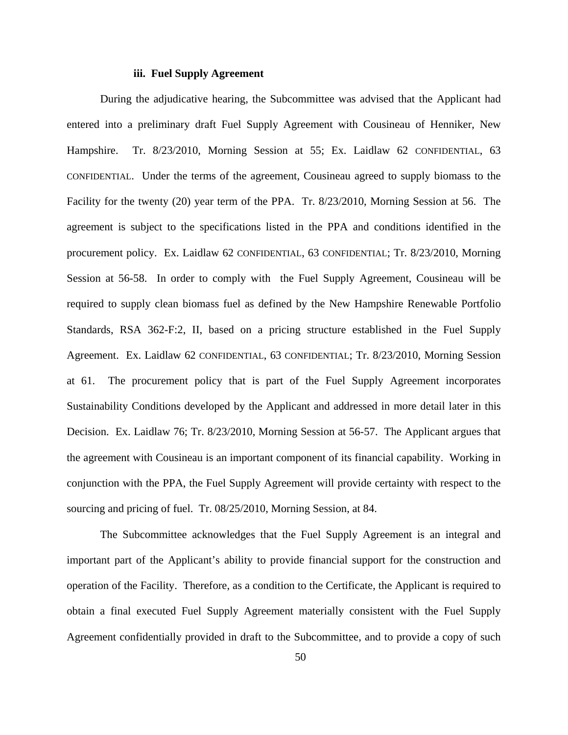#### iii. Fuel Supply Agreement

During the adjudicative hearing, the Subcommittee was advised that the Applicant had entered into a preliminary draft Fuel Supply Agreement with Cousineau of Henniker, New Hampshire. Tr. 8/23/2010, Morning Session at 55; Ex. Laidlaw 62 CONFIDENTIAL, 63 CONFIDENTIAL. Under the terms of the agreement, Cousineau agreed to supply biomass to the Facility for the twenty (20) year term of the PPA. Tr. 8/23/2010, Morning Session at 56. The agreement is subject to the specifications listed in the PPA and conditions identified in the procurement policy. Ex. Laidlaw 62 CONFIDENTIAL, 63 CONFIDENTIAL; Tr. 8/23/2010, Morning Session at 56-58. In order to comply with the Fuel Supply Agreement, Cousineau will be required to supply clean biomass fuel as defined by the New Hampshire Renewable Portfolio Standards, RSA 362-F:2, II, based on a pricing structure established in the Fuel Supply Agreement. Ex. Laidlaw 62 CONFIDENTIAL, 63 CONFIDENTIAL; Tr. 8/23/2010, Morning Session at 61. The procurement policy that is part of the Fuel Supply Agreement incorporates Sustainability Conditions developed by the Applicant and addressed in more detail later in this Decision. Ex. Laidlaw 76; Tr. 8/23/2010, Morning Session at 56-57. The Applicant argues that the agreement with Cousineau is an important component of its financial capability. Working in conjunction with the PPA, the Fuel Supply Agreement will provide certainty with respect to the sourcing and pricing of fuel. Tr. 08/25/2010, Morning Session, at 84.

The Subcommittee acknowledges that the Fuel Supply Agreement is an integral and important part of the Applicant's ability to provide financial support for the construction and operation of the Facility. Therefore, as a condition to the Certificate, the Applicant is required to obtain a final executed Fuel Supply Agreement materially consistent with the Fuel Supply Agreement confidentially provided in draft to the Subcommittee, and to provide a copy of such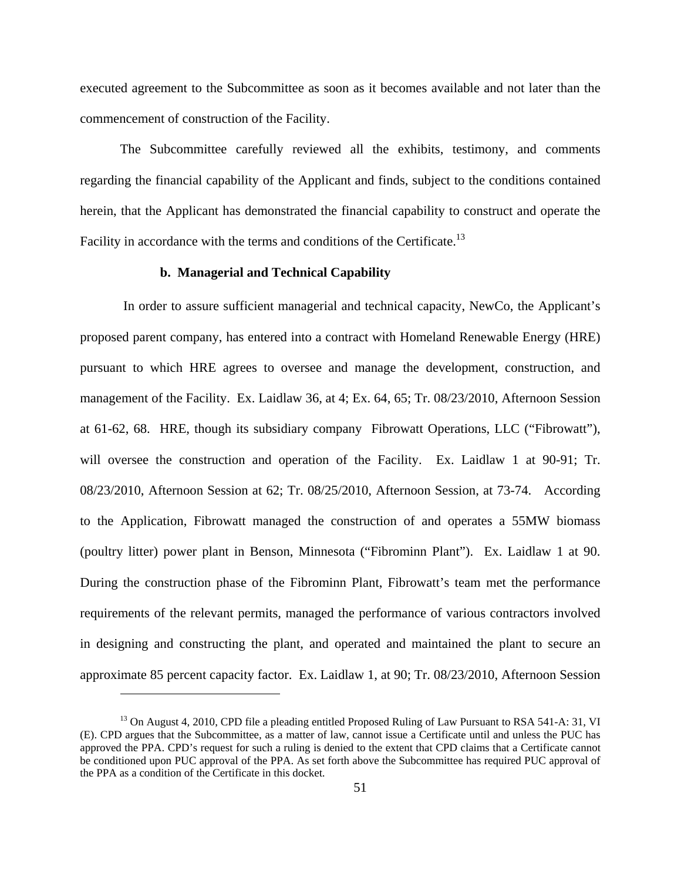executed agreement to the Subcommittee as soon as it becomes available and not later than the commencement of construction of the Facility.

The Subcommittee carefully reviewed all the exhibits, testimony, and comments regarding the financial capability of the Applicant and finds, subject to the conditions contained herein, that the Applicant has demonstrated the financial capability to construct and operate the Facility in accordance with the terms and conditions of the Certificate.[13]

**b. Managerial and Technical Capability**

In order to assure sufficient managerial and technical capacity, NewCo, the Applicant's proposed parent company, has entered into a contract with Homeland Renewable Energy (HRE) pursuant to which HRE agrees to oversee and manage the development, construction, and management of the Facility. Ex. Laidlaw 36, at 4; Ex. 64, 65; Tr. 08/23/2010, Afternoon Session at 61-62, 68. HRE, though its subsidiary company Fibrowatt Operations, LLC ("Fibrowatt"), will oversee the construction and operation of the Facility. Ex. Laidlaw 1 at 90-91; Tr. 08/23/2010, Afternoon Session at 62; Tr. 08/25/2010, Afternoon Session, at 73-74. According to the Application, Fibrowatt managed the construction of and operates a 55MW biomass (poultry litter) power plant in Benson, Minnesota ("Fibrominn Plant"). Ex. Laidlaw 1 at 90. During the construction phase of the Fibrominn Plant, Fibrowatt's team met the performance requirements of the relevant permits, managed the performance of various contractors involved in designing and constructing the plant, and operated and maintained the plant to secure an approximate 85 percent capacity factor. Ex. Laidlaw 1, at 90; Tr. 08/23/2010, Afternoon Session

[13] On August 4, 2010, CPD file a pleading entitled Proposed Ruling of Law Pursuant to RSA 541-A: 31, VI (E). CPD argues that the Subcommittee, as a matter of law, cannot issue a Certificate until and unless the PUC has approved the PPA. CPD's request for such a ruling is denied to the extent that CPD claims that a Certificate cannot be conditioned upon PUC approval of the PPA. As set forth above the Subcommittee has required PUC approval of the PPA as a condition of the Certificate in this docket.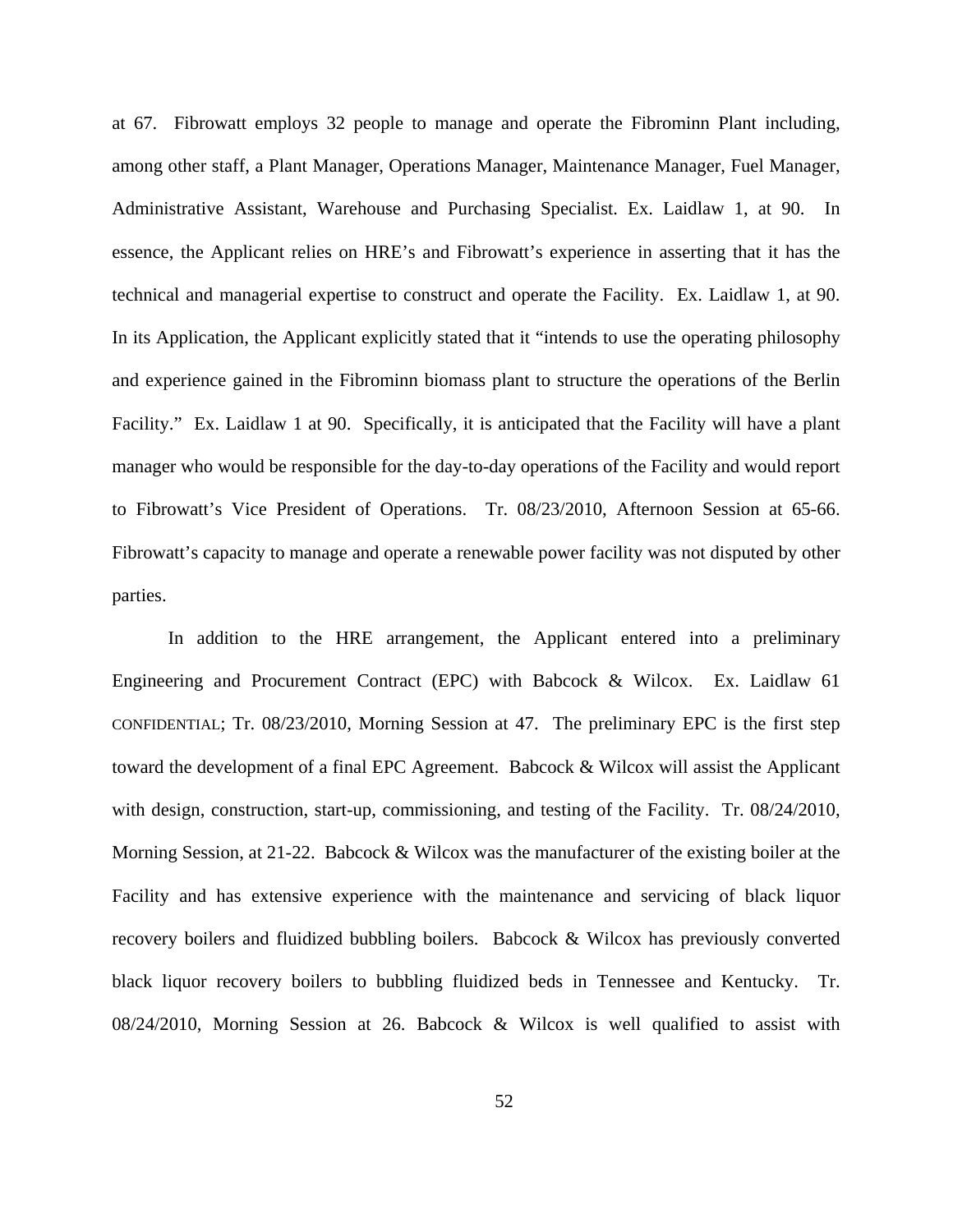at 67. Fibrowatt employs 32 people to manage and operate the Fibrominn Plant including, among other staff, a Plant Manager, Operations Manager, Maintenance Manager, Fuel Manager, Administrative Assistant, Warehouse and Purchasing Specialist. Ex. Laidlaw 1, at 90. In essence, the Applicant relies on HRE's and Fibrowatt's experience in asserting that it has the technical and managerial expertise to construct and operate the Facility. Ex. Laidlaw 1, at 90. In its Application, the Applicant explicitly stated that it "intends to use the operating philosophy and experience gained in the Fibrominn biomass plant to structure the operations of the Berlin Facility." Ex. Laidlaw 1 at 90. Specifically, it is anticipated that the Facility will have a plant manager who would be responsible for the day-to-day operations of the Facility and would report to Fibrowatt's Vice President of Operations. Tr. 08/23/2010, Afternoon Session at 65-66. Fibrowatt's capacity to manage and operate a renewable power facility was not disputed by other parties.

In addition to the HRE arrangement, the Applicant entered into a preliminary Engineering and Procurement Contract (EPC) with Babcock & Wilcox. Ex. Laidlaw 61 CONFIDENTIAL; Tr. 08/23/2010, Morning Session at 47. The preliminary EPC is the first step toward the development of a final EPC Agreement. Babcock & Wilcox will assist the Applicant with design, construction, start-up, commissioning, and testing of the Facility. Tr. 08/24/2010, Morning Session, at 21-22. Babcock & Wilcox was the manufacturer of the existing boiler at the Facility and has extensive experience with the maintenance and servicing of black liquor recovery boilers and fluidized bubbling boilers. Babcock & Wilcox has previously converted black liquor recovery boilers to bubbling fluidized beds in Tennessee and Kentucky. Tr. 08/24/2010, Morning Session at 26. Babcock & Wilcox is well qualified to assist with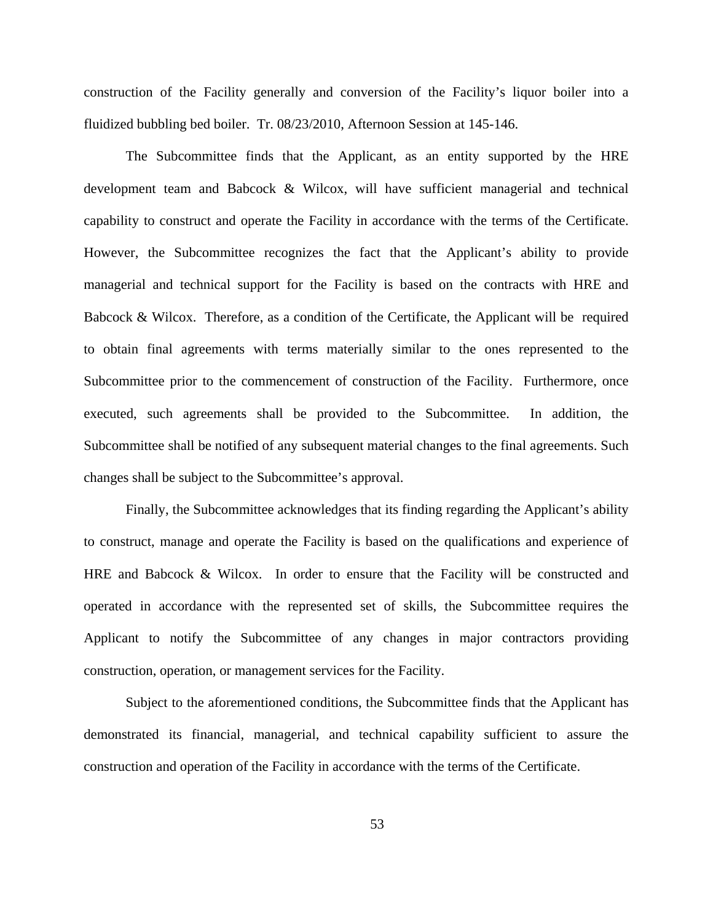construction of the Facility generally and conversion of the Facility's liquor boiler into a fluidized bubbling bed boiler. Tr. 08/23/2010, Afternoon Session at 145-146.

The Subcommittee finds that the Applicant, as an entity supported by the HRE development team and Babcock & Wilcox, will have sufficient managerial and technical capability to construct and operate the Facility in accordance with the terms of the Certificate. However, the Subcommittee recognizes the fact that the Applicant's ability to provide managerial and technical support for the Facility is based on the contracts with HRE and Babcock & Wilcox. Therefore, as a condition of the Certificate, the Applicant will be required to obtain final agreements with terms materially similar to the ones represented to the Subcommittee prior to the commencement of construction of the Facility. Furthermore, once executed, such agreements shall be provided to the Subcommittee. In addition, the Subcommittee shall be notified of any subsequent material changes to the final agreements. Such changes shall be subject to the Subcommittee's approval.

Finally, the Subcommittee acknowledges that its finding regarding the Applicant's ability to construct, manage and operate the Facility is based on the qualifications and experience of HRE and Babcock & Wilcox. In order to ensure that the Facility will be constructed and operated in accordance with the represented set of skills, the Subcommittee requires the Applicant to notify the Subcommittee of any changes in major contractors providing construction, operation, or management services for the Facility.

Subject to the aforementioned conditions, the Subcommittee finds that the Applicant has demonstrated its financial, managerial, and technical capability sufficient to assure the construction and operation of the Facility in accordance with the terms of the Certificate.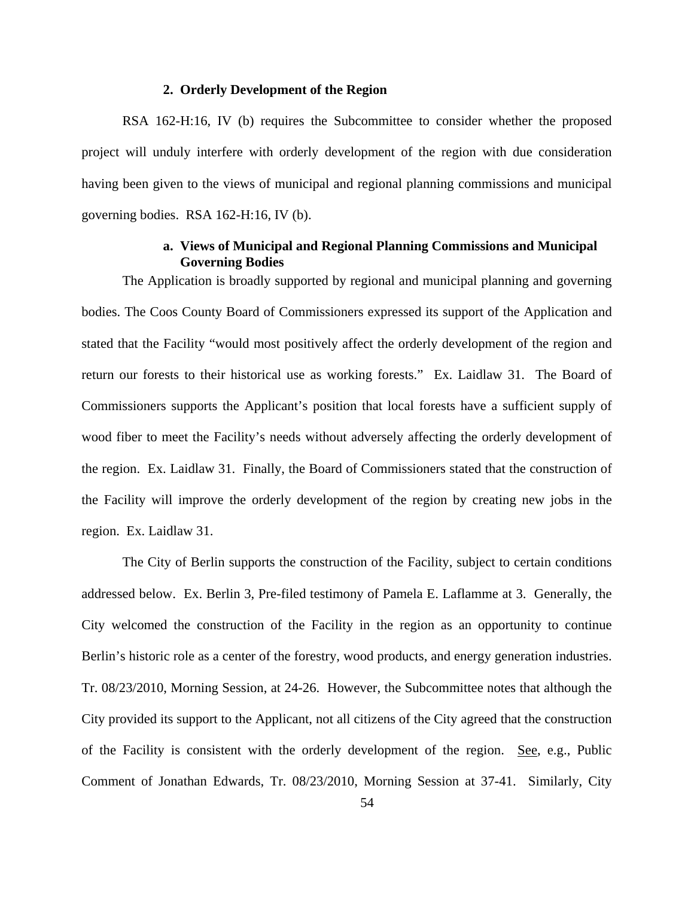## 2. Orderly Development of the Region

RSA 162-H:16, IV (b) requires the Subcommittee to consider whether the proposed project will unduly interfere with orderly development of the region with due consideration having been given to the views of municipal and regional planning commissions and municipal governing bodies. RSA 162-H:16, IV (b).

### a. Views of Municipal and Regional Planning Commissions and Municipal Governing Bodies

The Application is broadly supported by regional and municipal planning and governing bodies. The Coos County Board of Commissioners expressed its support of the Application and stated that the Facility "would most positively affect the orderly development of the region and return our forests to their historical use as working forests." Ex. Laidlaw 31. The Board of Commissioners supports the Applicant's position that local forests have a sufficient supply of wood fiber to meet the Facility's needs without adversely affecting the orderly development of the region. Ex. Laidlaw 31. Finally, the Board of Commissioners stated that the construction of the Facility will improve the orderly development of the region by creating new jobs in the region. Ex. Laidlaw 31.

The City of Berlin supports the construction of the Facility, subject to certain conditions addressed below. Ex. Berlin 3, Pre-filed testimony of Pamela E. Laflamme at 3. Generally, the City welcomed the construction of the Facility in the region as an opportunity to continue Berlin's historic role as a center of the forestry, wood products, and energy generation industries. Tr. 08/23/2010, Morning Session, at 24-26. However, the Subcommittee notes that although the City provided its support to the Applicant, not all citizens of the City agreed that the construction of the Facility is consistent with the orderly development of the region. See, e.g., Public Comment of Jonathan Edwards, Tr. 08/23/2010, Morning Session at 37-41. Similarly, City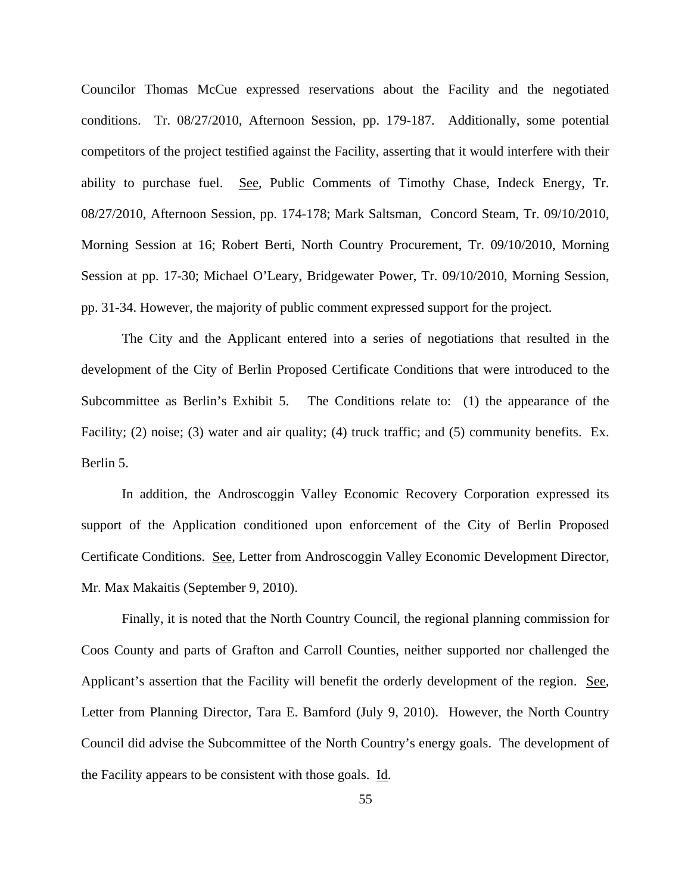Councilor Thomas McCue expressed reservations about the Facility and the negotiated conditions. Tr. 08/27/2010, Afternoon Session, pp. 179-187. Additionally, some potential competitors of the project testified against the Facility, asserting that it would interfere with their ability to purchase fuel. See, Public Comments of Timothy Chase, Indeck Energy, Tr. 08/27/2010, Afternoon Session, pp. 174-178; Mark Saltsman, Concord Steam, Tr. 09/10/2010, Morning Session at 16; Robert Berti, North Country Procurement, Tr. 09/10/2010, Morning Session at pp. 17-30; Michael O'Leary, Bridgewater Power, Tr. 09/10/2010, Morning Session, pp. 31-34. However, the majority of public comment expressed support for the project.

The City and the Applicant entered into a series of negotiations that resulted in the development of the City of Berlin Proposed Certificate Conditions that were introduced to the Subcommittee as Berlin's Exhibit 5. The Conditions relate to: (1) the appearance of the Facility; (2) noise; (3) water and air quality; (4) truck traffic; and (5) community benefits. Ex. Berlin 5.

In addition, the Androscoggin Valley Economic Recovery Corporation expressed its support of the Application conditioned upon enforcement of the City of Berlin Proposed Certificate Conditions. See, Letter from Androscoggin Valley Economic Development Director, Mr. Max Makaitis (September 9, 2010).

Finally, it is noted that the North Country Council, the regional planning commission for Coos County and parts of Grafton and Carroll Counties, neither supported nor challenged the Applicant's assertion that the Facility will benefit the orderly development of the region. See, Letter from Planning Director, Tara E. Bamford (July 9, 2010). However, the North Country Council did advise the Subcommittee of the North Country's energy goals. The development of the Facility appears to be consistent with those goals. Id.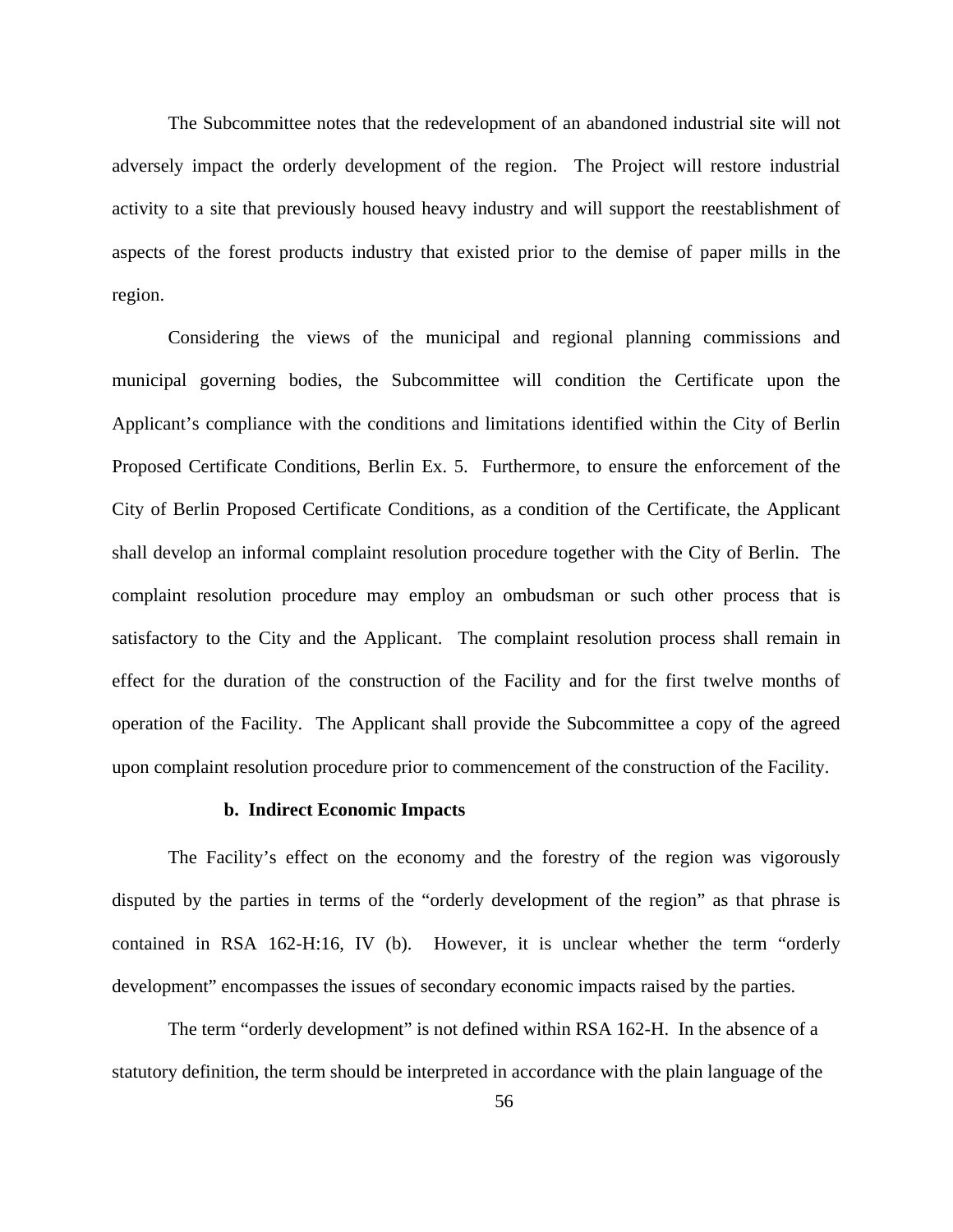The Subcommittee notes that the redevelopment of an abandoned industrial site will not adversely impact the orderly development of the region. The Project will restore industrial activity to a site that previously housed heavy industry and will support the reestablishment of aspects of the forest products industry that existed prior to the demise of paper mills in the region.

Considering the views of the municipal and regional planning commissions and municipal governing bodies, the Subcommittee will condition the Certificate upon the Applicant's compliance with the conditions and limitations identified within the City of Berlin Proposed Certificate Conditions, Berlin Ex. 5. Furthermore, to ensure the enforcement of the City of Berlin Proposed Certificate Conditions, as a condition of the Certificate, the Applicant shall develop an informal complaint resolution procedure together with the City of Berlin. The complaint resolution procedure may employ an ombudsman or such other process that is satisfactory to the City and the Applicant. The complaint resolution process shall remain in effect for the duration of the construction of the Facility and for the first twelve months of operation of the Facility. The Applicant shall provide the Subcommittee a copy of the agreed upon complaint resolution procedure prior to commencement of the construction of the Facility.

**b. Indirect Economic Impacts**

The Facility's effect on the economy and the forestry of the region was vigorously disputed by the parties in terms of the "orderly development of the region" as that phrase is contained in RSA 162-H:16, IV (b). However, it is unclear whether the term "orderly development" encompasses the issues of secondary economic impacts raised by the parties.

The term "orderly development" is not defined within RSA 162-H. In the absence of a statutory definition, the term should be interpreted in accordance with the plain language of the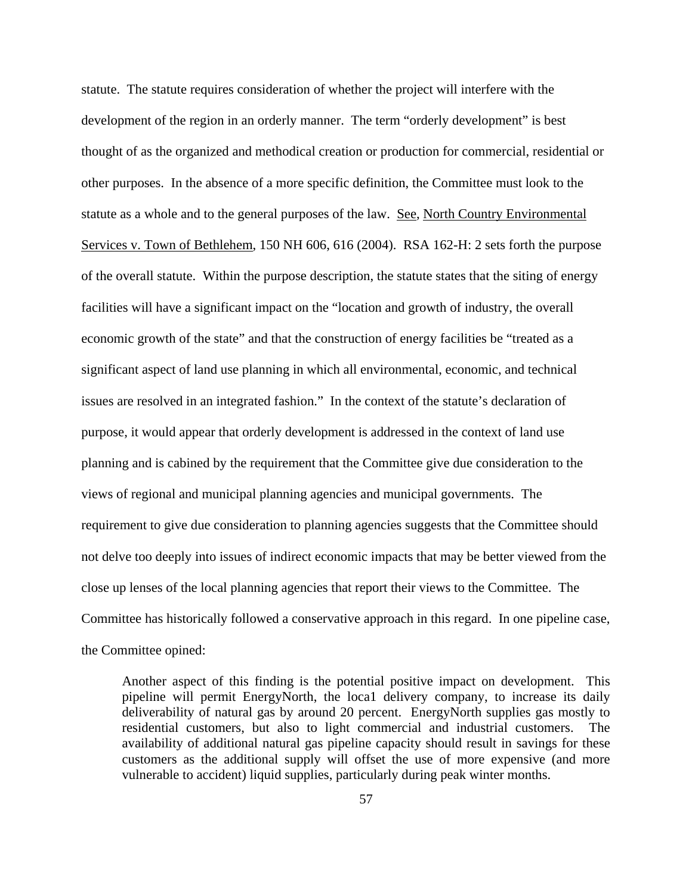statute. The statute requires consideration of whether the project will interfere with the development of the region in an orderly manner. The term "orderly development" is best thought of as the organized and methodical creation or production for commercial, residential or other purposes. In the absence of a more specific definition, the Committee must look to the statute as a whole and to the general purposes of the law. See, North Country Environmental Services v. Town of Bethlehem, 150 NH 606, 616 (2004). RSA 162-H: 2 sets forth the purpose of the overall statute. Within the purpose description, the statute states that the siting of energy facilities will have a significant impact on the "location and growth of industry, the overall economic growth of the state" and that the construction of energy facilities be "treated as a significant aspect of land use planning in which all environmental, economic, and technical issues are resolved in an integrated fashion." In the context of the statute's declaration of purpose, it would appear that orderly development is addressed in the context of land use planning and is cabined by the requirement that the Committee give due consideration to the views of regional and municipal planning agencies and municipal governments. The requirement to give due consideration to planning agencies suggests that the Committee should not delve too deeply into issues of indirect economic impacts that may be better viewed from the close up lenses of the local planning agencies that report their views to the Committee. The Committee has historically followed a conservative approach in this regard. In one pipeline case, the Committee opined:

> Another aspect of this finding is the potential positive impact on development. This pipeline will permit EnergyNorth, the loca1 delivery company, to increase its daily deliverability of natural gas by around 20 percent. EnergyNorth supplies gas mostly to residential customers, but also to light commercial and industrial customers. The availability of additional natural gas pipeline capacity should result in savings for these customers as the additional supply will offset the use of more expensive (and more vulnerable to accident) liquid supplies, particularly during peak winter months.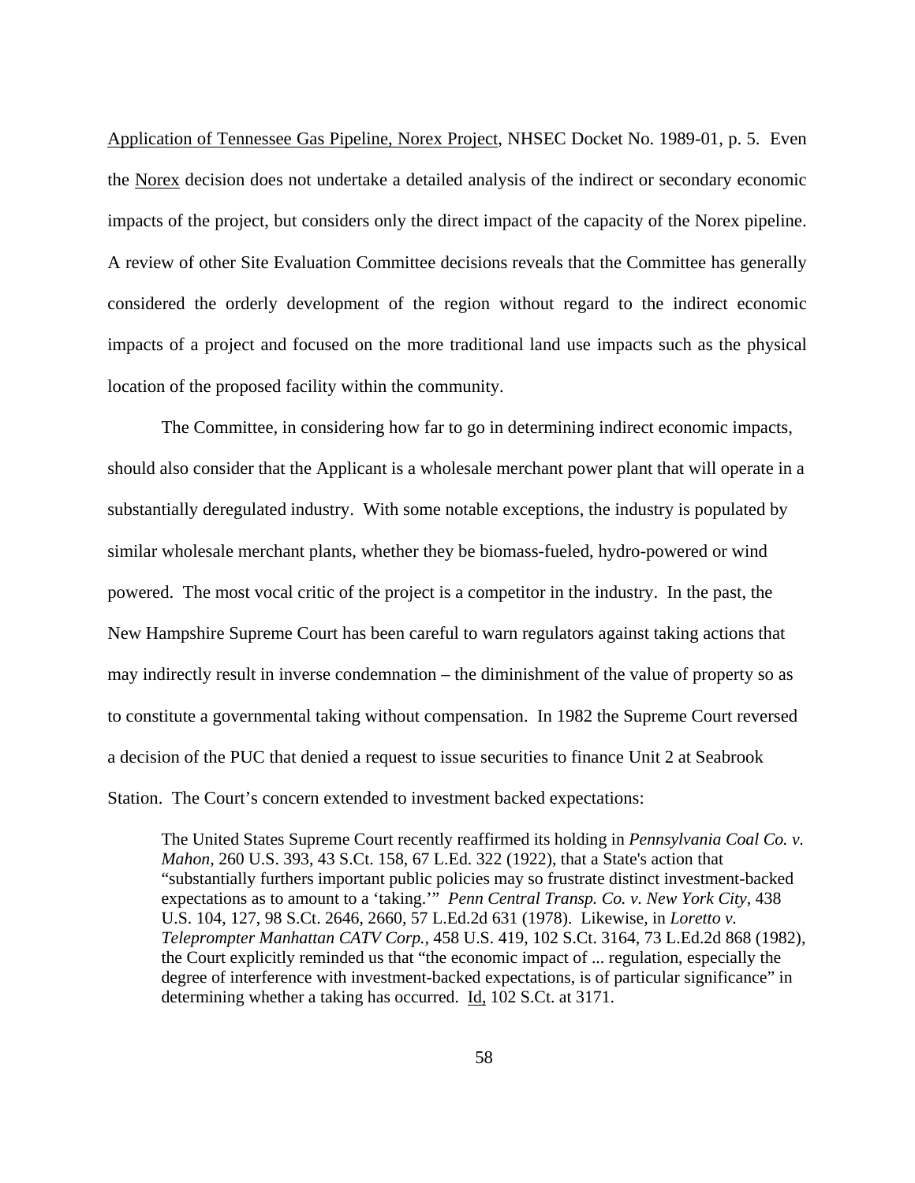Application of Tennessee Gas Pipeline, Norex Project, NHSEC Docket No. 1989-01, p. 5. Even the Norex decision does not undertake a detailed analysis of the indirect or secondary economic impacts of the project, but considers only the direct impact of the capacity of the Norex pipeline. A review of other Site Evaluation Committee decisions reveals that the Committee has generally considered the orderly development of the region without regard to the indirect economic impacts of a project and focused on the more traditional land use impacts such as the physical location of the proposed facility within the community.

The Committee, in considering how far to go in determining indirect economic impacts, should also consider that the Applicant is a wholesale merchant power plant that will operate in a substantially deregulated industry. With some notable exceptions, the industry is populated by similar wholesale merchant plants, whether they be biomass-fueled, hydro-powered or wind powered. The most vocal critic of the project is a competitor in the industry. In the past, the New Hampshire Supreme Court has been careful to warn regulators against taking actions that may indirectly result in inverse condemnation – the diminishment of the value of property so as to constitute a governmental taking without compensation. In 1982 the Supreme Court reversed a decision of the PUC that denied a request to issue securities to finance Unit 2 at Seabrook Station. The Court's concern extended to investment backed expectations:

> The United States Supreme Court recently reaffirmed its holding in *Pennsylvania Coal Co. v. Mahon*, 260 U.S. 393, 43 S.Ct. 158, 67 L.Ed. 322 (1922), that a State's action that "substantially furthers important public policies may so frustrate distinct investment-backed expectations as to amount to a 'taking.'" *Penn Central Transp. Co. v. New York City*, 438 U.S. 104, 127, 98 S.Ct. 2646, 2660, 57 L.Ed.2d 631 (1978). Likewise, in *Loretto v. Teleprompter Manhattan CATV Corp.*, 458 U.S. 419, 102 S.Ct. 3164, 73 L.Ed.2d 868 (1982), the Court explicitly reminded us that "the economic impact of ... regulation, especially the degree of interference with investment-backed expectations, is of particular significance" in determining whether a taking has occurred. Id, 102 S.Ct. at 3171.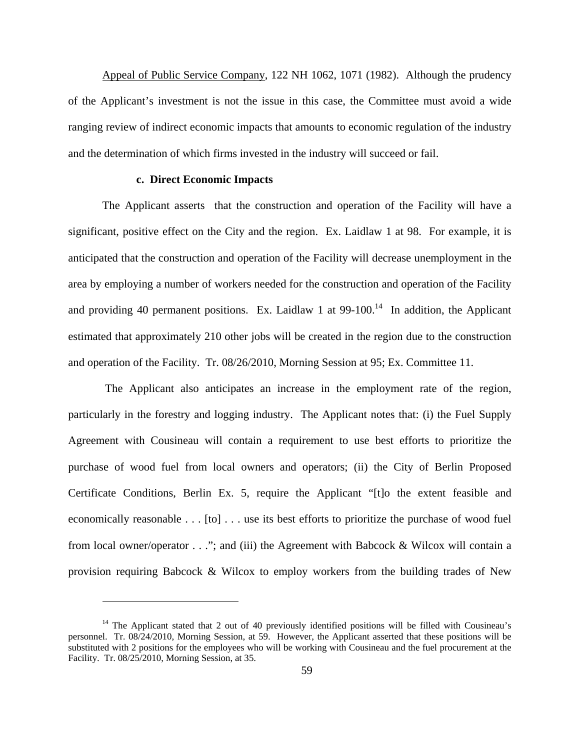Appeal of Public Service Company, 122 NH 1062, 1071 (1982). Although the prudency of the Applicant's investment is not the issue in this case, the Committee must avoid a wide ranging review of indirect economic impacts that amounts to economic regulation of the industry and the determination of which firms invested in the industry will succeed or fail.

**c. Direct Economic Impacts**

The Applicant asserts that the construction and operation of the Facility will have a significant, positive effect on the City and the region. Ex. Laidlaw 1 at 98. For example, it is anticipated that the construction and operation of the Facility will decrease unemployment in the area by employing a number of workers needed for the construction and operation of the Facility and providing 40 permanent positions. Ex. Laidlaw 1 at 99-100.[14] In addition, the Applicant estimated that approximately 210 other jobs will be created in the region due to the construction and operation of the Facility. Tr. 08/26/2010, Morning Session at 95; Ex. Committee 11.

The Applicant also anticipates an increase in the employment rate of the region, particularly in the forestry and logging industry. The Applicant notes that: (i) the Fuel Supply Agreement with Cousineau will contain a requirement to use best efforts to prioritize the purchase of wood fuel from local owners and operators; (ii) the City of Berlin Proposed Certificate Conditions, Berlin Ex. 5, require the Applicant "[t]o the extent feasible and economically reasonable . . . [to] . . . use its best efforts to prioritize the purchase of wood fuel from local owner/operator . . ."; and (iii) the Agreement with Babcock & Wilcox will contain a provision requiring Babcock & Wilcox to employ workers from the building trades of New

---

[14] The Applicant stated that 2 out of 40 previously identified positions will be filled with Cousineau's personnel. Tr. 08/24/2010, Morning Session, at 59. However, the Applicant asserted that these positions will be substituted with 2 positions for the employees who will be working with Cousineau and the fuel procurement at the Facility. Tr. 08/25/2010, Morning Session, at 35.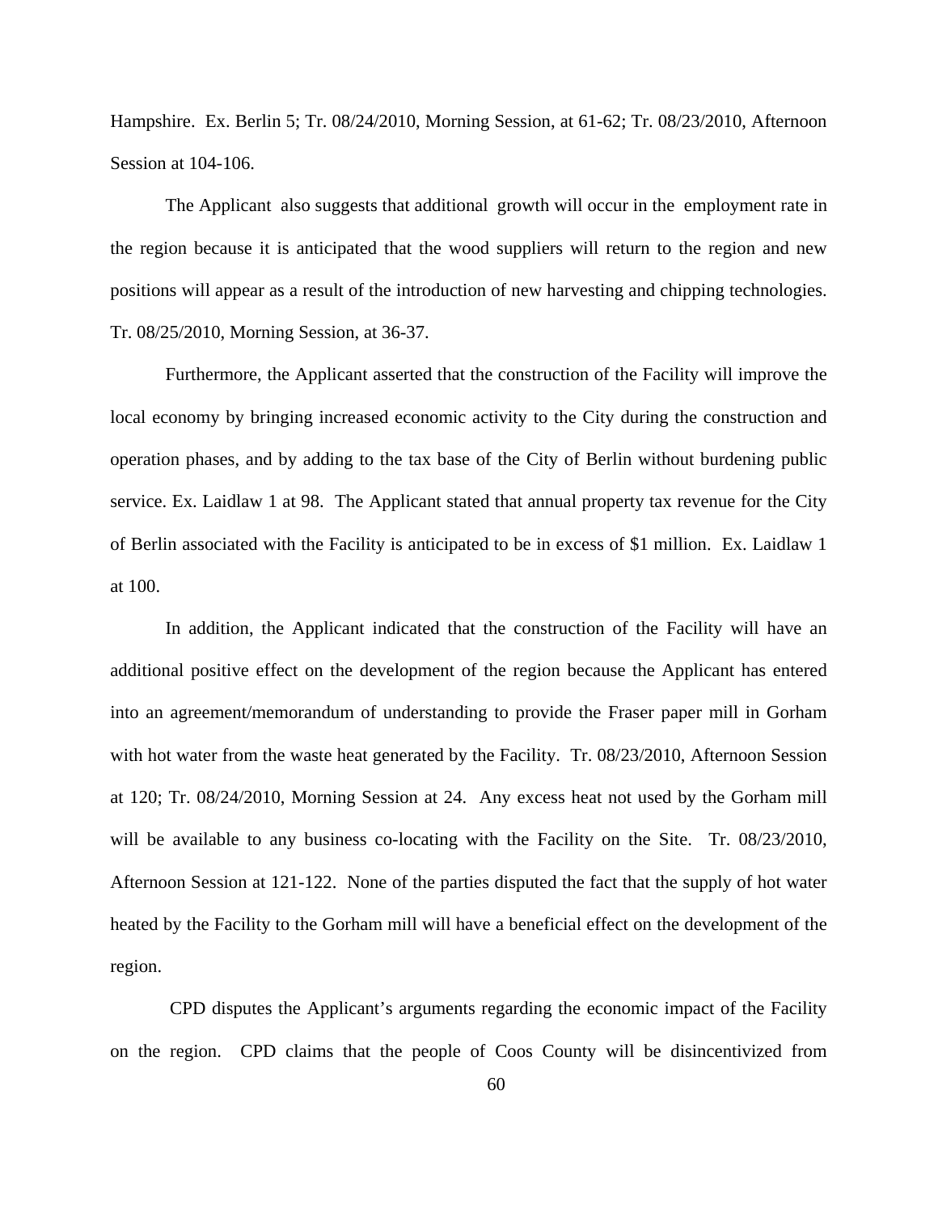Hampshire. Ex. Berlin 5; Tr. 08/24/2010, Morning Session, at 61-62; Tr. 08/23/2010, Afternoon Session at 104-106.

The Applicant also suggests that additional growth will occur in the employment rate in the region because it is anticipated that the wood suppliers will return to the region and new positions will appear as a result of the introduction of new harvesting and chipping technologies. Tr. 08/25/2010, Morning Session, at 36-37.

Furthermore, the Applicant asserted that the construction of the Facility will improve the local economy by bringing increased economic activity to the City during the construction and operation phases, and by adding to the tax base of the City of Berlin without burdening public service. Ex. Laidlaw 1 at 98. The Applicant stated that annual property tax revenue for the City of Berlin associated with the Facility is anticipated to be in excess of $1 million. Ex. Laidlaw 1 at 100.

In addition, the Applicant indicated that the construction of the Facility will have an additional positive effect on the development of the region because the Applicant has entered into an agreement/memorandum of understanding to provide the Fraser paper mill in Gorham with hot water from the waste heat generated by the Facility. Tr. 08/23/2010, Afternoon Session at 120; Tr. 08/24/2010, Morning Session at 24. Any excess heat not used by the Gorham mill will be available to any business co-locating with the Facility on the Site. Tr. 08/23/2010, Afternoon Session at 121-122. None of the parties disputed the fact that the supply of hot water heated by the Facility to the Gorham mill will have a beneficial effect on the development of the region.

CPD disputes the Applicant's arguments regarding the economic impact of the Facility on the region. CPD claims that the people of Coos County will be disincentivized from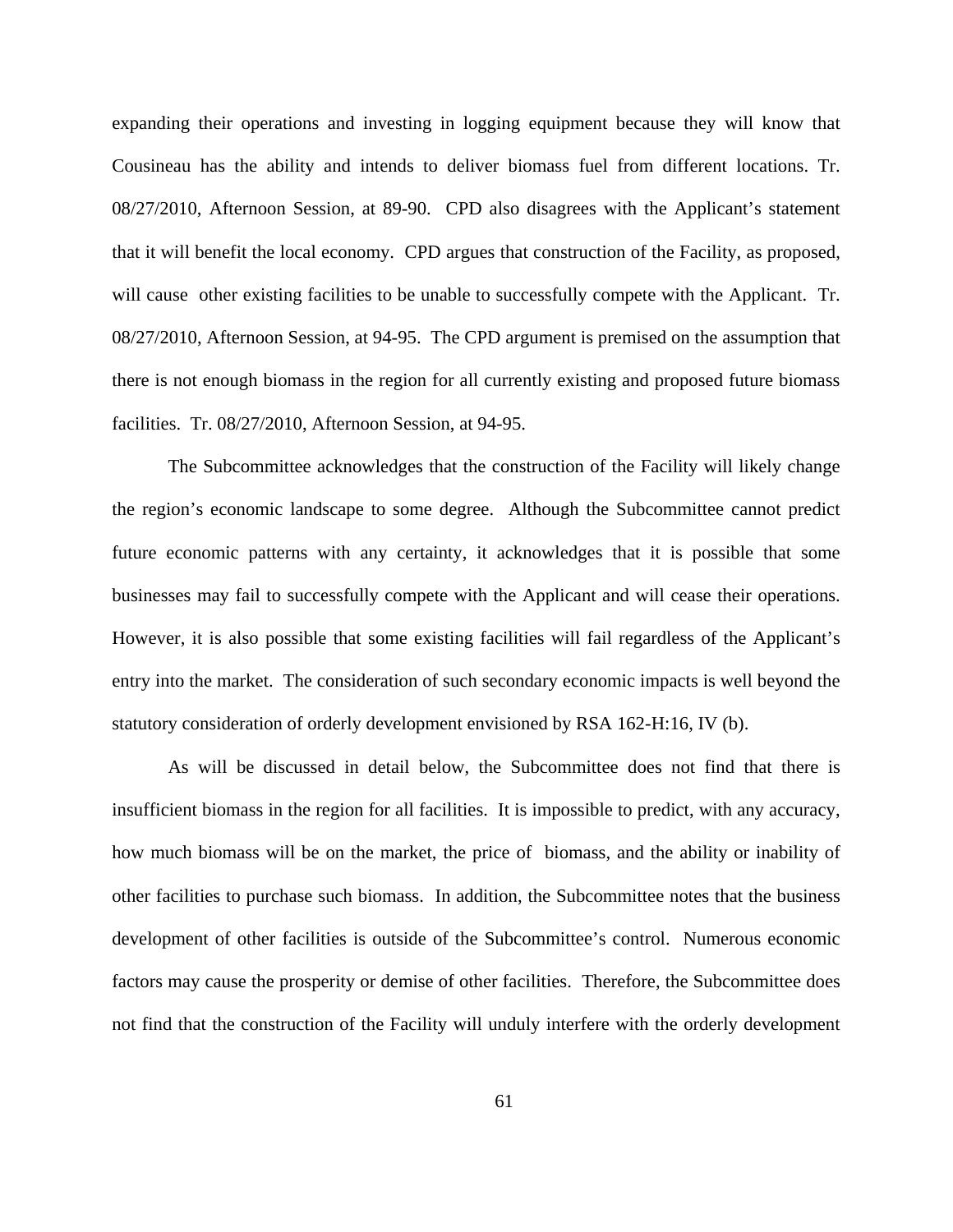expanding their operations and investing in logging equipment because they will know that Cousineau has the ability and intends to deliver biomass fuel from different locations. Tr. 08/27/2010, Afternoon Session, at 89-90. CPD also disagrees with the Applicant's statement that it will benefit the local economy. CPD argues that construction of the Facility, as proposed, will cause other existing facilities to be unable to successfully compete with the Applicant. Tr. 08/27/2010, Afternoon Session, at 94-95. The CPD argument is premised on the assumption that there is not enough biomass in the region for all currently existing and proposed future biomass facilities. Tr. 08/27/2010, Afternoon Session, at 94-95.

The Subcommittee acknowledges that the construction of the Facility will likely change the region's economic landscape to some degree. Although the Subcommittee cannot predict future economic patterns with any certainty, it acknowledges that it is possible that some businesses may fail to successfully compete with the Applicant and will cease their operations. However, it is also possible that some existing facilities will fail regardless of the Applicant's entry into the market. The consideration of such secondary economic impacts is well beyond the statutory consideration of orderly development envisioned by RSA 162-H:16, IV (b).

As will be discussed in detail below, the Subcommittee does not find that there is insufficient biomass in the region for all facilities. It is impossible to predict, with any accuracy, how much biomass will be on the market, the price of biomass, and the ability or inability of other facilities to purchase such biomass. In addition, the Subcommittee notes that the business development of other facilities is outside of the Subcommittee's control. Numerous economic factors may cause the prosperity or demise of other facilities. Therefore, the Subcommittee does not find that the construction of the Facility will unduly interfere with the orderly development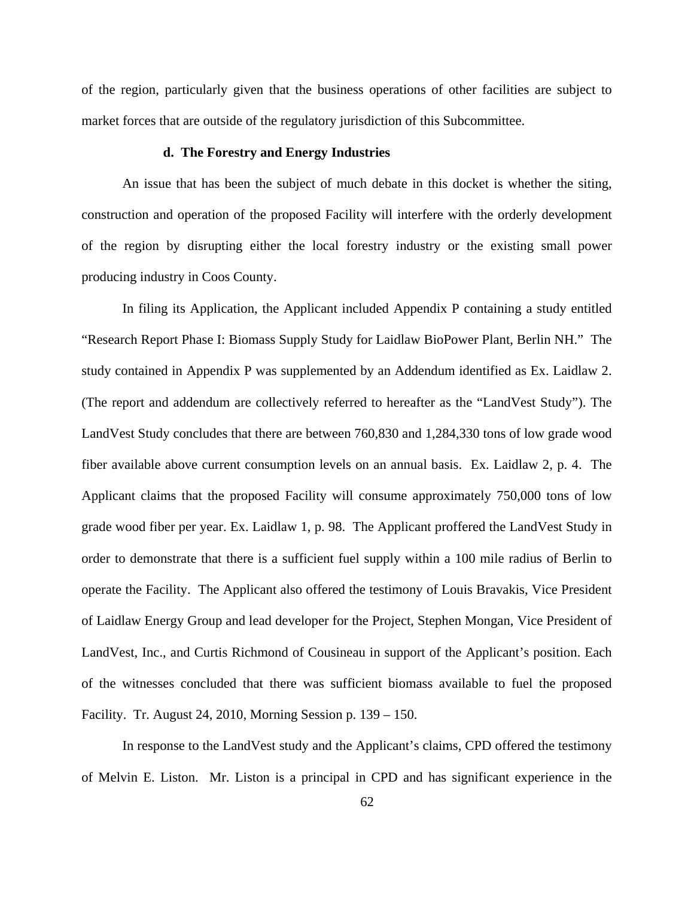of the region, particularly given that the business operations of other facilities are subject to market forces that are outside of the regulatory jurisdiction of this Subcommittee.

#### d. The Forestry and Energy Industries

An issue that has been the subject of much debate in this docket is whether the siting, construction and operation of the proposed Facility will interfere with the orderly development of the region by disrupting either the local forestry industry or the existing small power producing industry in Coos County.

In filing its Application, the Applicant included Appendix P containing a study entitled "Research Report Phase I: Biomass Supply Study for Laidlaw BioPower Plant, Berlin NH." The study contained in Appendix P was supplemented by an Addendum identified as Ex. Laidlaw 2. (The report and addendum are collectively referred to hereafter as the "LandVest Study"). The LandVest Study concludes that there are between 760,830 and 1,284,330 tons of low grade wood fiber available above current consumption levels on an annual basis. Ex. Laidlaw 2, p. 4. The Applicant claims that the proposed Facility will consume approximately 750,000 tons of low grade wood fiber per year. Ex. Laidlaw 1, p. 98. The Applicant proffered the LandVest Study in order to demonstrate that there is a sufficient fuel supply within a 100 mile radius of Berlin to operate the Facility. The Applicant also offered the testimony of Louis Bravakis, Vice President of Laidlaw Energy Group and lead developer for the Project, Stephen Mongan, Vice President of LandVest, Inc., and Curtis Richmond of Cousineau in support of the Applicant's position. Each of the witnesses concluded that there was sufficient biomass available to fuel the proposed Facility. Tr. August 24, 2010, Morning Session p. 139 – 150.

In response to the LandVest study and the Applicant's claims, CPD offered the testimony of Melvin E. Liston. Mr. Liston is a principal in CPD and has significant experience in the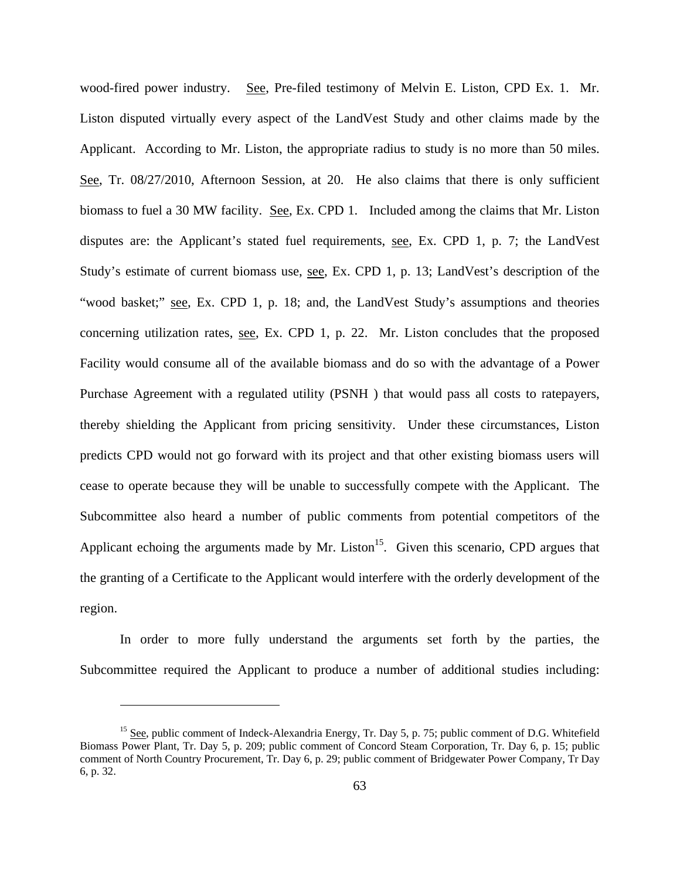wood-fired power industry. See, Pre-filed testimony of Melvin E. Liston, CPD Ex. 1. Mr. Liston disputed virtually every aspect of the LandVest Study and other claims made by the Applicant. According to Mr. Liston, the appropriate radius to study is no more than 50 miles. See, Tr. 08/27/2010, Afternoon Session, at 20. He also claims that there is only sufficient biomass to fuel a 30 MW facility. See, Ex. CPD 1. Included among the claims that Mr. Liston disputes are: the Applicant's stated fuel requirements, see, Ex. CPD 1, p. 7; the LandVest Study's estimate of current biomass use, see, Ex. CPD 1, p. 13; LandVest's description of the "wood basket;" see, Ex. CPD 1, p. 18; and, the LandVest Study's assumptions and theories concerning utilization rates, see, Ex. CPD 1, p. 22. Mr. Liston concludes that the proposed Facility would consume all of the available biomass and do so with the advantage of a Power Purchase Agreement with a regulated utility (PSNH ) that would pass all costs to ratepayers, thereby shielding the Applicant from pricing sensitivity. Under these circumstances, Liston predicts CPD would not go forward with its project and that other existing biomass users will cease to operate because they will be unable to successfully compete with the Applicant. The Subcommittee also heard a number of public comments from potential competitors of the Applicant echoing the arguments made by Mr. Liston[15]. Given this scenario, CPD argues that the granting of a Certificate to the Applicant would interfere with the orderly development of the region.

In order to more fully understand the arguments set forth by the parties, the Subcommittee required the Applicant to produce a number of additional studies including:

[15] See, public comment of Indeck-Alexandria Energy, Tr. Day 5, p. 75; public comment of D.G. Whitefield Biomass Power Plant, Tr. Day 5, p. 209; public comment of Concord Steam Corporation, Tr. Day 6, p. 15; public comment of North Country Procurement, Tr. Day 6, p. 29; public comment of Bridgewater Power Company, Tr Day 6, p. 32.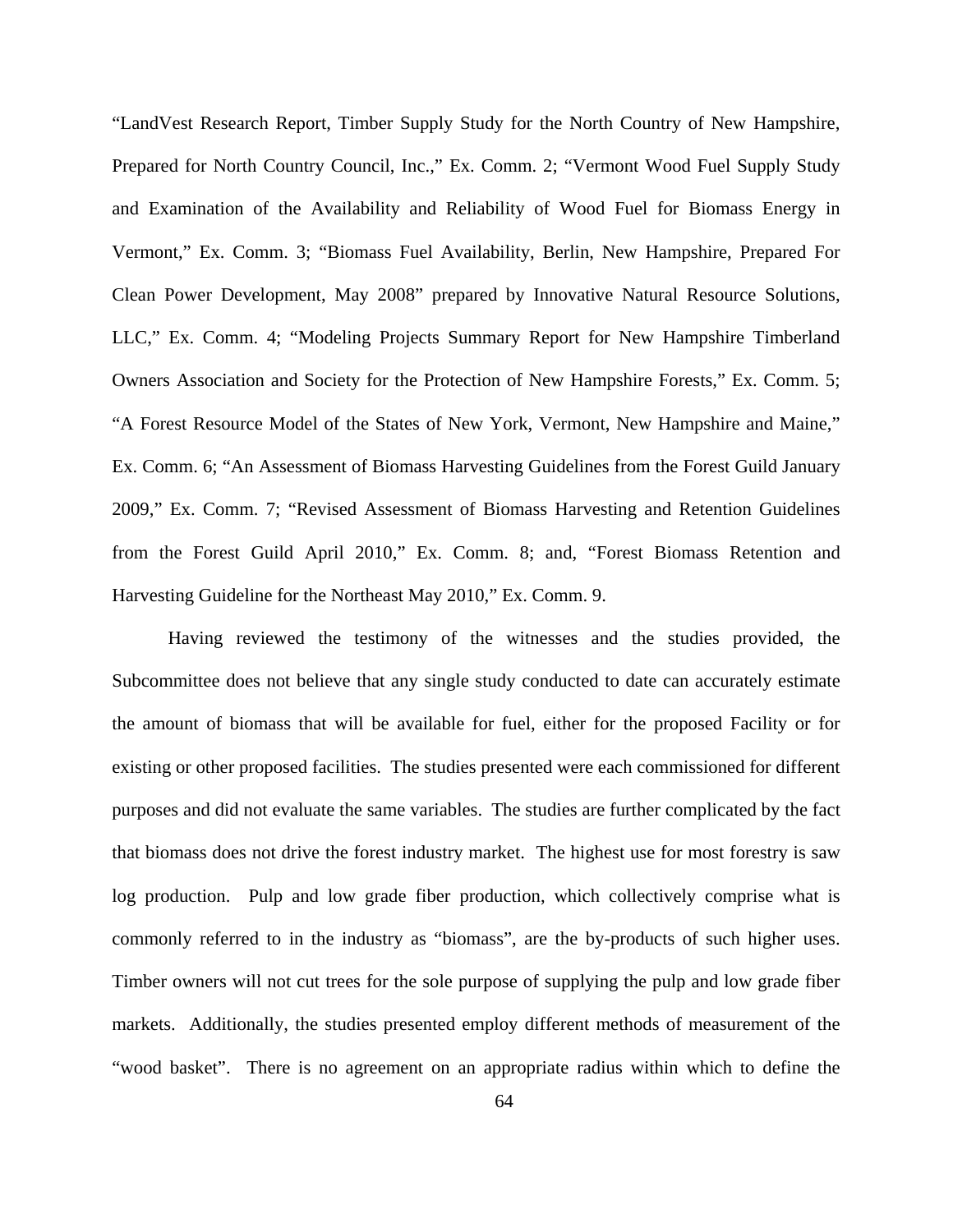"LandVest Research Report, Timber Supply Study for the North Country of New Hampshire, Prepared for North Country Council, Inc.," Ex. Comm. 2; "Vermont Wood Fuel Supply Study and Examination of the Availability and Reliability of Wood Fuel for Biomass Energy in Vermont," Ex. Comm. 3; "Biomass Fuel Availability, Berlin, New Hampshire, Prepared For Clean Power Development, May 2008" prepared by Innovative Natural Resource Solutions, LLC," Ex. Comm. 4; "Modeling Projects Summary Report for New Hampshire Timberland Owners Association and Society for the Protection of New Hampshire Forests," Ex. Comm. 5; "A Forest Resource Model of the States of New York, Vermont, New Hampshire and Maine," Ex. Comm. 6; "An Assessment of Biomass Harvesting Guidelines from the Forest Guild January 2009," Ex. Comm. 7; "Revised Assessment of Biomass Harvesting and Retention Guidelines from the Forest Guild April 2010," Ex. Comm. 8; and, "Forest Biomass Retention and Harvesting Guideline for the Northeast May 2010," Ex. Comm. 9.

Having reviewed the testimony of the witnesses and the studies provided, the Subcommittee does not believe that any single study conducted to date can accurately estimate the amount of biomass that will be available for fuel, either for the proposed Facility or for existing or other proposed facilities. The studies presented were each commissioned for different purposes and did not evaluate the same variables. The studies are further complicated by the fact that biomass does not drive the forest industry market. The highest use for most forestry is saw log production. Pulp and low grade fiber production, which collectively comprise what is commonly referred to in the industry as "biomass", are the by-products of such higher uses. Timber owners will not cut trees for the sole purpose of supplying the pulp and low grade fiber markets. Additionally, the studies presented employ different methods of measurement of the "wood basket". There is no agreement on an appropriate radius within which to define the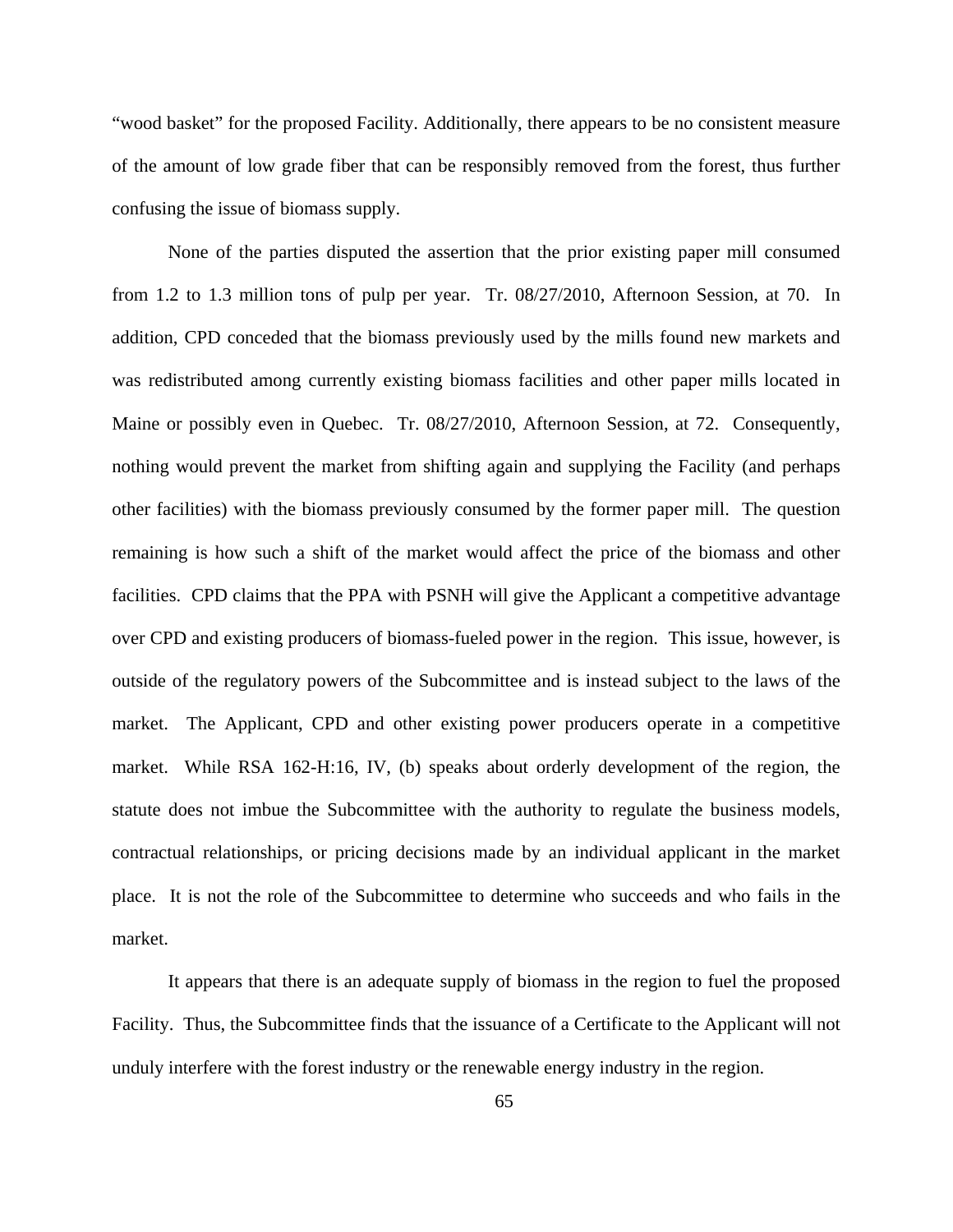“wood basket” for the proposed Facility. Additionally, there appears to be no consistent measure of the amount of low grade fiber that can be responsibly removed from the forest, thus further confusing the issue of biomass supply.

None of the parties disputed the assertion that the prior existing paper mill consumed from 1.2 to 1.3 million tons of pulp per year. Tr. 08/27/2010, Afternoon Session, at 70. In addition, CPD conceded that the biomass previously used by the mills found new markets and was redistributed among currently existing biomass facilities and other paper mills located in Maine or possibly even in Quebec. Tr. 08/27/2010, Afternoon Session, at 72. Consequently, nothing would prevent the market from shifting again and supplying the Facility (and perhaps other facilities) with the biomass previously consumed by the former paper mill. The question remaining is how such a shift of the market would affect the price of the biomass and other facilities. CPD claims that the PPA with PSNH will give the Applicant a competitive advantage over CPD and existing producers of biomass-fueled power in the region. This issue, however, is outside of the regulatory powers of the Subcommittee and is instead subject to the laws of the market. The Applicant, CPD and other existing power producers operate in a competitive market. While RSA 162-H:16, IV, (b) speaks about orderly development of the region, the statute does not imbue the Subcommittee with the authority to regulate the business models, contractual relationships, or pricing decisions made by an individual applicant in the market place. It is not the role of the Subcommittee to determine who succeeds and who fails in the market.

It appears that there is an adequate supply of biomass in the region to fuel the proposed Facility. Thus, the Subcommittee finds that the issuance of a Certificate to the Applicant will not unduly interfere with the forest industry or the renewable energy industry in the region.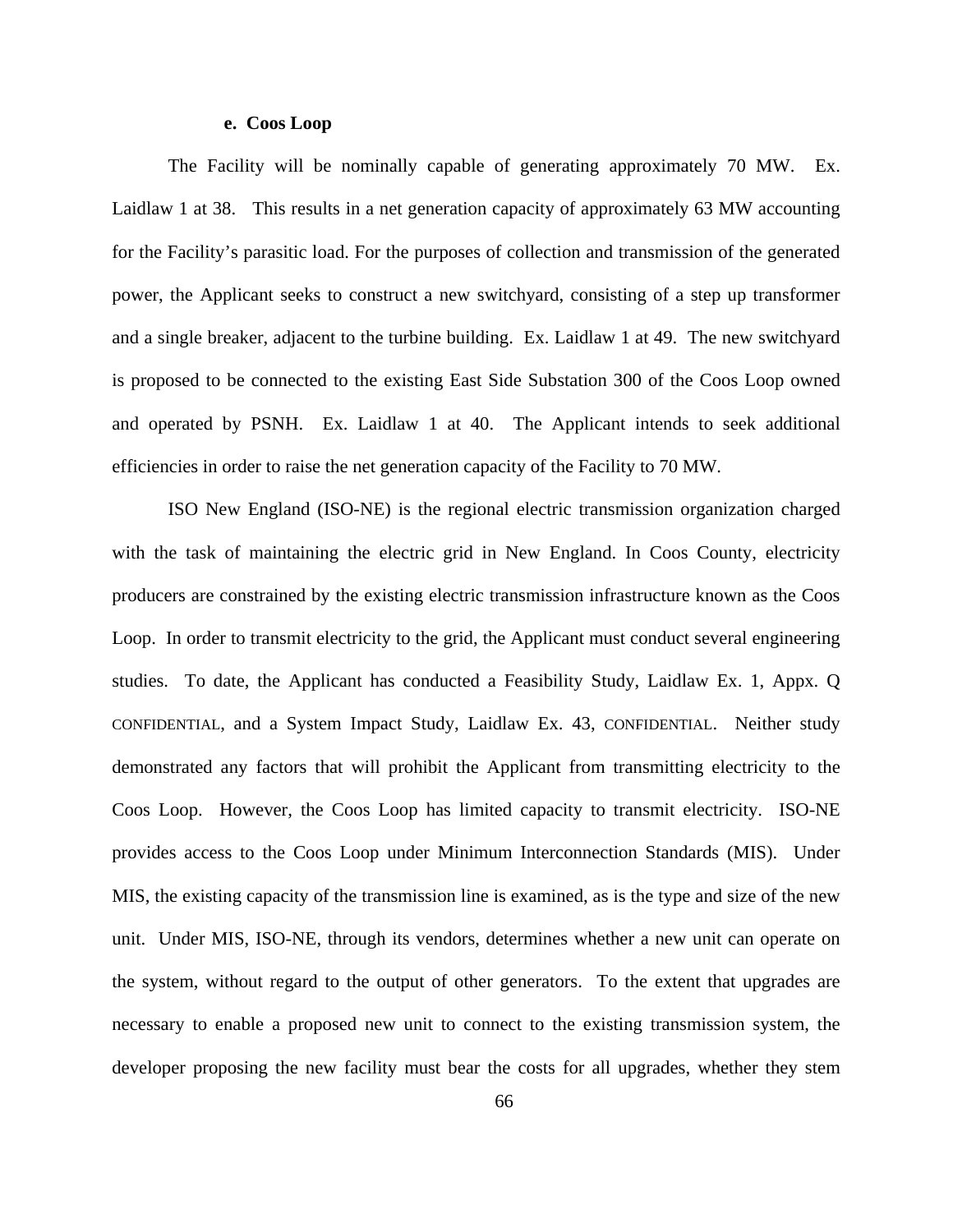#### e. Coos Loop

The Facility will be nominally capable of generating approximately 70 MW. Ex. Laidlaw 1 at 38. This results in a net generation capacity of approximately 63 MW accounting for the Facility's parasitic load. For the purposes of collection and transmission of the generated power, the Applicant seeks to construct a new switchyard, consisting of a step up transformer and a single breaker, adjacent to the turbine building. Ex. Laidlaw 1 at 49. The new switchyard is proposed to be connected to the existing East Side Substation 300 of the Coos Loop owned and operated by PSNH. Ex. Laidlaw 1 at 40. The Applicant intends to seek additional efficiencies in order to raise the net generation capacity of the Facility to 70 MW.

ISO New England (ISO-NE) is the regional electric transmission organization charged with the task of maintaining the electric grid in New England. In Coos County, electricity producers are constrained by the existing electric transmission infrastructure known as the Coos Loop. In order to transmit electricity to the grid, the Applicant must conduct several engineering studies. To date, the Applicant has conducted a Feasibility Study, Laidlaw Ex. 1, Appx. Q CONFIDENTIAL, and a System Impact Study, Laidlaw Ex. 43, CONFIDENTIAL. Neither study demonstrated any factors that will prohibit the Applicant from transmitting electricity to the Coos Loop. However, the Coos Loop has limited capacity to transmit electricity. ISO-NE provides access to the Coos Loop under Minimum Interconnection Standards (MIS). Under MIS, the existing capacity of the transmission line is examined, as is the type and size of the new unit. Under MIS, ISO-NE, through its vendors, determines whether a new unit can operate on the system, without regard to the output of other generators. To the extent that upgrades are necessary to enable a proposed new unit to connect to the existing transmission system, the developer proposing the new facility must bear the costs for all upgrades, whether they stem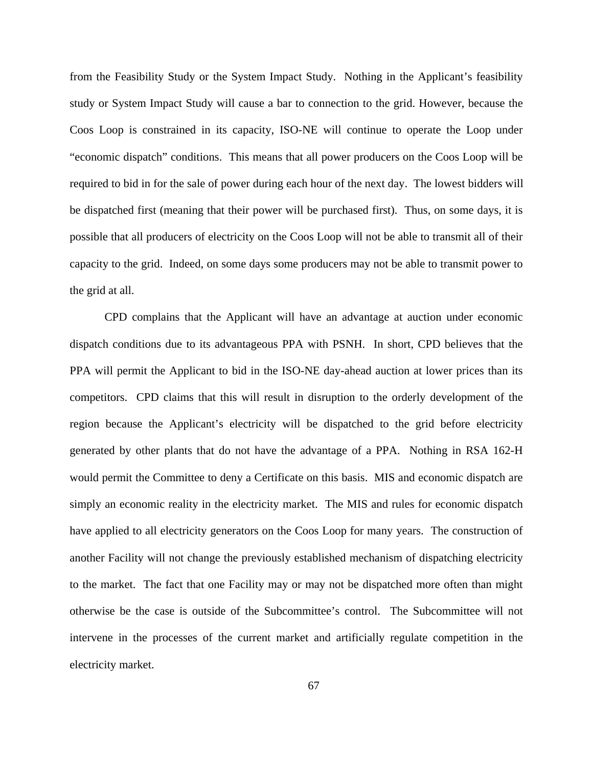from the Feasibility Study or the System Impact Study. Nothing in the Applicant's feasibility study or System Impact Study will cause a bar to connection to the grid. However, because the Coos Loop is constrained in its capacity, ISO-NE will continue to operate the Loop under "economic dispatch" conditions. This means that all power producers on the Coos Loop will be required to bid in for the sale of power during each hour of the next day. The lowest bidders will be dispatched first (meaning that their power will be purchased first). Thus, on some days, it is possible that all producers of electricity on the Coos Loop will not be able to transmit all of their capacity to the grid. Indeed, on some days some producers may not be able to transmit power to the grid at all.

CPD complains that the Applicant will have an advantage at auction under economic dispatch conditions due to its advantageous PPA with PSNH. In short, CPD believes that the PPA will permit the Applicant to bid in the ISO-NE day-ahead auction at lower prices than its competitors. CPD claims that this will result in disruption to the orderly development of the region because the Applicant's electricity will be dispatched to the grid before electricity generated by other plants that do not have the advantage of a PPA. Nothing in RSA 162-H would permit the Committee to deny a Certificate on this basis. MIS and economic dispatch are simply an economic reality in the electricity market. The MIS and rules for economic dispatch have applied to all electricity generators on the Coos Loop for many years. The construction of another Facility will not change the previously established mechanism of dispatching electricity to the market. The fact that one Facility may or may not be dispatched more often than might otherwise be the case is outside of the Subcommittee's control. The Subcommittee will not intervene in the processes of the current market and artificially regulate competition in the electricity market.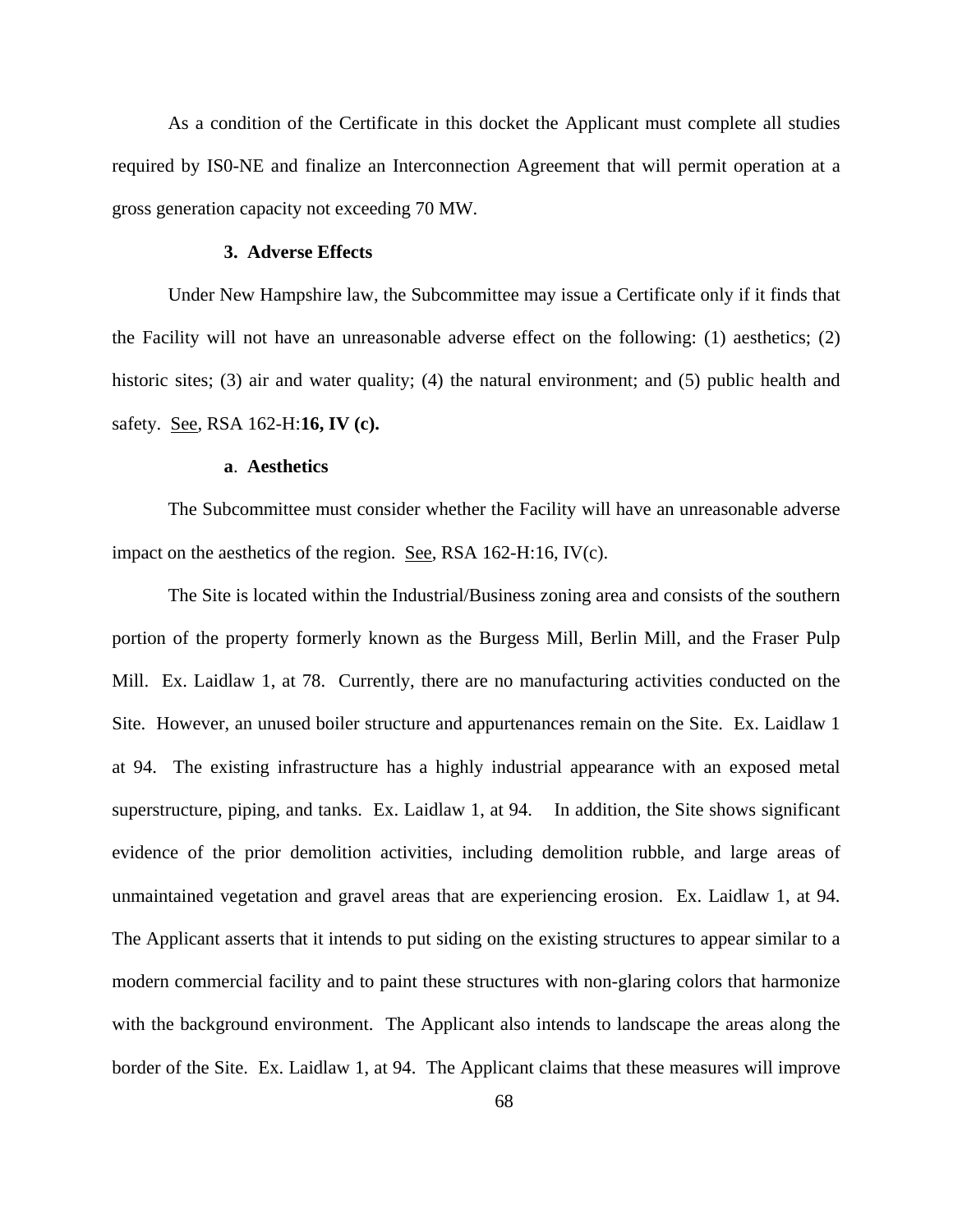As a condition of the Certificate in this docket the Applicant must complete all studies required by IS0-NE and finalize an Interconnection Agreement that will permit operation at a gross generation capacity not exceeding 70 MW.

### 3. Adverse Effects

Under New Hampshire law, the Subcommittee may issue a Certificate only if it finds that the Facility will not have an unreasonable adverse effect on the following: (1) aesthetics; (2) historic sites; (3) air and water quality; (4) the natural environment; and (5) public health and safety. See, RSA 162-H:**16, IV (c).**

#### a. Aesthetics

The Subcommittee must consider whether the Facility will have an unreasonable adverse impact on the aesthetics of the region. See, RSA 162-H:16, IV(c).

The Site is located within the Industrial/Business zoning area and consists of the southern portion of the property formerly known as the Burgess Mill, Berlin Mill, and the Fraser Pulp Mill. Ex. Laidlaw 1, at 78. Currently, there are no manufacturing activities conducted on the Site. However, an unused boiler structure and appurtenances remain on the Site. Ex. Laidlaw 1 at 94. The existing infrastructure has a highly industrial appearance with an exposed metal superstructure, piping, and tanks. Ex. Laidlaw 1, at 94. In addition, the Site shows significant evidence of the prior demolition activities, including demolition rubble, and large areas of unmaintained vegetation and gravel areas that are experiencing erosion. Ex. Laidlaw 1, at 94. The Applicant asserts that it intends to put siding on the existing structures to appear similar to a modern commercial facility and to paint these structures with non-glaring colors that harmonize with the background environment. The Applicant also intends to landscape the areas along the border of the Site. Ex. Laidlaw 1, at 94. The Applicant claims that these measures will improve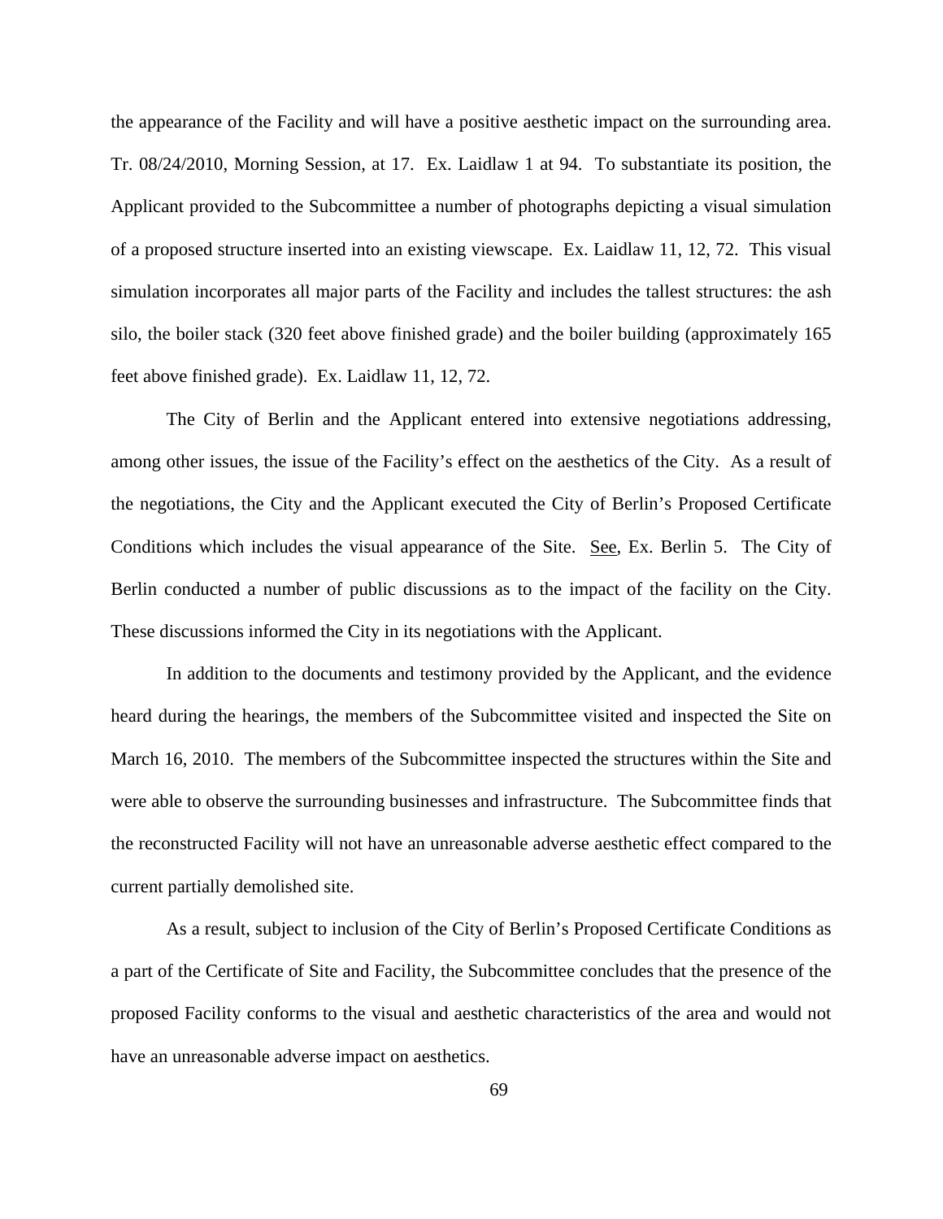the appearance of the Facility and will have a positive aesthetic impact on the surrounding area. Tr. 08/24/2010, Morning Session, at 17. Ex. Laidlaw 1 at 94. To substantiate its position, the Applicant provided to the Subcommittee a number of photographs depicting a visual simulation of a proposed structure inserted into an existing viewscape. Ex. Laidlaw 11, 12, 72. This visual simulation incorporates all major parts of the Facility and includes the tallest structures: the ash silo, the boiler stack (320 feet above finished grade) and the boiler building (approximately 165 feet above finished grade). Ex. Laidlaw 11, 12, 72.

The City of Berlin and the Applicant entered into extensive negotiations addressing, among other issues, the issue of the Facility's effect on the aesthetics of the City. As a result of the negotiations, the City and the Applicant executed the City of Berlin's Proposed Certificate Conditions which includes the visual appearance of the Site. See, Ex. Berlin 5. The City of Berlin conducted a number of public discussions as to the impact of the facility on the City. These discussions informed the City in its negotiations with the Applicant.

In addition to the documents and testimony provided by the Applicant, and the evidence heard during the hearings, the members of the Subcommittee visited and inspected the Site on March 16, 2010. The members of the Subcommittee inspected the structures within the Site and were able to observe the surrounding businesses and infrastructure. The Subcommittee finds that the reconstructed Facility will not have an unreasonable adverse aesthetic effect compared to the current partially demolished site.

As a result, subject to inclusion of the City of Berlin's Proposed Certificate Conditions as a part of the Certificate of Site and Facility, the Subcommittee concludes that the presence of the proposed Facility conforms to the visual and aesthetic characteristics of the area and would not have an unreasonable adverse impact on aesthetics.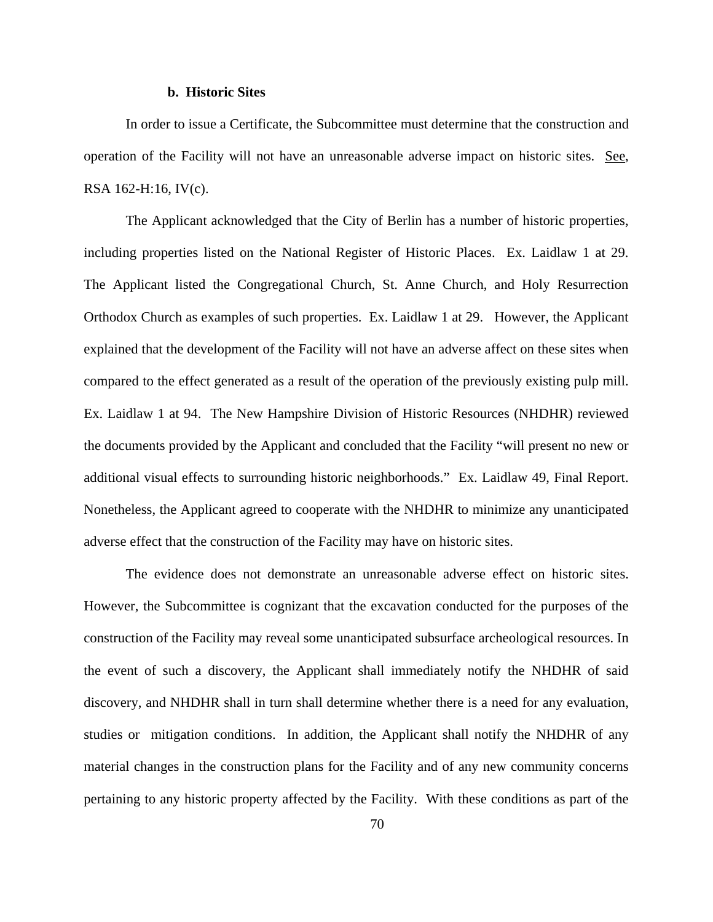**b. Historic Sites**

In order to issue a Certificate, the Subcommittee must determine that the construction and operation of the Facility will not have an unreasonable adverse impact on historic sites. See, RSA 162-H:16, IV(c).

The Applicant acknowledged that the City of Berlin has a number of historic properties, including properties listed on the National Register of Historic Places. Ex. Laidlaw 1 at 29. The Applicant listed the Congregational Church, St. Anne Church, and Holy Resurrection Orthodox Church as examples of such properties. Ex. Laidlaw 1 at 29. However, the Applicant explained that the development of the Facility will not have an adverse affect on these sites when compared to the effect generated as a result of the operation of the previously existing pulp mill. Ex. Laidlaw 1 at 94. The New Hampshire Division of Historic Resources (NHDHR) reviewed the documents provided by the Applicant and concluded that the Facility "will present no new or additional visual effects to surrounding historic neighborhoods." Ex. Laidlaw 49, Final Report. Nonetheless, the Applicant agreed to cooperate with the NHDHR to minimize any unanticipated adverse effect that the construction of the Facility may have on historic sites.

The evidence does not demonstrate an unreasonable adverse effect on historic sites. However, the Subcommittee is cognizant that the excavation conducted for the purposes of the construction of the Facility may reveal some unanticipated subsurface archeological resources. In the event of such a discovery, the Applicant shall immediately notify the NHDHR of said discovery, and NHDHR shall in turn shall determine whether there is a need for any evaluation, studies or mitigation conditions. In addition, the Applicant shall notify the NHDHR of any material changes in the construction plans for the Facility and of any new community concerns pertaining to any historic property affected by the Facility. With these conditions as part of the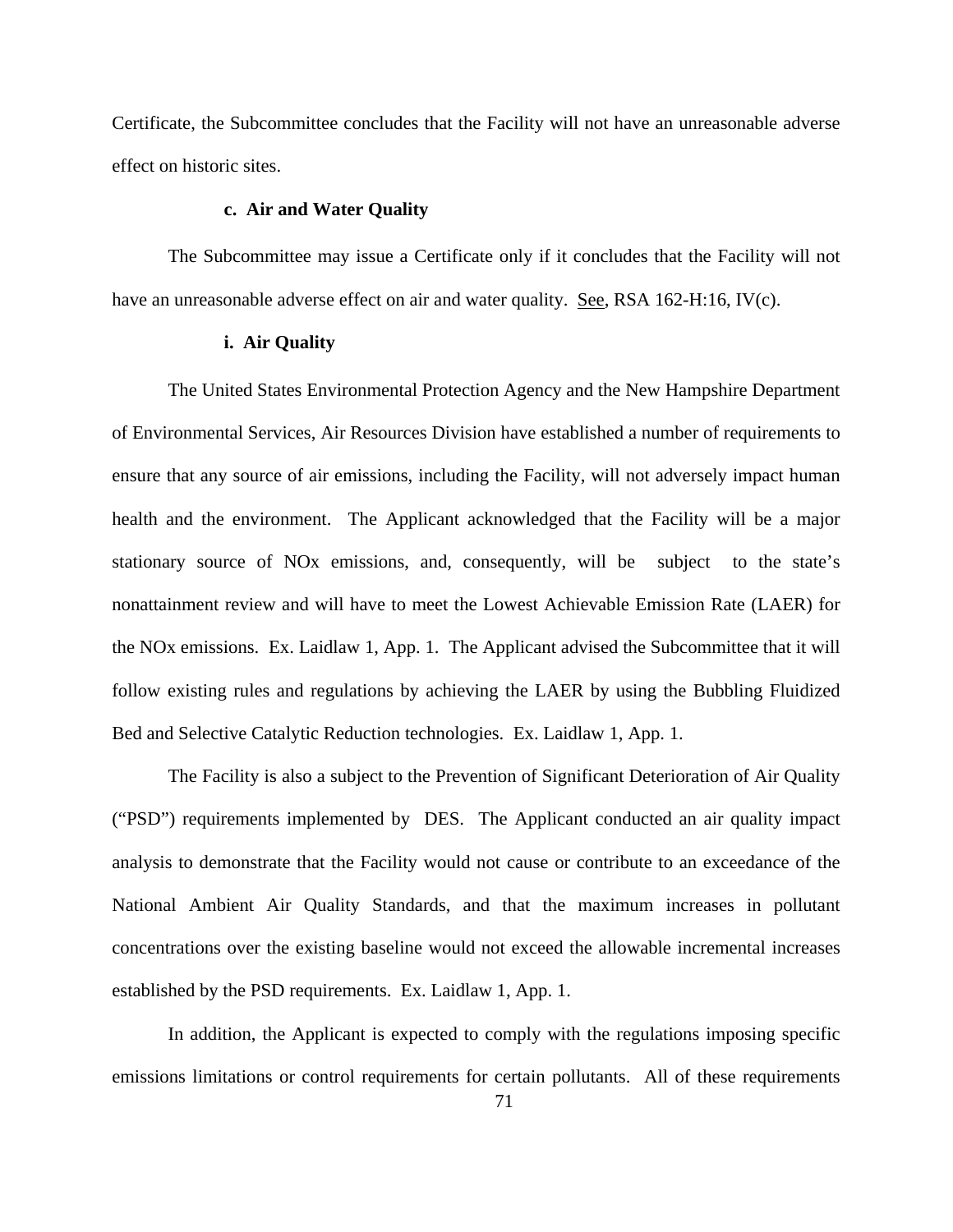Certificate, the Subcommittee concludes that the Facility will not have an unreasonable adverse effect on historic sites.

**c. Air and Water Quality**

The Subcommittee may issue a Certificate only if it concludes that the Facility will not have an unreasonable adverse effect on air and water quality. See, RSA 162-H:16, IV(c).

**i. Air Quality**

The United States Environmental Protection Agency and the New Hampshire Department of Environmental Services, Air Resources Division have established a number of requirements to ensure that any source of air emissions, including the Facility, will not adversely impact human health and the environment. The Applicant acknowledged that the Facility will be a major stationary source of NOx emissions, and, consequently, will be subject to the state's nonattainment review and will have to meet the Lowest Achievable Emission Rate (LAER) for the NOx emissions. Ex. Laidlaw 1, App. 1. The Applicant advised the Subcommittee that it will follow existing rules and regulations by achieving the LAER by using the Bubbling Fluidized Bed and Selective Catalytic Reduction technologies. Ex. Laidlaw 1, App. 1.

The Facility is also a subject to the Prevention of Significant Deterioration of Air Quality ("PSD") requirements implemented by DES. The Applicant conducted an air quality impact analysis to demonstrate that the Facility would not cause or contribute to an exceedance of the National Ambient Air Quality Standards, and that the maximum increases in pollutant concentrations over the existing baseline would not exceed the allowable incremental increases established by the PSD requirements. Ex. Laidlaw 1, App. 1.

In addition, the Applicant is expected to comply with the regulations imposing specific emissions limitations or control requirements for certain pollutants. All of these requirements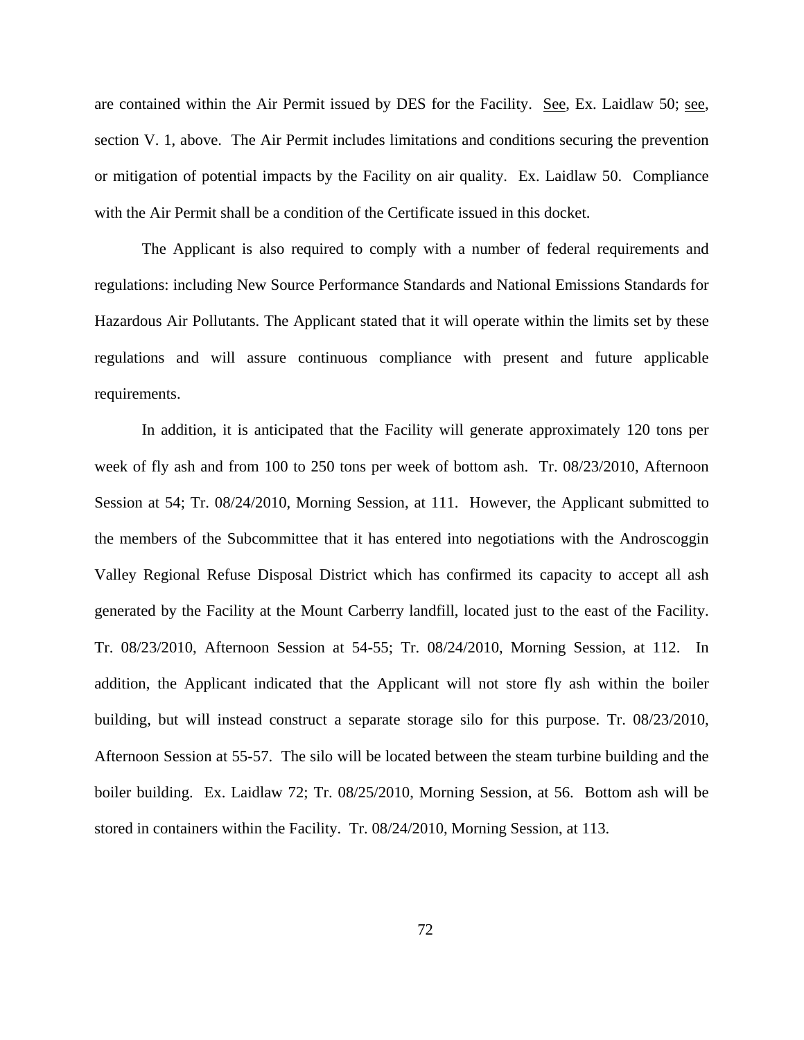are contained within the Air Permit issued by DES for the Facility. See, Ex. Laidlaw 50; see, section V. 1, above. The Air Permit includes limitations and conditions securing the prevention or mitigation of potential impacts by the Facility on air quality. Ex. Laidlaw 50. Compliance with the Air Permit shall be a condition of the Certificate issued in this docket.

The Applicant is also required to comply with a number of federal requirements and regulations: including New Source Performance Standards and National Emissions Standards for Hazardous Air Pollutants. The Applicant stated that it will operate within the limits set by these regulations and will assure continuous compliance with present and future applicable requirements.

In addition, it is anticipated that the Facility will generate approximately 120 tons per week of fly ash and from 100 to 250 tons per week of bottom ash. Tr. 08/23/2010, Afternoon Session at 54; Tr. 08/24/2010, Morning Session, at 111. However, the Applicant submitted to the members of the Subcommittee that it has entered into negotiations with the Androscoggin Valley Regional Refuse Disposal District which has confirmed its capacity to accept all ash generated by the Facility at the Mount Carberry landfill, located just to the east of the Facility. Tr. 08/23/2010, Afternoon Session at 54-55; Tr. 08/24/2010, Morning Session, at 112. In addition, the Applicant indicated that the Applicant will not store fly ash within the boiler building, but will instead construct a separate storage silo for this purpose. Tr. 08/23/2010, Afternoon Session at 55-57. The silo will be located between the steam turbine building and the boiler building. Ex. Laidlaw 72; Tr. 08/25/2010, Morning Session, at 56. Bottom ash will be stored in containers within the Facility. Tr. 08/24/2010, Morning Session, at 113.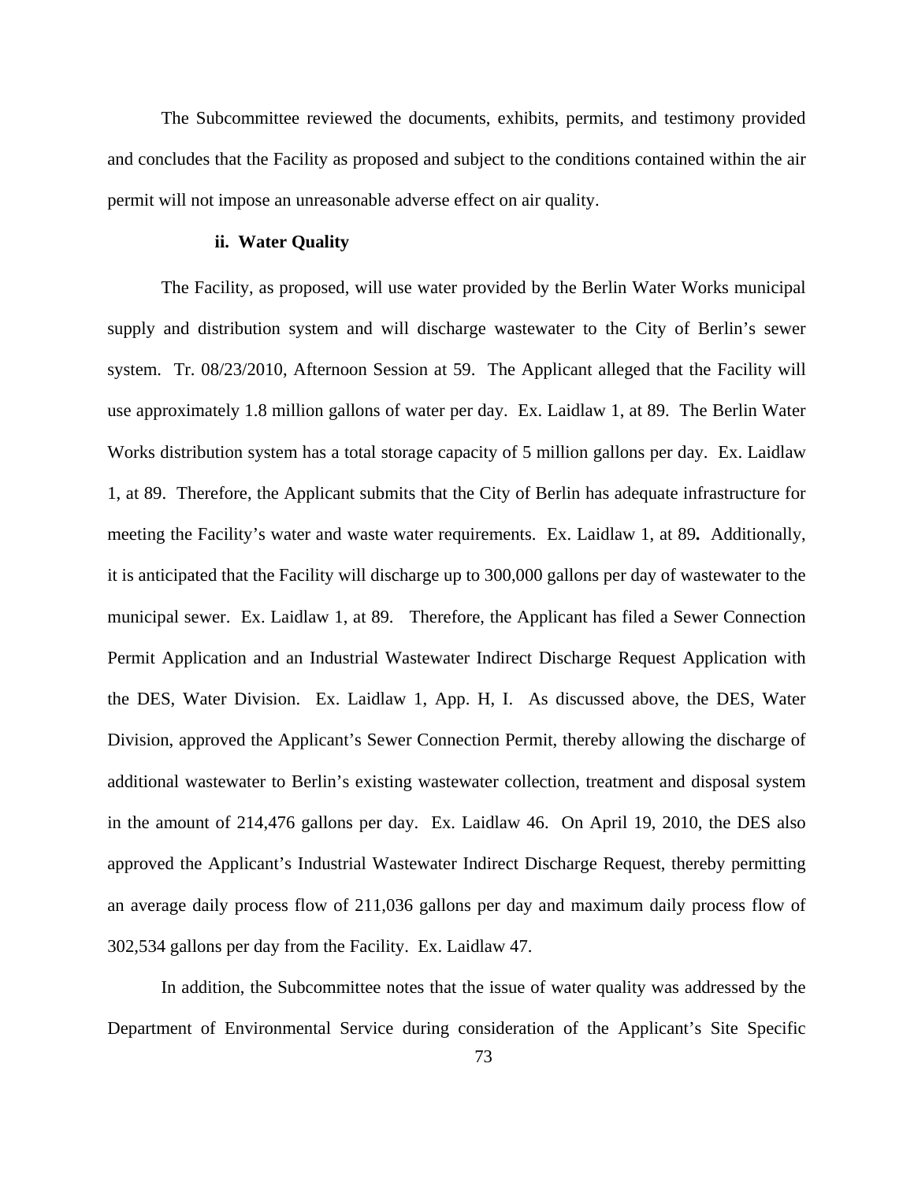The Subcommittee reviewed the documents, exhibits, permits, and testimony provided and concludes that the Facility as proposed and subject to the conditions contained within the air permit will not impose an unreasonable adverse effect on air quality.

#### ii. Water Quality

The Facility, as proposed, will use water provided by the Berlin Water Works municipal supply and distribution system and will discharge wastewater to the City of Berlin's sewer system. Tr. 08/23/2010, Afternoon Session at 59. The Applicant alleged that the Facility will use approximately 1.8 million gallons of water per day. Ex. Laidlaw 1, at 89. The Berlin Water Works distribution system has a total storage capacity of 5 million gallons per day. Ex. Laidlaw 1, at 89. Therefore, the Applicant submits that the City of Berlin has adequate infrastructure for meeting the Facility's water and waste water requirements. Ex. Laidlaw 1, at 89**.** Additionally, it is anticipated that the Facility will discharge up to 300,000 gallons per day of wastewater to the municipal sewer. Ex. Laidlaw 1, at 89. Therefore, the Applicant has filed a Sewer Connection Permit Application and an Industrial Wastewater Indirect Discharge Request Application with the DES, Water Division. Ex. Laidlaw 1, App. H, I. As discussed above, the DES, Water Division, approved the Applicant's Sewer Connection Permit, thereby allowing the discharge of additional wastewater to Berlin's existing wastewater collection, treatment and disposal system in the amount of 214,476 gallons per day. Ex. Laidlaw 46. On April 19, 2010, the DES also approved the Applicant's Industrial Wastewater Indirect Discharge Request, thereby permitting an average daily process flow of 211,036 gallons per day and maximum daily process flow of 302,534 gallons per day from the Facility. Ex. Laidlaw 47.

In addition, the Subcommittee notes that the issue of water quality was addressed by the Department of Environmental Service during consideration of the Applicant's Site Specific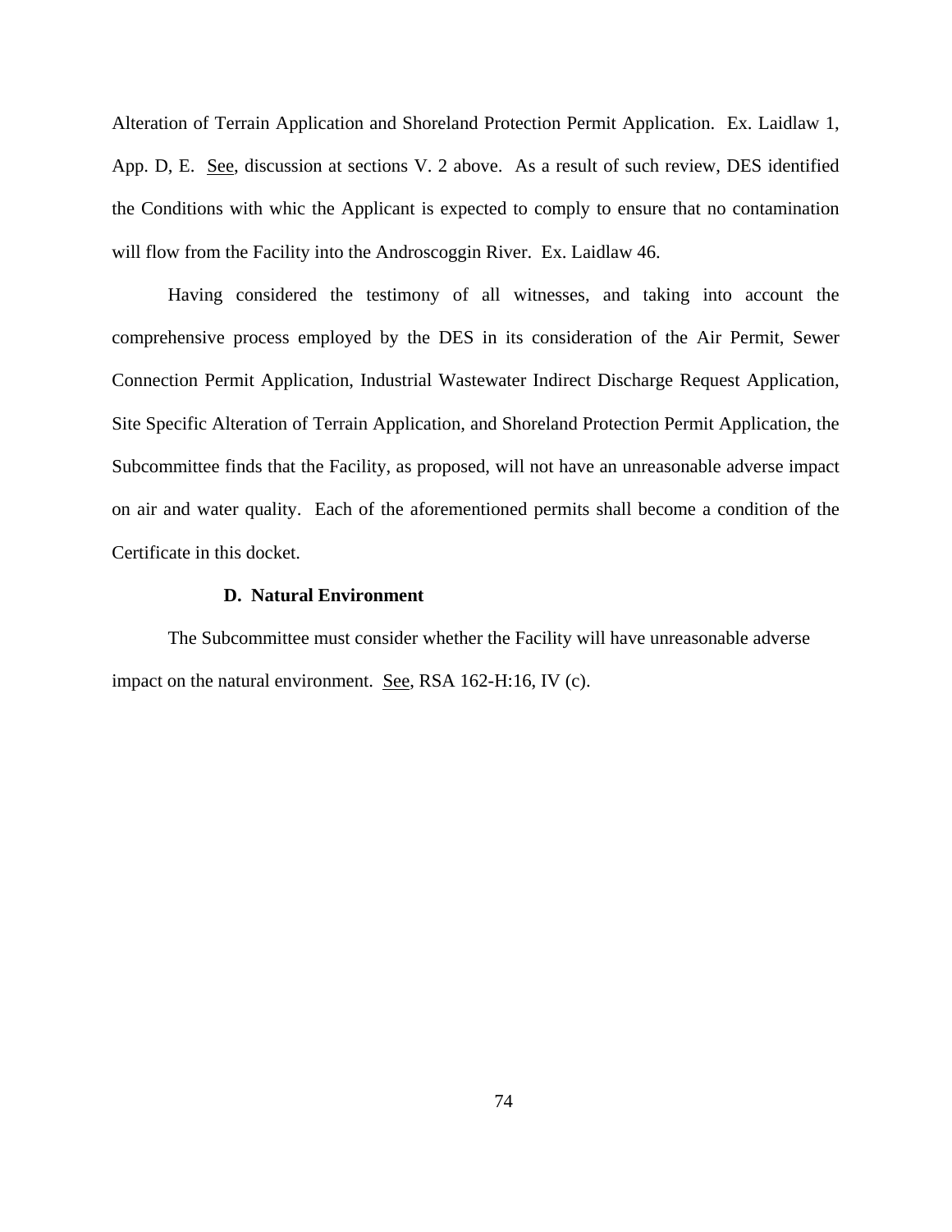Alteration of Terrain Application and Shoreland Protection Permit Application. Ex. Laidlaw 1, App. D, E. See, discussion at sections V. 2 above. As a result of such review, DES identified the Conditions with whic the Applicant is expected to comply to ensure that no contamination will flow from the Facility into the Androscoggin River. Ex. Laidlaw 46.

Having considered the testimony of all witnesses, and taking into account the comprehensive process employed by the DES in its consideration of the Air Permit, Sewer Connection Permit Application, Industrial Wastewater Indirect Discharge Request Application, Site Specific Alteration of Terrain Application, and Shoreland Protection Permit Application, the Subcommittee finds that the Facility, as proposed, will not have an unreasonable adverse impact on air and water quality. Each of the aforementioned permits shall become a condition of the Certificate in this docket.

### D. Natural Environment

The Subcommittee must consider whether the Facility will have unreasonable adverse impact on the natural environment. See, RSA 162-H:16, IV (c).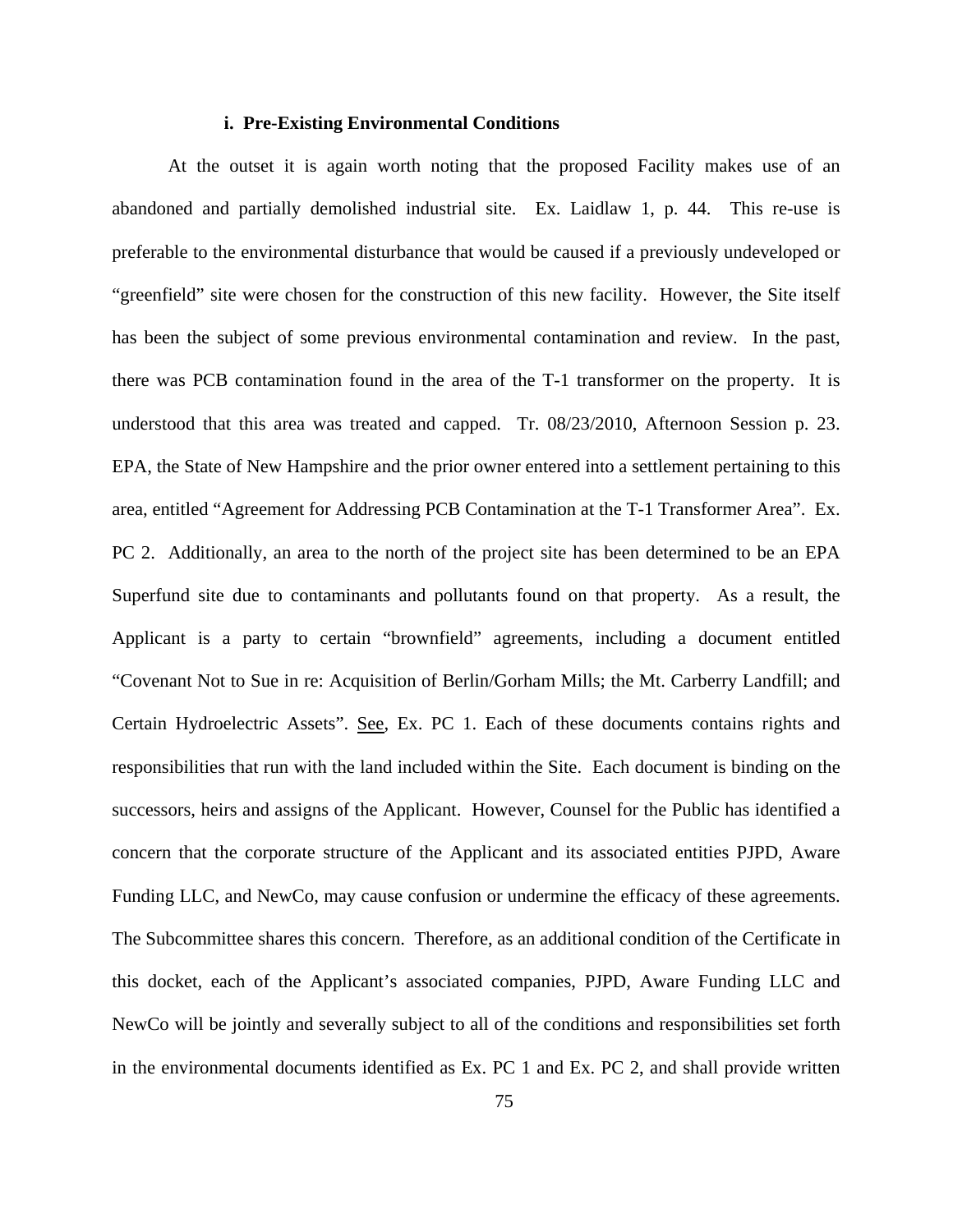#### i. Pre-Existing Environmental Conditions

At the outset it is again worth noting that the proposed Facility makes use of an abandoned and partially demolished industrial site. Ex. Laidlaw 1, p. 44. This re-use is preferable to the environmental disturbance that would be caused if a previously undeveloped or "greenfield" site were chosen for the construction of this new facility. However, the Site itself has been the subject of some previous environmental contamination and review. In the past, there was PCB contamination found in the area of the T-1 transformer on the property. It is understood that this area was treated and capped. Tr. 08/23/2010, Afternoon Session p. 23. EPA, the State of New Hampshire and the prior owner entered into a settlement pertaining to this area, entitled "Agreement for Addressing PCB Contamination at the T-1 Transformer Area". Ex. PC 2. Additionally, an area to the north of the project site has been determined to be an EPA Superfund site due to contaminants and pollutants found on that property. As a result, the Applicant is a party to certain "brownfield" agreements, including a document entitled "Covenant Not to Sue in re: Acquisition of Berlin/Gorham Mills; the Mt. Carberry Landfill; and Certain Hydroelectric Assets". See, Ex. PC 1. Each of these documents contains rights and responsibilities that run with the land included within the Site. Each document is binding on the successors, heirs and assigns of the Applicant. However, Counsel for the Public has identified a concern that the corporate structure of the Applicant and its associated entities PJPD, Aware Funding LLC, and NewCo, may cause confusion or undermine the efficacy of these agreements. The Subcommittee shares this concern. Therefore, as an additional condition of the Certificate in this docket, each of the Applicant's associated companies, PJPD, Aware Funding LLC and NewCo will be jointly and severally subject to all of the conditions and responsibilities set forth in the environmental documents identified as Ex. PC 1 and Ex. PC 2, and shall provide written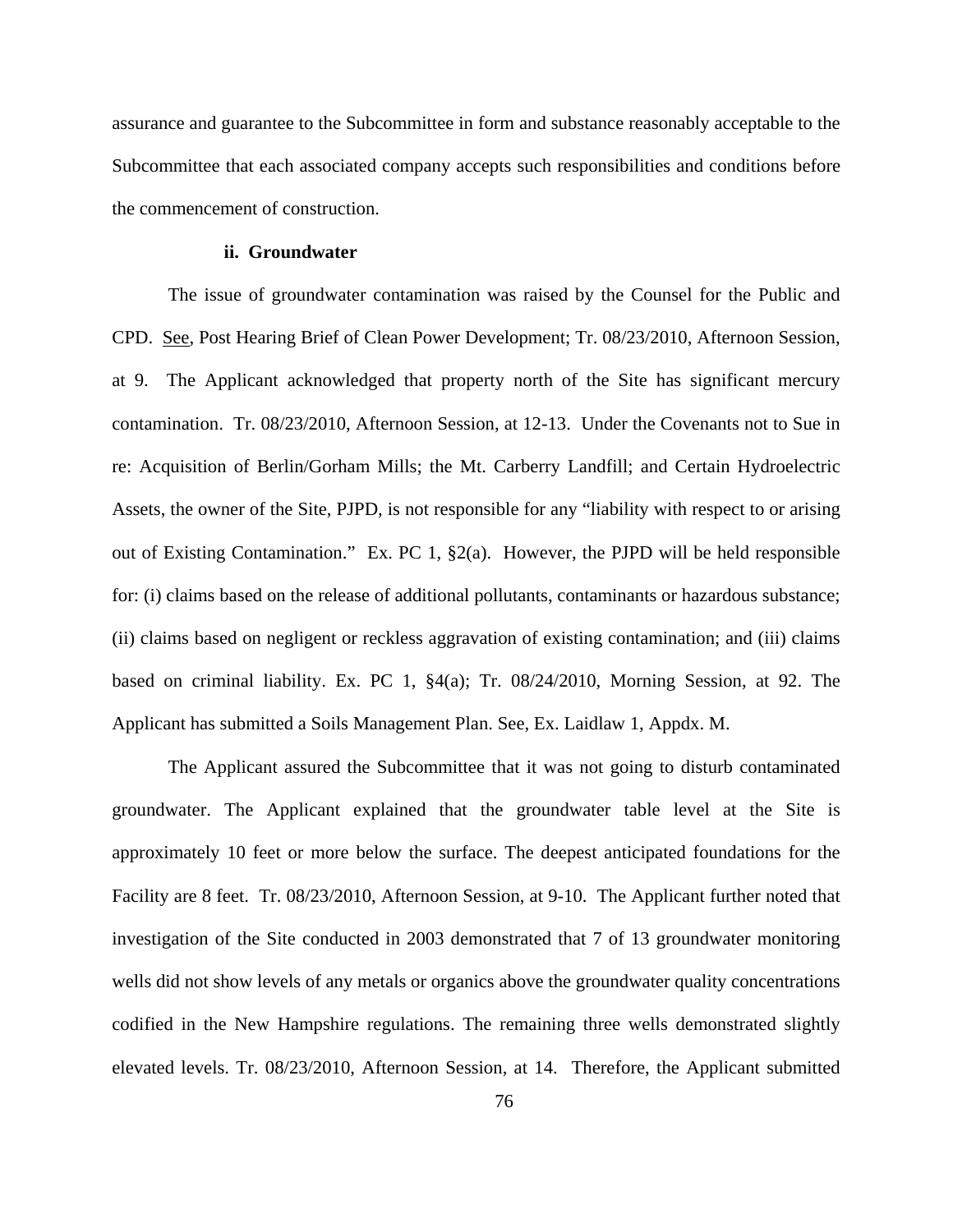assurance and guarantee to the Subcommittee in form and substance reasonably acceptable to the Subcommittee that each associated company accepts such responsibilities and conditions before the commencement of construction.

**ii. Groundwater**

The issue of groundwater contamination was raised by the Counsel for the Public and CPD. See, Post Hearing Brief of Clean Power Development; Tr. 08/23/2010, Afternoon Session, at 9. The Applicant acknowledged that property north of the Site has significant mercury contamination. Tr. 08/23/2010, Afternoon Session, at 12-13. Under the Covenants not to Sue in re: Acquisition of Berlin/Gorham Mills; the Mt. Carberry Landfill; and Certain Hydroelectric Assets, the owner of the Site, PJPD, is not responsible for any "liability with respect to or arising out of Existing Contamination." Ex. PC 1, §2(a). However, the PJPD will be held responsible for: (i) claims based on the release of additional pollutants, contaminants or hazardous substance; (ii) claims based on negligent or reckless aggravation of existing contamination; and (iii) claims based on criminal liability. Ex. PC 1, §4(a); Tr. 08/24/2010, Morning Session, at 92. The Applicant has submitted a Soils Management Plan. See, Ex. Laidlaw 1, Appdx. M.

The Applicant assured the Subcommittee that it was not going to disturb contaminated groundwater. The Applicant explained that the groundwater table level at the Site is approximately 10 feet or more below the surface. The deepest anticipated foundations for the Facility are 8 feet. Tr. 08/23/2010, Afternoon Session, at 9-10. The Applicant further noted that investigation of the Site conducted in 2003 demonstrated that 7 of 13 groundwater monitoring wells did not show levels of any metals or organics above the groundwater quality concentrations codified in the New Hampshire regulations. The remaining three wells demonstrated slightly elevated levels. Tr. 08/23/2010, Afternoon Session, at 14. Therefore, the Applicant submitted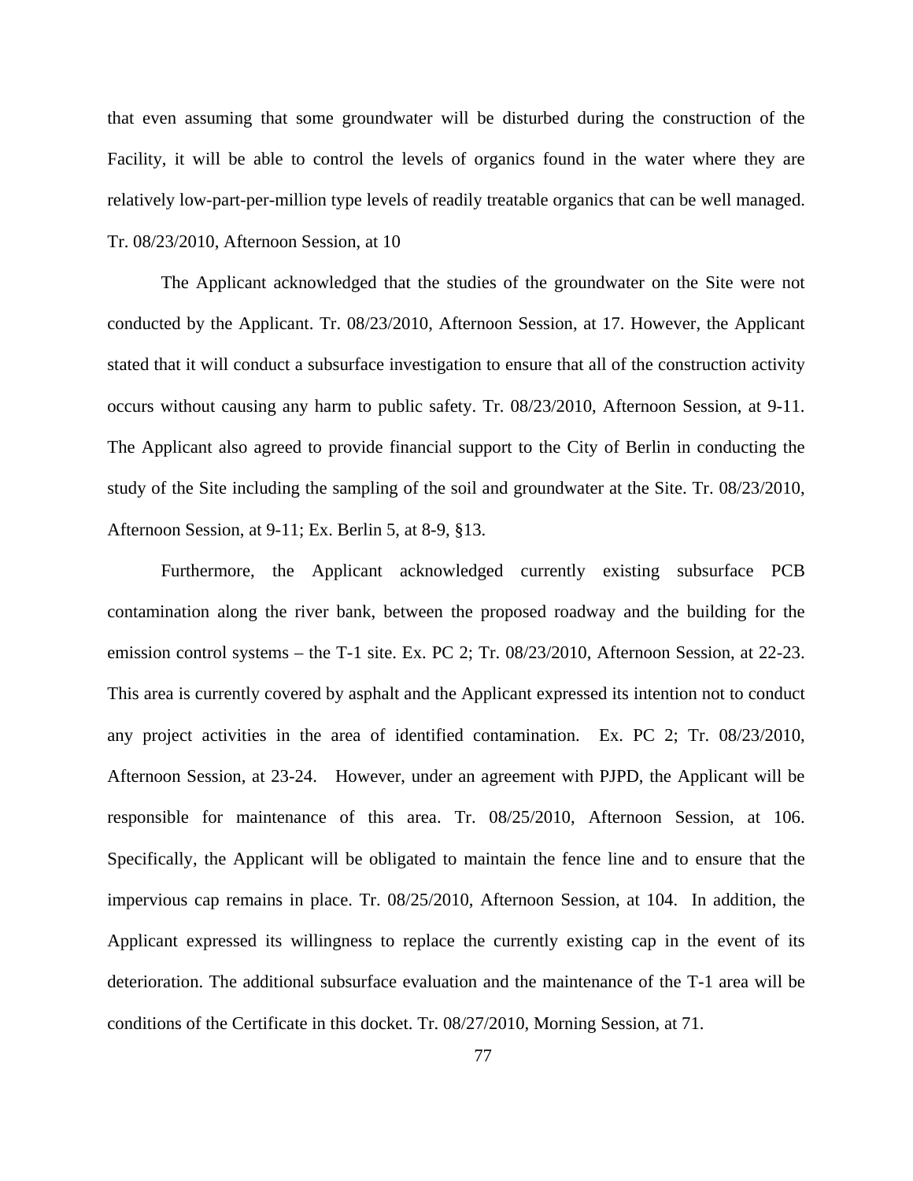that even assuming that some groundwater will be disturbed during the construction of the Facility, it will be able to control the levels of organics found in the water where they are relatively low-part-per-million type levels of readily treatable organics that can be well managed. Tr. 08/23/2010, Afternoon Session, at 10

The Applicant acknowledged that the studies of the groundwater on the Site were not conducted by the Applicant. Tr. 08/23/2010, Afternoon Session, at 17. However, the Applicant stated that it will conduct a subsurface investigation to ensure that all of the construction activity occurs without causing any harm to public safety. Tr. 08/23/2010, Afternoon Session, at 9-11. The Applicant also agreed to provide financial support to the City of Berlin in conducting the study of the Site including the sampling of the soil and groundwater at the Site. Tr. 08/23/2010, Afternoon Session, at 9-11; Ex. Berlin 5, at 8-9, §13.

Furthermore, the Applicant acknowledged currently existing subsurface PCB contamination along the river bank, between the proposed roadway and the building for the emission control systems – the T-1 site. Ex. PC 2; Tr. 08/23/2010, Afternoon Session, at 22-23. This area is currently covered by asphalt and the Applicant expressed its intention not to conduct any project activities in the area of identified contamination. Ex. PC 2; Tr. 08/23/2010, Afternoon Session, at 23-24. However, under an agreement with PJPD, the Applicant will be responsible for maintenance of this area. Tr. 08/25/2010, Afternoon Session, at 106. Specifically, the Applicant will be obligated to maintain the fence line and to ensure that the impervious cap remains in place. Tr. 08/25/2010, Afternoon Session, at 104. In addition, the Applicant expressed its willingness to replace the currently existing cap in the event of its deterioration. The additional subsurface evaluation and the maintenance of the T-1 area will be conditions of the Certificate in this docket. Tr. 08/27/2010, Morning Session, at 71.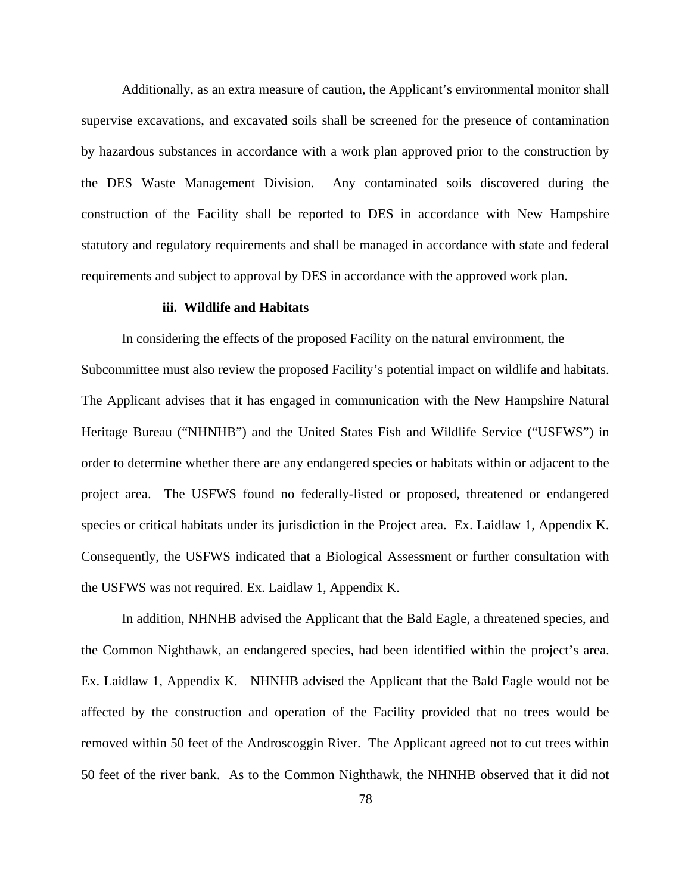Additionally, as an extra measure of caution, the Applicant's environmental monitor shall supervise excavations, and excavated soils shall be screened for the presence of contamination by hazardous substances in accordance with a work plan approved prior to the construction by the DES Waste Management Division. Any contaminated soils discovered during the construction of the Facility shall be reported to DES in accordance with New Hampshire statutory and regulatory requirements and shall be managed in accordance with state and federal requirements and subject to approval by DES in accordance with the approved work plan.

#### iii. Wildlife and Habitats

In considering the effects of the proposed Facility on the natural environment, the Subcommittee must also review the proposed Facility's potential impact on wildlife and habitats. The Applicant advises that it has engaged in communication with the New Hampshire Natural Heritage Bureau ("NHNHB") and the United States Fish and Wildlife Service ("USFWS") in order to determine whether there are any endangered species or habitats within or adjacent to the project area. The USFWS found no federally-listed or proposed, threatened or endangered species or critical habitats under its jurisdiction in the Project area. Ex. Laidlaw 1, Appendix K. Consequently, the USFWS indicated that a Biological Assessment or further consultation with the USFWS was not required. Ex. Laidlaw 1, Appendix K.

In addition, NHNHB advised the Applicant that the Bald Eagle, a threatened species, and the Common Nighthawk, an endangered species, had been identified within the project's area. Ex. Laidlaw 1, Appendix K. NHNHB advised the Applicant that the Bald Eagle would not be affected by the construction and operation of the Facility provided that no trees would be removed within 50 feet of the Androscoggin River. The Applicant agreed not to cut trees within 50 feet of the river bank. As to the Common Nighthawk, the NHNHB observed that it did not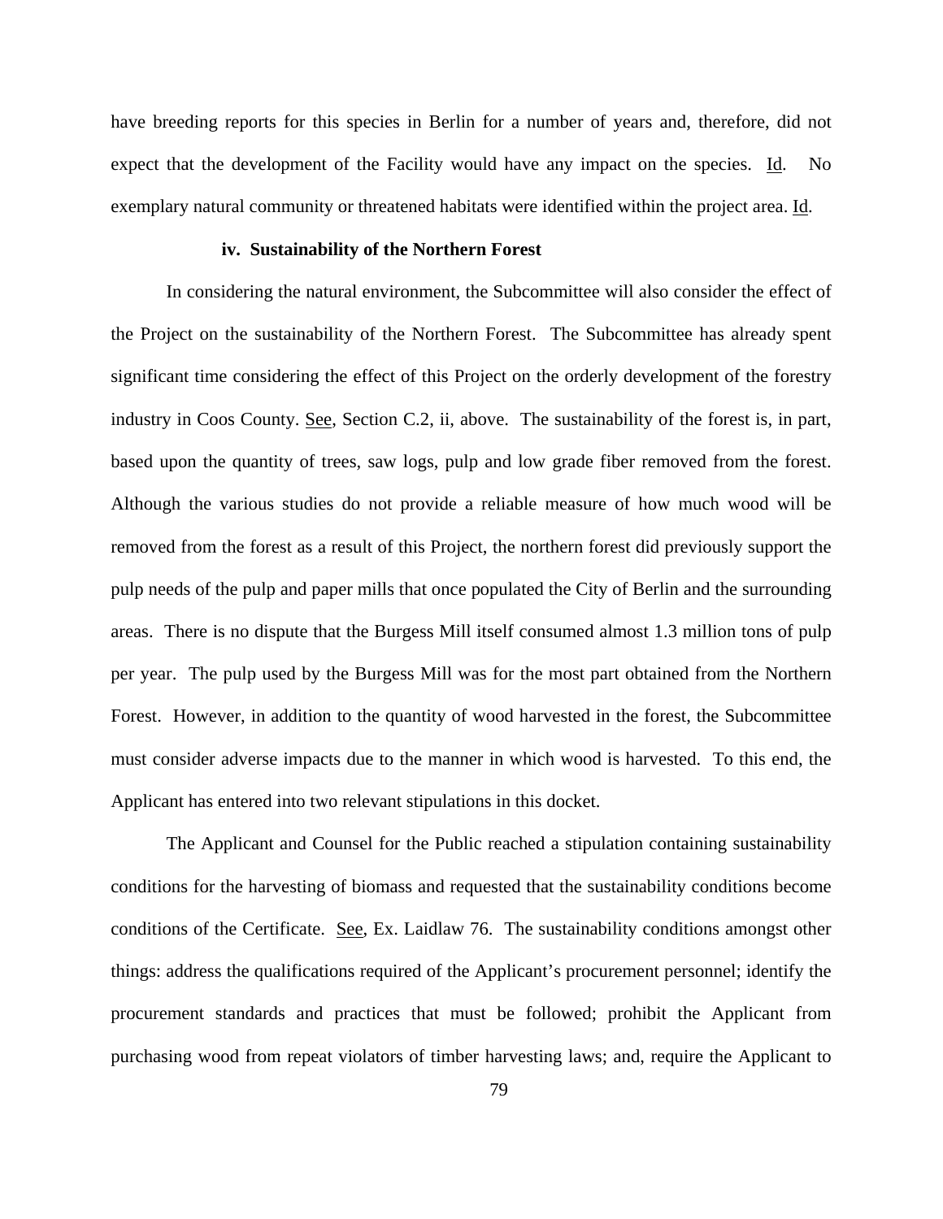have breeding reports for this species in Berlin for a number of years and, therefore, did not expect that the development of the Facility would have any impact on the species. Id. No exemplary natural community or threatened habitats were identified within the project area. Id.

### iv. Sustainability of the Northern Forest

In considering the natural environment, the Subcommittee will also consider the effect of the Project on the sustainability of the Northern Forest. The Subcommittee has already spent significant time considering the effect of this Project on the orderly development of the forestry industry in Coos County. See, Section C.2, ii, above. The sustainability of the forest is, in part, based upon the quantity of trees, saw logs, pulp and low grade fiber removed from the forest. Although the various studies do not provide a reliable measure of how much wood will be removed from the forest as a result of this Project, the northern forest did previously support the pulp needs of the pulp and paper mills that once populated the City of Berlin and the surrounding areas. There is no dispute that the Burgess Mill itself consumed almost 1.3 million tons of pulp per year. The pulp used by the Burgess Mill was for the most part obtained from the Northern Forest. However, in addition to the quantity of wood harvested in the forest, the Subcommittee must consider adverse impacts due to the manner in which wood is harvested. To this end, the Applicant has entered into two relevant stipulations in this docket.

The Applicant and Counsel for the Public reached a stipulation containing sustainability conditions for the harvesting of biomass and requested that the sustainability conditions become conditions of the Certificate. See, Ex. Laidlaw 76. The sustainability conditions amongst other things: address the qualifications required of the Applicant's procurement personnel; identify the procurement standards and practices that must be followed; prohibit the Applicant from purchasing wood from repeat violators of timber harvesting laws; and, require the Applicant to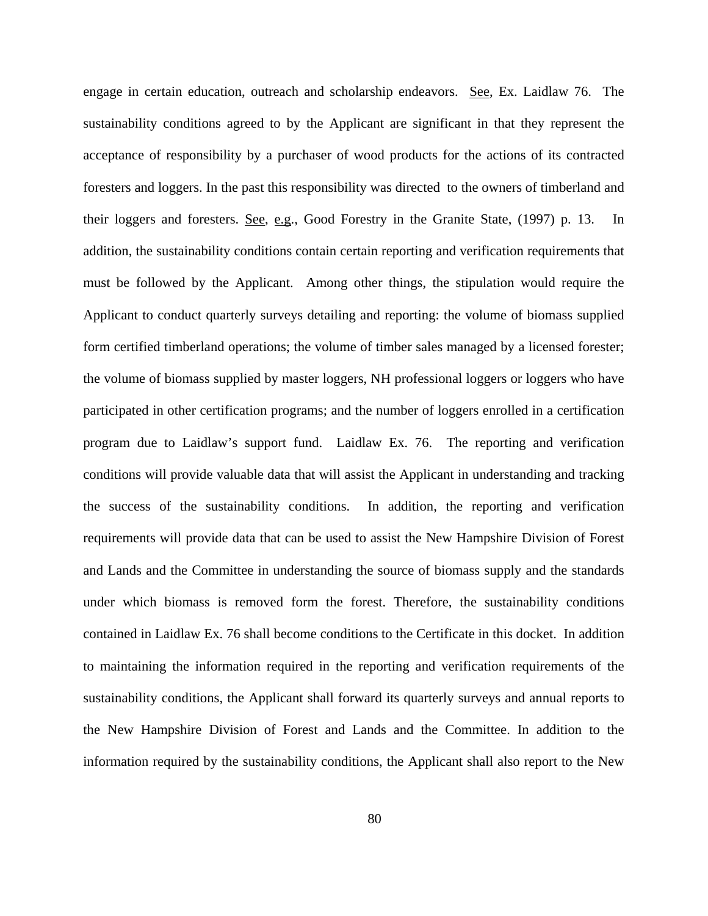engage in certain education, outreach and scholarship endeavors. See, Ex. Laidlaw 76. The sustainability conditions agreed to by the Applicant are significant in that they represent the acceptance of responsibility by a purchaser of wood products for the actions of its contracted foresters and loggers. In the past this responsibility was directed to the owners of timberland and their loggers and foresters. See, e.g., Good Forestry in the Granite State, (1997) p. 13. In addition, the sustainability conditions contain certain reporting and verification requirements that must be followed by the Applicant. Among other things, the stipulation would require the Applicant to conduct quarterly surveys detailing and reporting: the volume of biomass supplied form certified timberland operations; the volume of timber sales managed by a licensed forester; the volume of biomass supplied by master loggers, NH professional loggers or loggers who have participated in other certification programs; and the number of loggers enrolled in a certification program due to Laidlaw's support fund. Laidlaw Ex. 76. The reporting and verification conditions will provide valuable data that will assist the Applicant in understanding and tracking the success of the sustainability conditions. In addition, the reporting and verification requirements will provide data that can be used to assist the New Hampshire Division of Forest and Lands and the Committee in understanding the source of biomass supply and the standards under which biomass is removed form the forest. Therefore, the sustainability conditions contained in Laidlaw Ex. 76 shall become conditions to the Certificate in this docket. In addition to maintaining the information required in the reporting and verification requirements of the sustainability conditions, the Applicant shall forward its quarterly surveys and annual reports to the New Hampshire Division of Forest and Lands and the Committee. In addition to the information required by the sustainability conditions, the Applicant shall also report to the New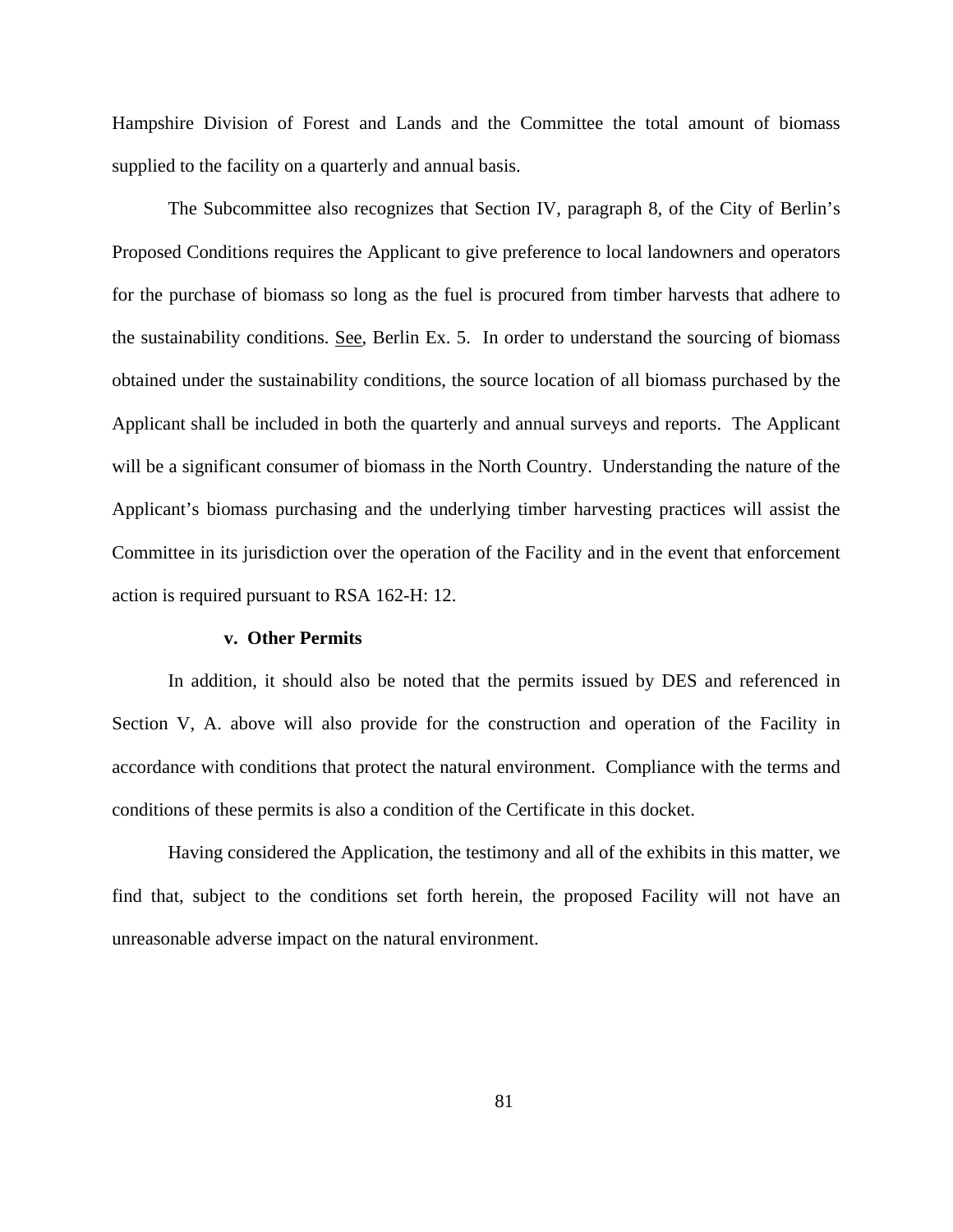Hampshire Division of Forest and Lands and the Committee the total amount of biomass supplied to the facility on a quarterly and annual basis.

The Subcommittee also recognizes that Section IV, paragraph 8, of the City of Berlin's Proposed Conditions requires the Applicant to give preference to local landowners and operators for the purchase of biomass so long as the fuel is procured from timber harvests that adhere to the sustainability conditions. See, Berlin Ex. 5. In order to understand the sourcing of biomass obtained under the sustainability conditions, the source location of all biomass purchased by the Applicant shall be included in both the quarterly and annual surveys and reports. The Applicant will be a significant consumer of biomass in the North Country. Understanding the nature of the Applicant's biomass purchasing and the underlying timber harvesting practices will assist the Committee in its jurisdiction over the operation of the Facility and in the event that enforcement action is required pursuant to RSA 162-H: 12.

**v. Other Permits**

In addition, it should also be noted that the permits issued by DES and referenced in Section V, A. above will also provide for the construction and operation of the Facility in accordance with conditions that protect the natural environment. Compliance with the terms and conditions of these permits is also a condition of the Certificate in this docket.

Having considered the Application, the testimony and all of the exhibits in this matter, we find that, subject to the conditions set forth herein, the proposed Facility will not have an unreasonable adverse impact on the natural environment.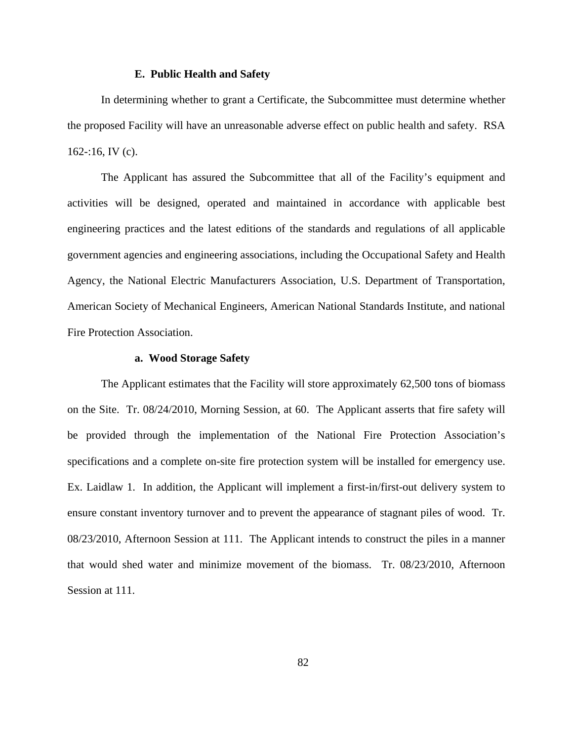### E. Public Health and Safety

In determining whether to grant a Certificate, the Subcommittee must determine whether the proposed Facility will have an unreasonable adverse effect on public health and safety. RSA 162-:16, IV (c).

The Applicant has assured the Subcommittee that all of the Facility's equipment and activities will be designed, operated and maintained in accordance with applicable best engineering practices and the latest editions of the standards and regulations of all applicable government agencies and engineering associations, including the Occupational Safety and Health Agency, the National Electric Manufacturers Association, U.S. Department of Transportation, American Society of Mechanical Engineers, American National Standards Institute, and national Fire Protection Association.

#### a. Wood Storage Safety

The Applicant estimates that the Facility will store approximately 62,500 tons of biomass on the Site. Tr. 08/24/2010, Morning Session, at 60. The Applicant asserts that fire safety will be provided through the implementation of the National Fire Protection Association's specifications and a complete on-site fire protection system will be installed for emergency use. Ex. Laidlaw 1. In addition, the Applicant will implement a first-in/first-out delivery system to ensure constant inventory turnover and to prevent the appearance of stagnant piles of wood. Tr. 08/23/2010, Afternoon Session at 111. The Applicant intends to construct the piles in a manner that would shed water and minimize movement of the biomass. Tr. 08/23/2010, Afternoon Session at 111.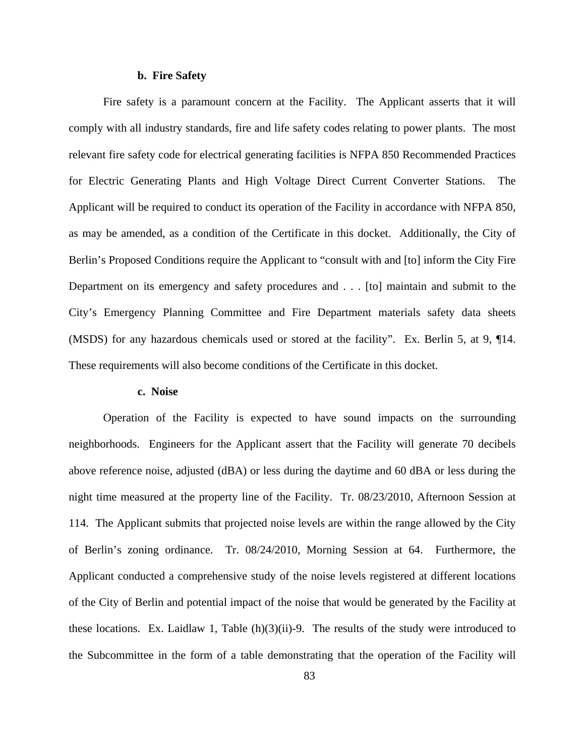#### b. Fire Safety

Fire safety is a paramount concern at the Facility. The Applicant asserts that it will comply with all industry standards, fire and life safety codes relating to power plants. The most relevant fire safety code for electrical generating facilities is NFPA 850 Recommended Practices for Electric Generating Plants and High Voltage Direct Current Converter Stations. The Applicant will be required to conduct its operation of the Facility in accordance with NFPA 850, as may be amended, as a condition of the Certificate in this docket. Additionally, the City of Berlin's Proposed Conditions require the Applicant to "consult with and [to] inform the City Fire Department on its emergency and safety procedures and . . . [to] maintain and submit to the City's Emergency Planning Committee and Fire Department materials safety data sheets (MSDS) for any hazardous chemicals used or stored at the facility". Ex. Berlin 5, at 9, ¶14. These requirements will also become conditions of the Certificate in this docket.

#### c. Noise

Operation of the Facility is expected to have sound impacts on the surrounding neighborhoods. Engineers for the Applicant assert that the Facility will generate 70 decibels above reference noise, adjusted (dBA) or less during the daytime and 60 dBA or less during the night time measured at the property line of the Facility. Tr. 08/23/2010, Afternoon Session at 114. The Applicant submits that projected noise levels are within the range allowed by the City of Berlin's zoning ordinance. Tr. 08/24/2010, Morning Session at 64. Furthermore, the Applicant conducted a comprehensive study of the noise levels registered at different locations of the City of Berlin and potential impact of the noise that would be generated by the Facility at these locations. Ex. Laidlaw 1, Table (h)(3)(ii)-9. The results of the study were introduced to the Subcommittee in the form of a table demonstrating that the operation of the Facility will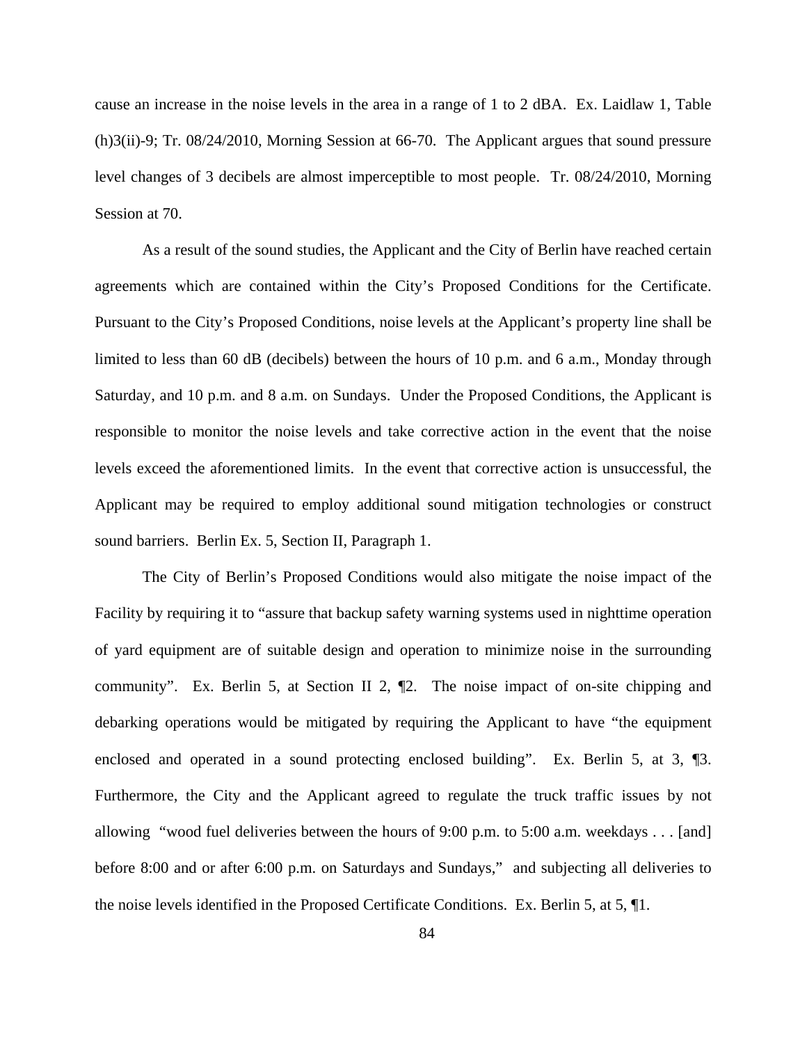cause an increase in the noise levels in the area in a range of 1 to 2 dBA. Ex. Laidlaw 1, Table (h)3(ii)-9; Tr. 08/24/2010, Morning Session at 66-70. The Applicant argues that sound pressure level changes of 3 decibels are almost imperceptible to most people. Tr. 08/24/2010, Morning Session at 70.

As a result of the sound studies, the Applicant and the City of Berlin have reached certain agreements which are contained within the City's Proposed Conditions for the Certificate. Pursuant to the City's Proposed Conditions, noise levels at the Applicant's property line shall be limited to less than 60 dB (decibels) between the hours of 10 p.m. and 6 a.m., Monday through Saturday, and 10 p.m. and 8 a.m. on Sundays. Under the Proposed Conditions, the Applicant is responsible to monitor the noise levels and take corrective action in the event that the noise levels exceed the aforementioned limits. In the event that corrective action is unsuccessful, the Applicant may be required to employ additional sound mitigation technologies or construct sound barriers. Berlin Ex. 5, Section II, Paragraph 1.

The City of Berlin's Proposed Conditions would also mitigate the noise impact of the Facility by requiring it to "assure that backup safety warning systems used in nighttime operation of yard equipment are of suitable design and operation to minimize noise in the surrounding community". Ex. Berlin 5, at Section II 2, ¶2. The noise impact of on-site chipping and debarking operations would be mitigated by requiring the Applicant to have "the equipment enclosed and operated in a sound protecting enclosed building". Ex. Berlin 5, at 3, ¶3. Furthermore, the City and the Applicant agreed to regulate the truck traffic issues by not allowing "wood fuel deliveries between the hours of 9:00 p.m. to 5:00 a.m. weekdays . . . [and] before 8:00 and or after 6:00 p.m. on Saturdays and Sundays," and subjecting all deliveries to the noise levels identified in the Proposed Certificate Conditions. Ex. Berlin 5, at 5, ¶1.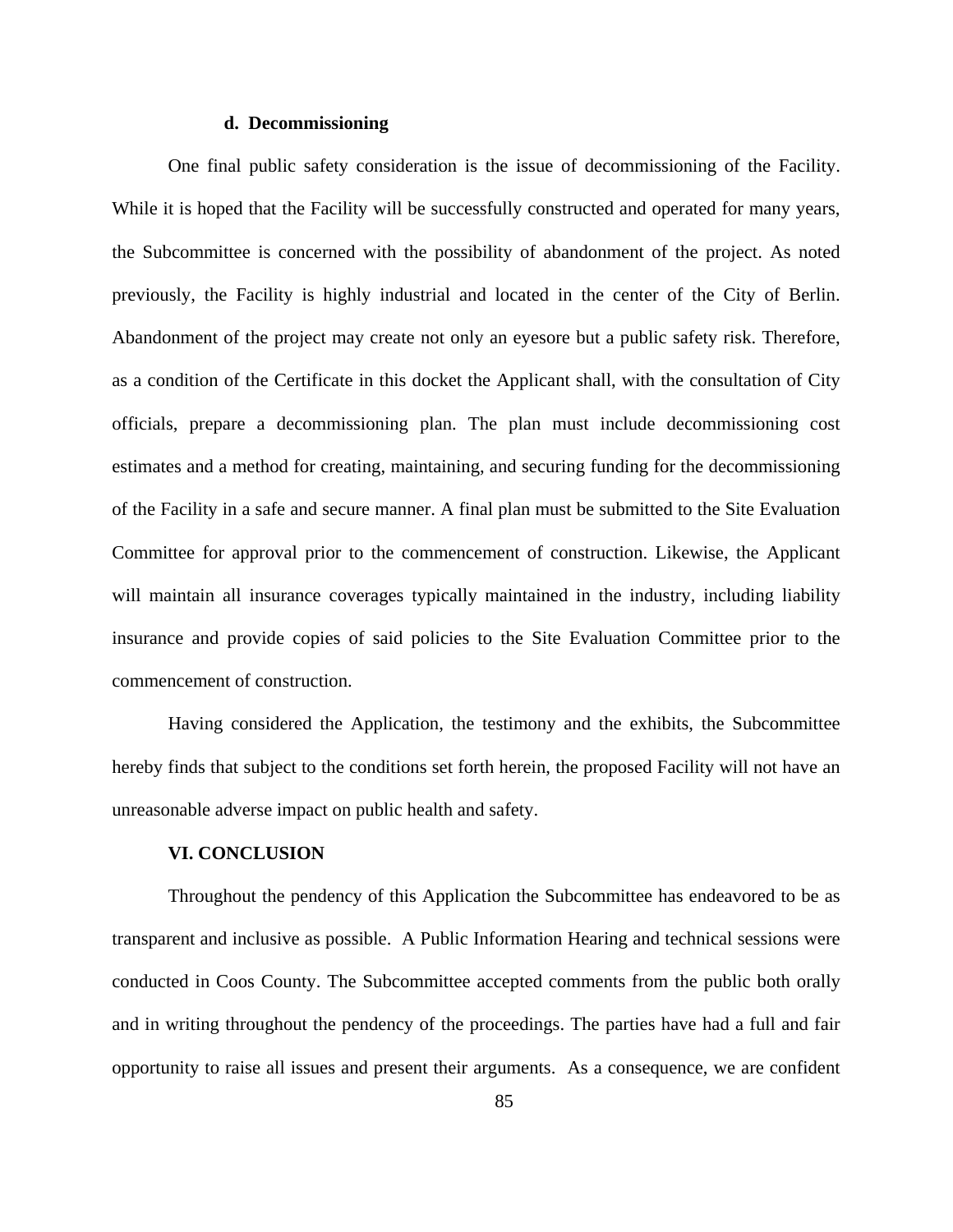#### d. Decommissioning

One final public safety consideration is the issue of decommissioning of the Facility. While it is hoped that the Facility will be successfully constructed and operated for many years, the Subcommittee is concerned with the possibility of abandonment of the project. As noted previously, the Facility is highly industrial and located in the center of the City of Berlin. Abandonment of the project may create not only an eyesore but a public safety risk. Therefore, as a condition of the Certificate in this docket the Applicant shall, with the consultation of City officials, prepare a decommissioning plan. The plan must include decommissioning cost estimates and a method for creating, maintaining, and securing funding for the decommissioning of the Facility in a safe and secure manner. A final plan must be submitted to the Site Evaluation Committee for approval prior to the commencement of construction. Likewise, the Applicant will maintain all insurance coverages typically maintained in the industry, including liability insurance and provide copies of said policies to the Site Evaluation Committee prior to the commencement of construction.

Having considered the Application, the testimony and the exhibits, the Subcommittee hereby finds that subject to the conditions set forth herein, the proposed Facility will not have an unreasonable adverse impact on public health and safety.

## VI. CONCLUSION

Throughout the pendency of this Application the Subcommittee has endeavored to be as transparent and inclusive as possible. A Public Information Hearing and technical sessions were conducted in Coos County. The Subcommittee accepted comments from the public both orally and in writing throughout the pendency of the proceedings. The parties have had a full and fair opportunity to raise all issues and present their arguments. As a consequence, we are confident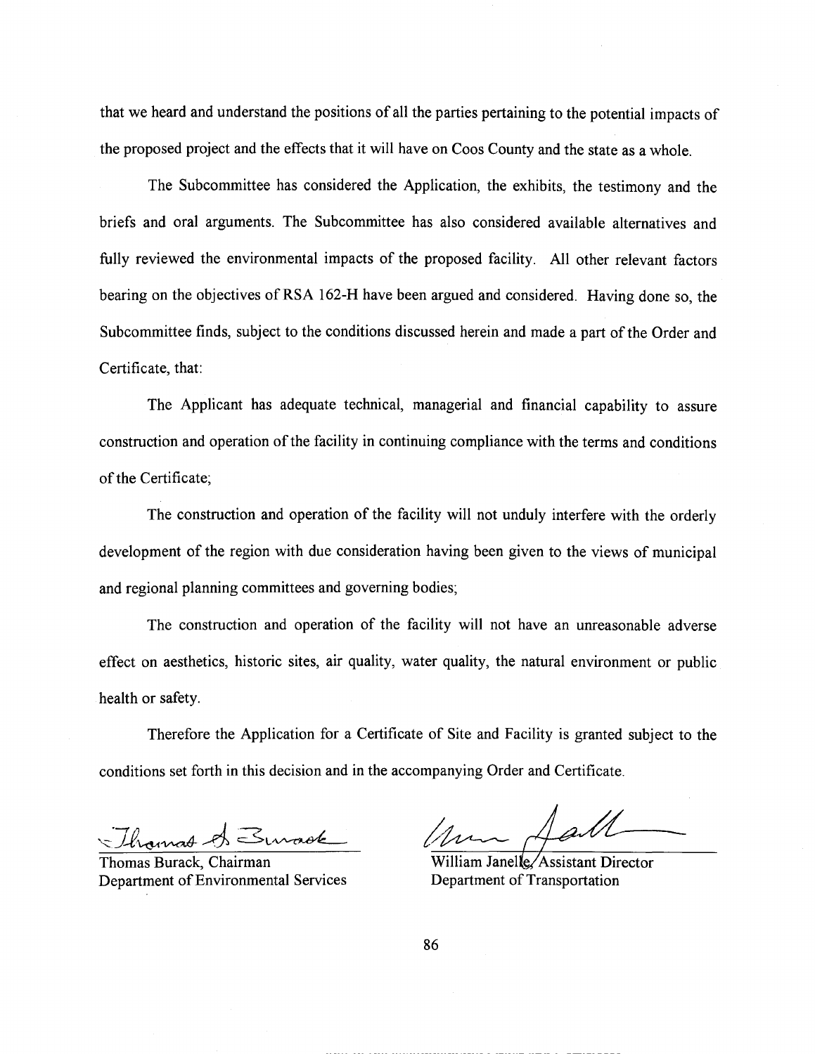that we heard and understand the positions of all the parties pertaining to the potential impacts of the proposed project and the effects that it will have on Coos County and the state as a whole.

The Subcommittee has considered the Application, the exhibits, the testimony and the briefs and oral arguments. The Subcommittee has also considered available alternatives and fully reviewed the environmental impacts of the proposed facility. All other relevant factors bearing on the objectives of RSA 162-H have been argued and considered. Having done so, the Subcommittee finds, subject to the conditions discussed herein and made a part of the Order and Certificate, that:

The Applicant has adequate technical, managerial and financial capability to assure construction and operation of the facility in continuing compliance with the terms and conditions of the Certificate;

The construction and operation of the facility will not unduly interfere with the orderly development of the region with due consideration having been given to the views of municipal and regional planning committees and governing bodies;

The construction and operation of the facility will not have an unreasonable adverse effect on aesthetics, historic sites, air quality, water quality, the natural environment or public health or safety.

Therefore the Application for a Certificate of Site and Facility is granted subject to the conditions set forth in this decision and in the accompanying Order and Certificate.

Thomas Burack, Chairman
Department of Environmental Services

William Janelle, Assistant Director
Department of Transportation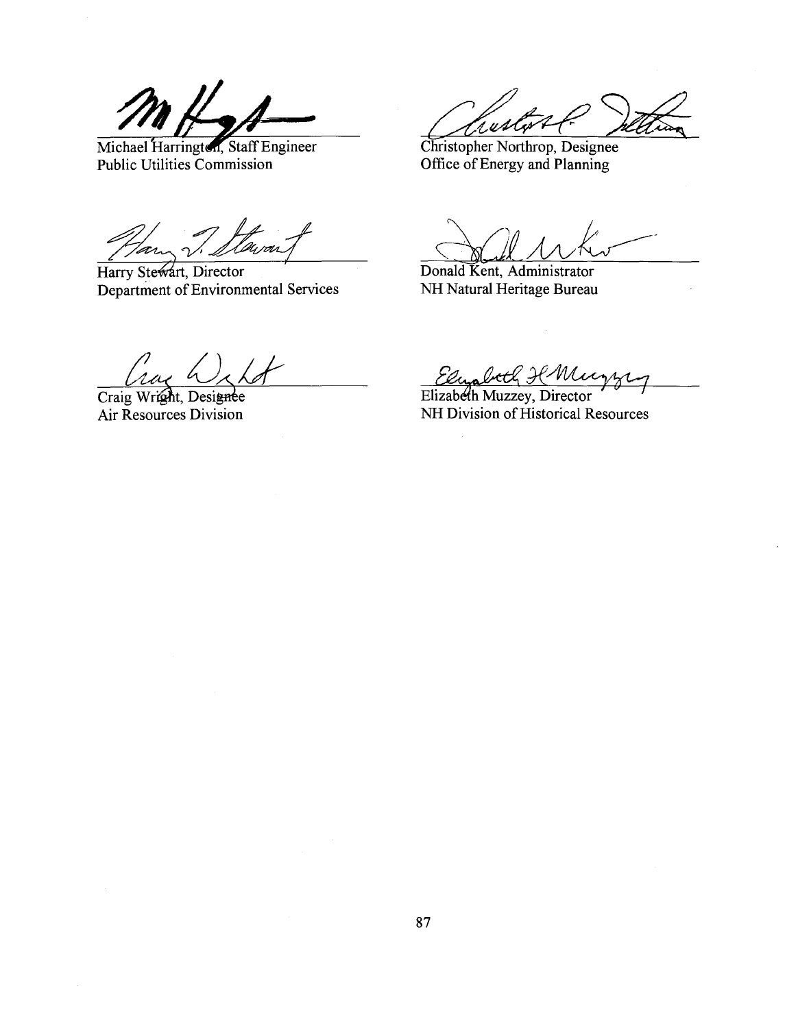Michael Harrington, Staff Engineer
Public Utilities Commission

Christopher Northrop, Designee
Office of Energy and Planning

Harry Stewart, Director
Department of Environmental Services

Donald Kent, Administrator
NH Natural Heritage Bureau

Craig Wright, Designee
Air Resources Division

Elizabeth Muzzey, Director
NH Division of Historical Resources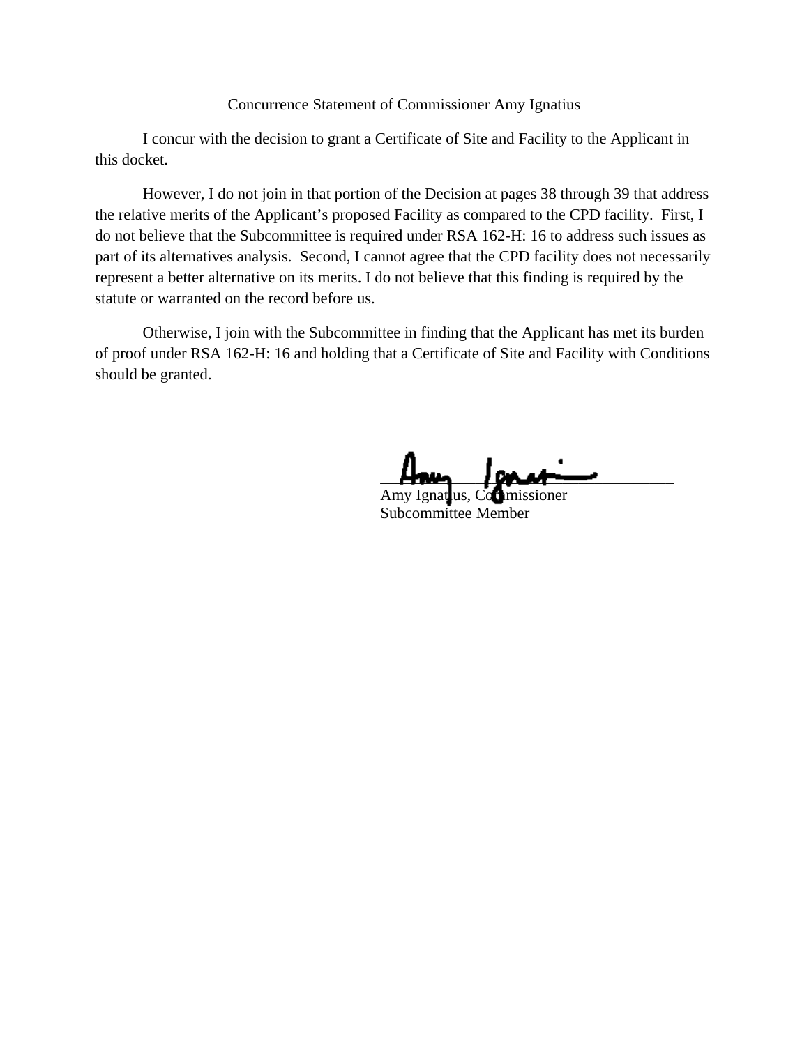Concurrence Statement of Commissioner Amy Ignatius

I concur with the decision to grant a Certificate of Site and Facility to the Applicant in this docket.

However, I do not join in that portion of the Decision at pages 38 through 39 that address the relative merits of the Applicant's proposed Facility as compared to the CPD facility. First, I do not believe that the Subcommittee is required under RSA 162-H: 16 to address such issues as part of its alternatives analysis. Second, I cannot agree that the CPD facility does not necessarily represent a better alternative on its merits. I do not believe that this finding is required by the statute or warranted on the record before us.

Otherwise, I join with the Subcommittee in finding that the Applicant has met its burden of proof under RSA 162-H: 16 and holding that a Certificate of Site and Facility with Conditions should be granted.

Amy Ignatius, Commissioner
Subcommittee Member